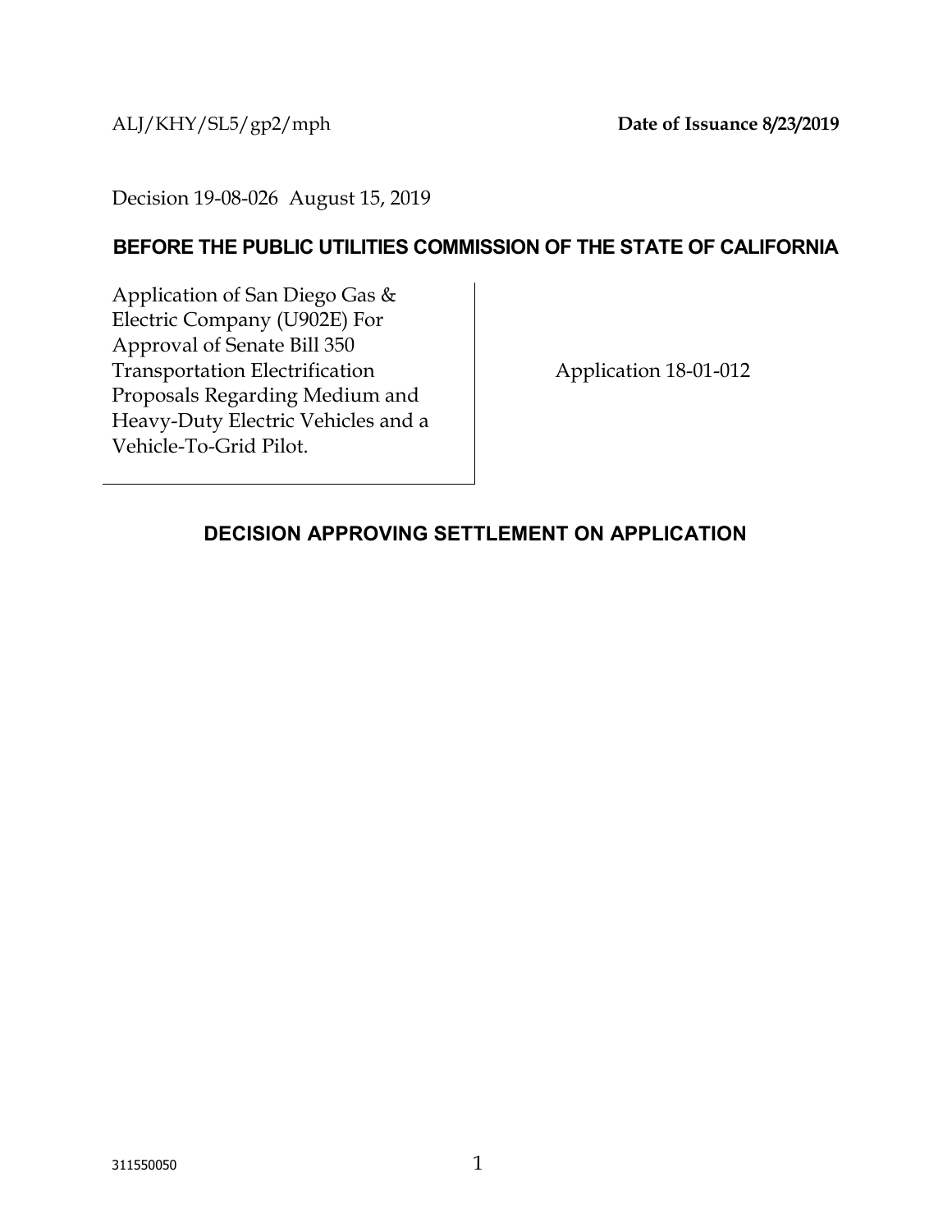ALJ/KHY/SL5/gp2/mph **Date of Issuance 8/23/2019**

Decision 19-08-026 August 15, 2019

**BEFORE THE PUBLIC UTILITIES COMMISSION OF THE STATE OF CALIFORNIA**

| Application of San Diego Gas & Electric Company (U902E) For Approval of Senate Bill 350 Transportation Electrification Proposals Regarding Medium and Heavy-Duty Electric Vehicles and a Vehicle-To-Grid Pilot. | Application 18-01-012 |
|---|---|

## DECISION APPROVING SETTLEMENT ON APPLICATION

311550050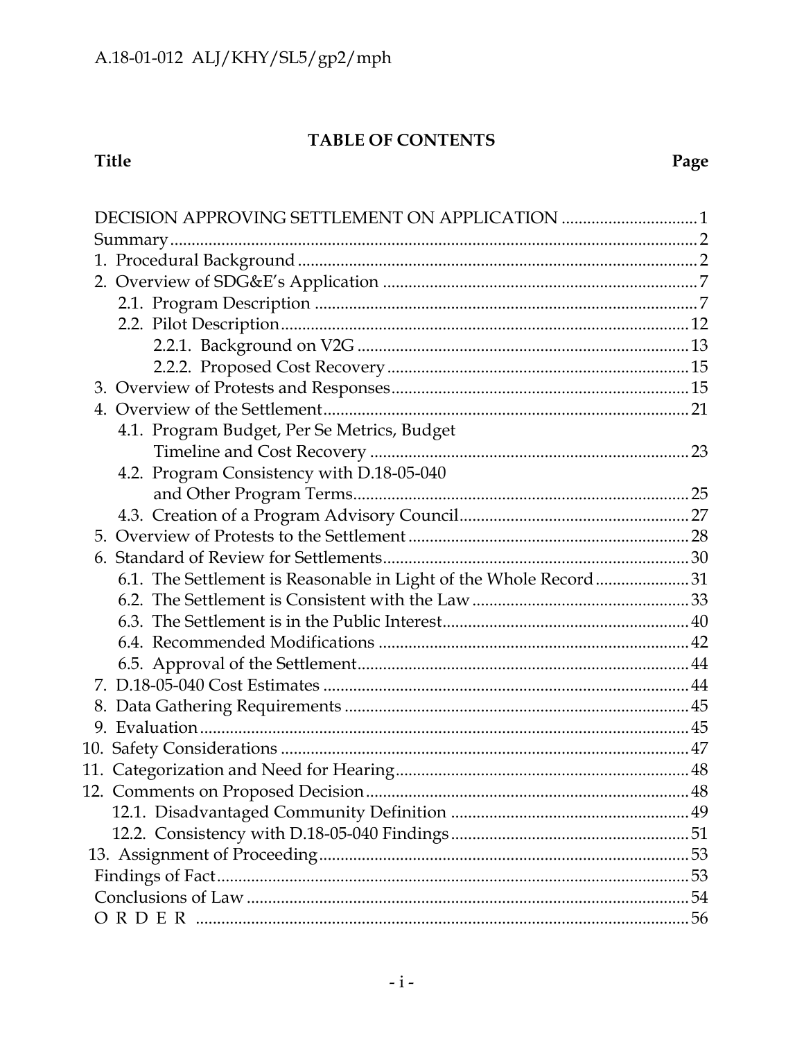**TABLE OF CONTENTS**

| Title | Page |
|---|---|
| DECISION APPROVING SETTLEMENT ON APPLICATION | 1 |
| Summary | 2 |
| 1. Procedural Background | 2 |
| 2. Overview of SDG&E's Application | 7 |
| 2.1. Program Description | 7 |
| 2.2. Pilot Description | 12 |
| 2.2.1. Background on V2G | 13 |
| 2.2.2. Proposed Cost Recovery | 15 |
| 3. Overview of Protests and Responses | 15 |
| 4. Overview of the Settlement | 21 |
| 4.1. Program Budget, Per Se Metrics, Budget Timeline and Cost Recovery | 23 |
| 4.2. Program Consistency with D.18-05-040 and Other Program Terms | 25 |
| 4.3. Creation of a Program Advisory Council | 27 |
| 5. Overview of Protests to the Settlement | 28 |
| 6. Standard of Review for Settlements | 30 |
| 6.1. The Settlement is Reasonable in Light of the Whole Record | 31 |
| 6.2. The Settlement is Consistent with the Law | 33 |
| 6.3. The Settlement is in the Public Interest | 40 |
| 6.4. Recommended Modifications | 42 |
| 6.5. Approval of the Settlement | 44 |
| 7. D.18-05-040 Cost Estimates | 44 |
| 8. Data Gathering Requirements | 45 |
| 9. Evaluation | 45 |
| 10. Safety Considerations | 47 |
| 11. Categorization and Need for Hearing | 48 |
| 12. Comments on Proposed Decision | 48 |
| 12.1. Disadvantaged Community Definition | 49 |
| 12.2. Consistency with D.18-05-040 Findings | 51 |
| 13. Assignment of Proceeding | 53 |
| Findings of Fact | 53 |
| Conclusions of Law | 54 |
| O R D E R | 56 |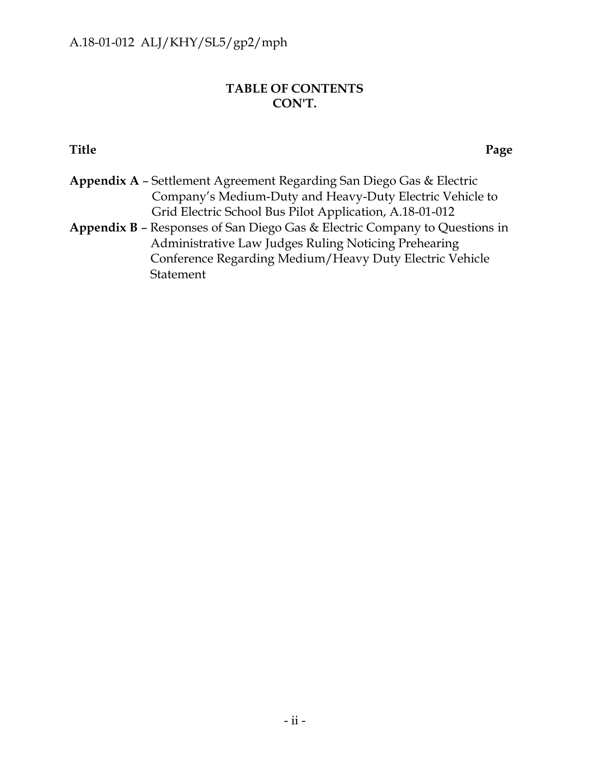**TABLE OF CONTENTS**
**CON'T.**

**Title** **Page**

**Appendix A** – Settlement Agreement Regarding San Diego Gas & Electric Company's Medium-Duty and Heavy-Duty Electric Vehicle to Grid Electric School Bus Pilot Application, A.18-01-012

**Appendix B** – Responses of San Diego Gas & Electric Company to Questions in Administrative Law Judges Ruling Noticing Prehearing Conference Regarding Medium/Heavy Duty Electric Vehicle Statement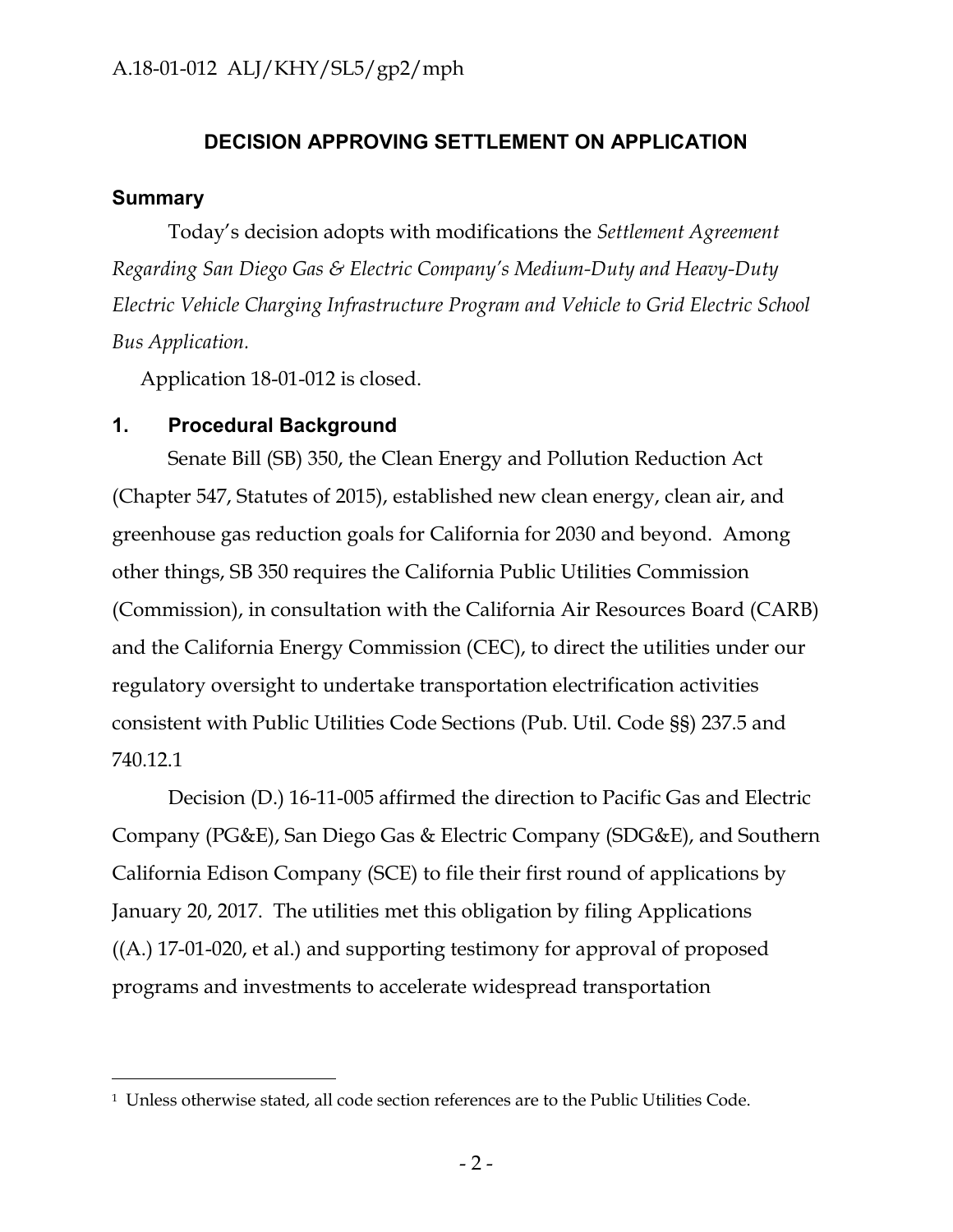## DECISION APPROVING SETTLEMENT ON APPLICATION

### Summary

Today's decision adopts with modifications the *Settlement Agreement Regarding San Diego Gas & Electric Company's Medium-Duty and Heavy-Duty Electric Vehicle Charging Infrastructure Program and Vehicle to Grid Electric School Bus Application.*

Application 18-01-012 is closed.

### 1. Procedural Background

Senate Bill (SB) 350, the Clean Energy and Pollution Reduction Act (Chapter 547, Statutes of 2015), established new clean energy, clean air, and greenhouse gas reduction goals for California for 2030 and beyond. Among other things, SB 350 requires the California Public Utilities Commission (Commission), in consultation with the California Air Resources Board (CARB) and the California Energy Commission (CEC), to direct the utilities under our regulatory oversight to undertake transportation electrification activities consistent with Public Utilities Code Sections (Pub. Util. Code §§) 237.5 and 740.12.[1]

Decision (D.) 16-11-005 affirmed the direction to Pacific Gas and Electric Company (PG&E), San Diego Gas & Electric Company (SDG&E), and Southern California Edison Company (SCE) to file their first round of applications by January 20, 2017. The utilities met this obligation by filing Applications ((A.) 17-01-020, et al.) and supporting testimony for approval of proposed programs and investments to accelerate widespread transportation

---

[1] Unless otherwise stated, all code section references are to the Public Utilities Code.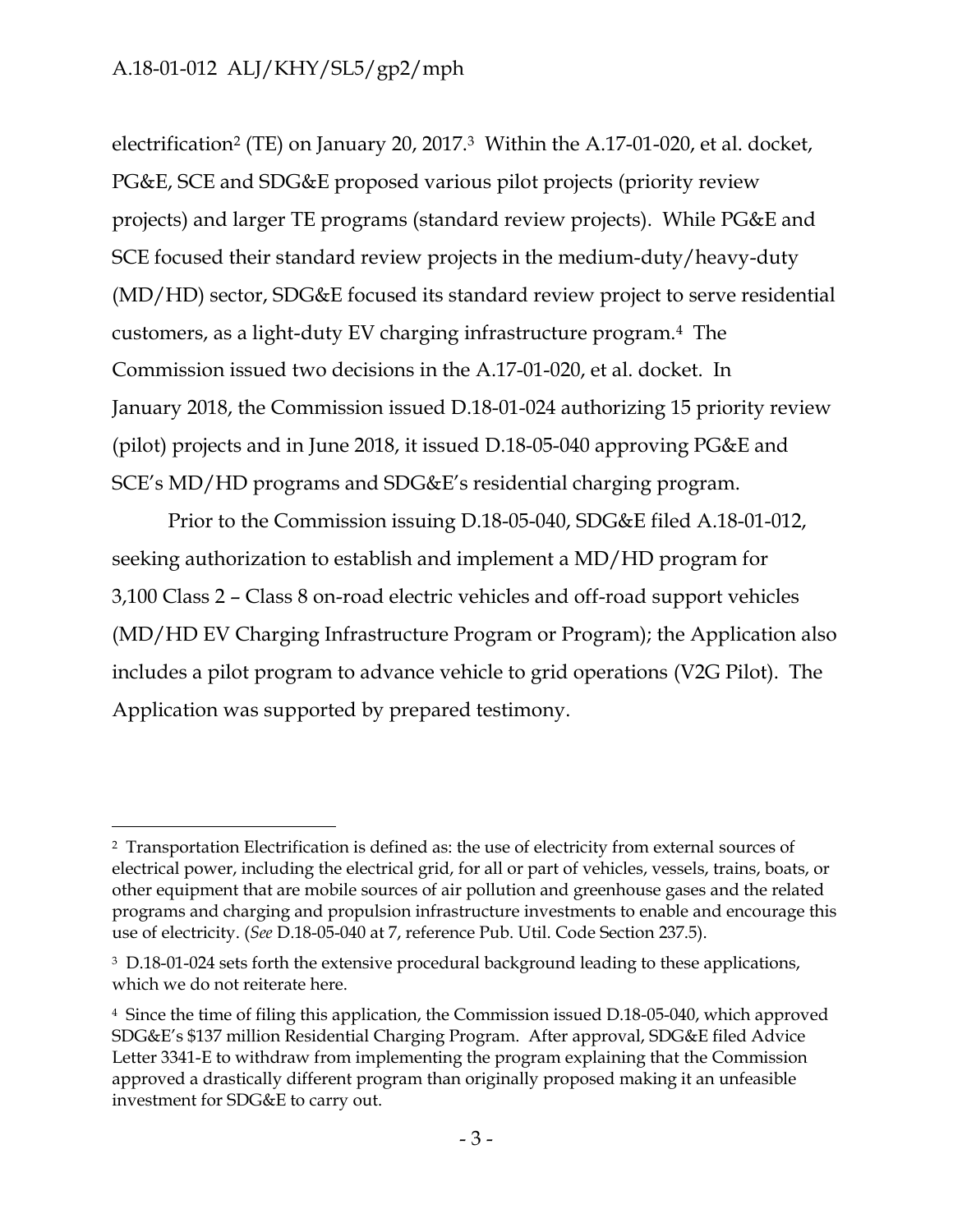electrification[2] (TE) on January 20, 2017.[3] Within the A.17-01-020, et al. docket, PG&E, SCE and SDG&E proposed various pilot projects (priority review projects) and larger TE programs (standard review projects). While PG&E and SCE focused their standard review projects in the medium-duty/heavy-duty (MD/HD) sector, SDG&E focused its standard review project to serve residential customers, as a light-duty EV charging infrastructure program.[4] The Commission issued two decisions in the A.17-01-020, et al. docket. In January 2018, the Commission issued D.18-01-024 authorizing 15 priority review (pilot) projects and in June 2018, it issued D.18-05-040 approving PG&E and SCE's MD/HD programs and SDG&E's residential charging program.

Prior to the Commission issuing D.18-05-040, SDG&E filed A.18-01-012, seeking authorization to establish and implement a MD/HD program for 3,100 Class 2 – Class 8 on-road electric vehicles and off-road support vehicles (MD/HD EV Charging Infrastructure Program or Program); the Application also includes a pilot program to advance vehicle to grid operations (V2G Pilot). The Application was supported by prepared testimony.

---

[2] Transportation Electrification is defined as: the use of electricity from external sources of electrical power, including the electrical grid, for all or part of vehicles, vessels, trains, boats, or other equipment that are mobile sources of air pollution and greenhouse gases and the related programs and charging and propulsion infrastructure investments to enable and encourage this use of electricity. (*See* D.18-05-040 at 7, reference Pub. Util. Code Section 237.5).

[3] D.18-01-024 sets forth the extensive procedural background leading to these applications, which we do not reiterate here.

[4] Since the time of filing this application, the Commission issued D.18-05-040, which approved SDG&E's $137 million Residential Charging Program. After approval, SDG&E filed Advice Letter 3341-E to withdraw from implementing the program explaining that the Commission approved a drastically different program than originally proposed making it an unfeasible investment for SDG&E to carry out.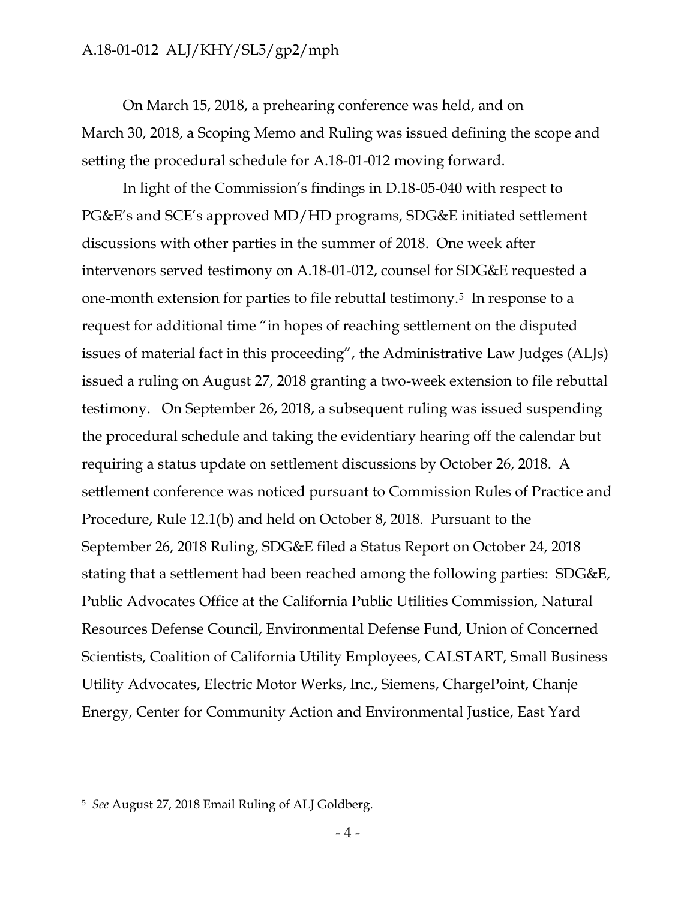On March 15, 2018, a prehearing conference was held, and on March 30, 2018, a Scoping Memo and Ruling was issued defining the scope and setting the procedural schedule for A.18-01-012 moving forward.

In light of the Commission's findings in D.18-05-040 with respect to PG&E's and SCE's approved MD/HD programs, SDG&E initiated settlement discussions with other parties in the summer of 2018. One week after intervenors served testimony on A.18-01-012, counsel for SDG&E requested a one-month extension for parties to file rebuttal testimony.[5] In response to a request for additional time "in hopes of reaching settlement on the disputed issues of material fact in this proceeding", the Administrative Law Judges (ALJs) issued a ruling on August 27, 2018 granting a two-week extension to file rebuttal testimony. On September 26, 2018, a subsequent ruling was issued suspending the procedural schedule and taking the evidentiary hearing off the calendar but requiring a status update on settlement discussions by October 26, 2018. A settlement conference was noticed pursuant to Commission Rules of Practice and Procedure, Rule 12.1(b) and held on October 8, 2018. Pursuant to the September 26, 2018 Ruling, SDG&E filed a Status Report on October 24, 2018 stating that a settlement had been reached among the following parties: SDG&E, Public Advocates Office at the California Public Utilities Commission, Natural Resources Defense Council, Environmental Defense Fund, Union of Concerned Scientists, Coalition of California Utility Employees, CALSTART, Small Business Utility Advocates, Electric Motor Werks, Inc., Siemens, ChargePoint, Chanje Energy, Center for Community Action and Environmental Justice, East Yard

---

[5] *See* August 27, 2018 Email Ruling of ALJ Goldberg.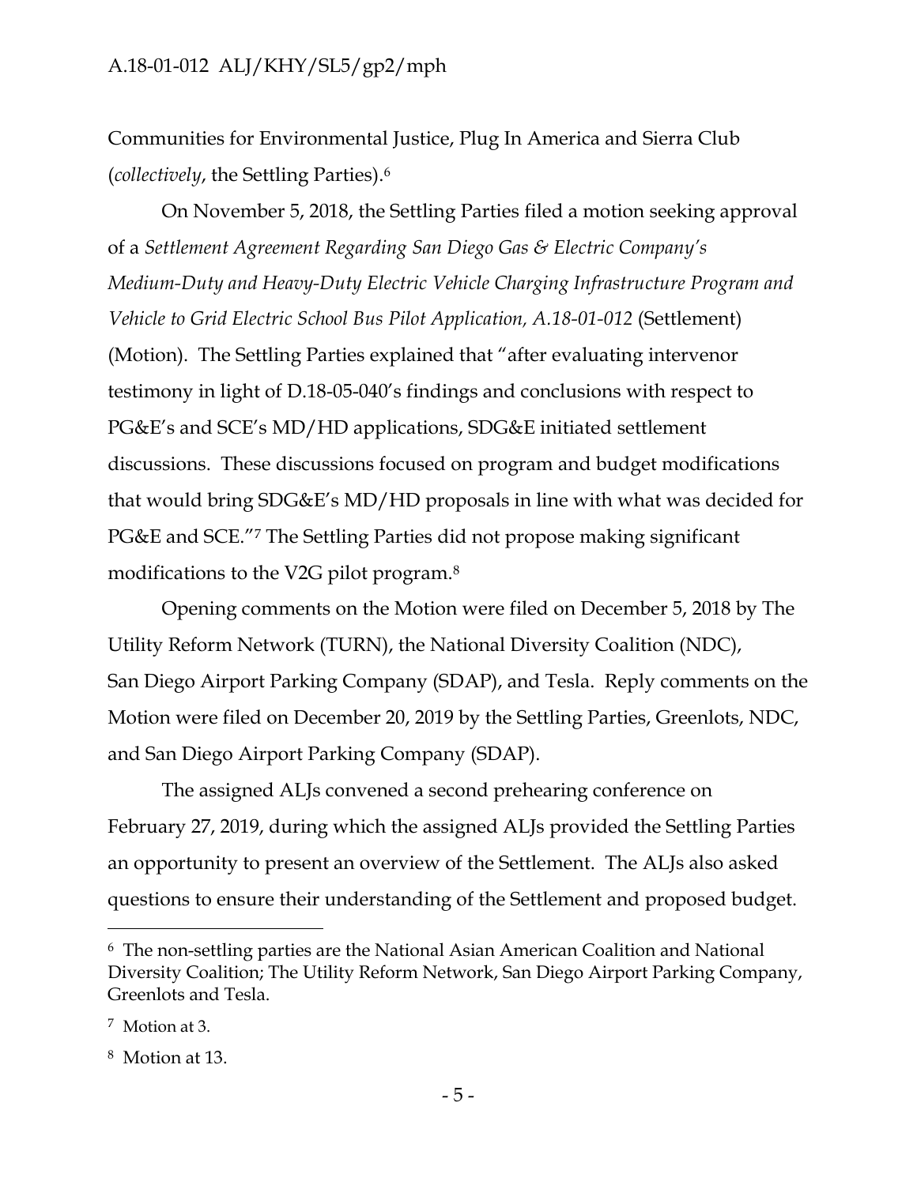Communities for Environmental Justice, Plug In America and Sierra Club (*collectively*, the Settling Parties).[6]

On November 5, 2018, the Settling Parties filed a motion seeking approval of a *Settlement Agreement Regarding San Diego Gas & Electric Company's Medium-Duty and Heavy-Duty Electric Vehicle Charging Infrastructure Program and Vehicle to Grid Electric School Bus Pilot Application, A.18-01-012* (Settlement) (Motion). The Settling Parties explained that "after evaluating intervenor testimony in light of D.18-05-040's findings and conclusions with respect to PG&E's and SCE's MD/HD applications, SDG&E initiated settlement discussions. These discussions focused on program and budget modifications that would bring SDG&E's MD/HD proposals in line with what was decided for PG&E and SCE."[7] The Settling Parties did not propose making significant modifications to the V2G pilot program.[8]

Opening comments on the Motion were filed on December 5, 2018 by The Utility Reform Network (TURN), the National Diversity Coalition (NDC), San Diego Airport Parking Company (SDAP), and Tesla. Reply comments on the Motion were filed on December 20, 2019 by the Settling Parties, Greenlots, NDC, and San Diego Airport Parking Company (SDAP).

The assigned ALJs convened a second prehearing conference on February 27, 2019, during which the assigned ALJs provided the Settling Parties an opportunity to present an overview of the Settlement. The ALJs also asked questions to ensure their understanding of the Settlement and proposed budget.

---

[6] The non-settling parties are the National Asian American Coalition and National Diversity Coalition; The Utility Reform Network, San Diego Airport Parking Company, Greenlots and Tesla.

[7] Motion at 3.

[8] Motion at 13.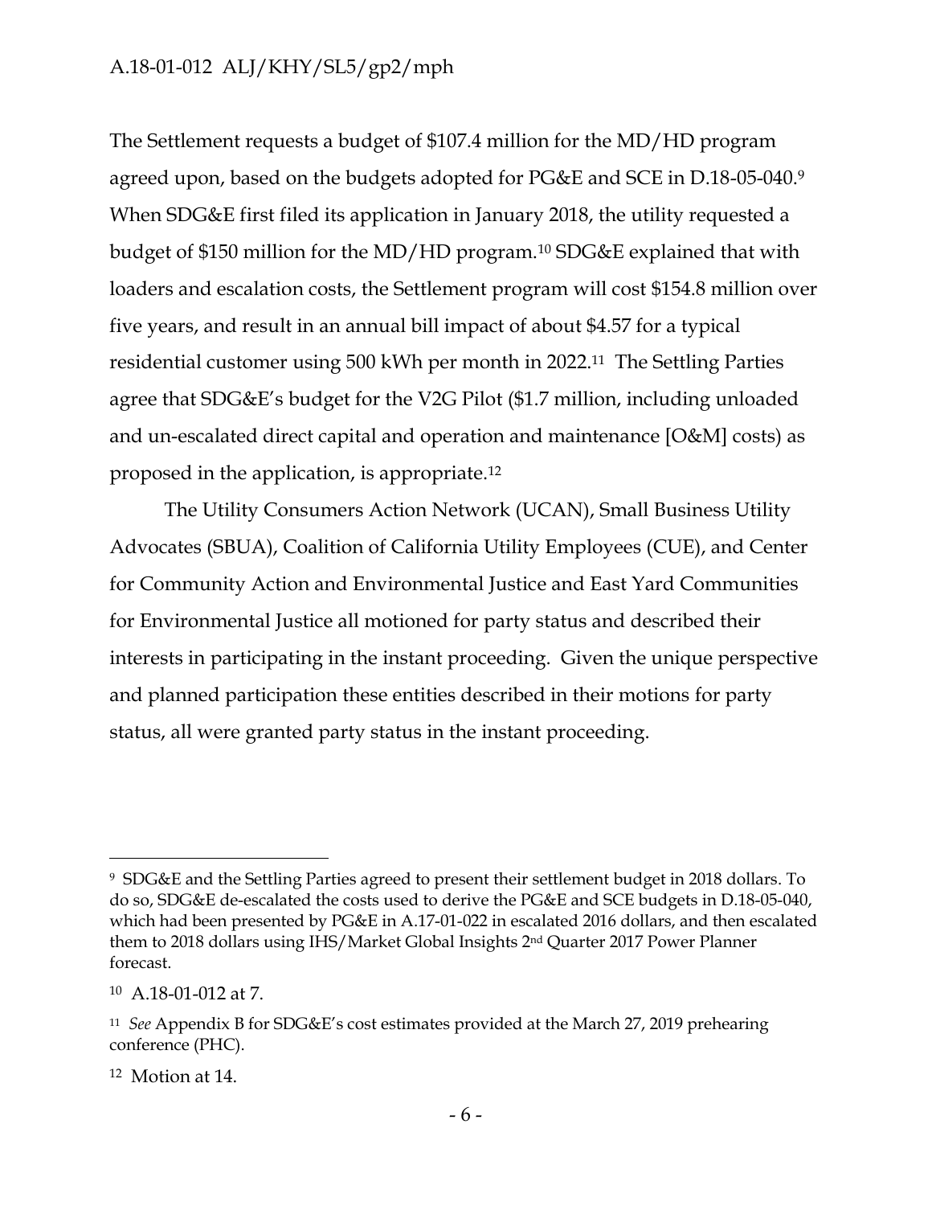The Settlement requests a budget of $107.4 million for the MD/HD program agreed upon, based on the budgets adopted for PG&E and SCE in D.18-05-040.[9] When SDG&E first filed its application in January 2018, the utility requested a budget of $150 million for the MD/HD program.[10] SDG&E explained that with loaders and escalation costs, the Settlement program will cost $154.8 million over five years, and result in an annual bill impact of about $4.57 for a typical residential customer using 500 kWh per month in 2022.[11] The Settling Parties agree that SDG&E's budget for the V2G Pilot ($1.7 million, including unloaded and un-escalated direct capital and operation and maintenance [O&M] costs) as proposed in the application, is appropriate.[12]

The Utility Consumers Action Network (UCAN), Small Business Utility Advocates (SBUA), Coalition of California Utility Employees (CUE), and Center for Community Action and Environmental Justice and East Yard Communities for Environmental Justice all motioned for party status and described their interests in participating in the instant proceeding. Given the unique perspective and planned participation these entities described in their motions for party status, all were granted party status in the instant proceeding.

---

[9] SDG&E and the Settling Parties agreed to present their settlement budget in 2018 dollars. To do so, SDG&E de-escalated the costs used to derive the PG&E and SCE budgets in D.18-05-040, which had been presented by PG&E in A.17-01-022 in escalated 2016 dollars, and then escalated them to 2018 dollars using IHS/Market Global Insights 2nd Quarter 2017 Power Planner forecast.

[10] A.18-01-012 at 7.

[11] *See* Appendix B for SDG&E's cost estimates provided at the March 27, 2019 prehearing conference (PHC).

[12] Motion at 14.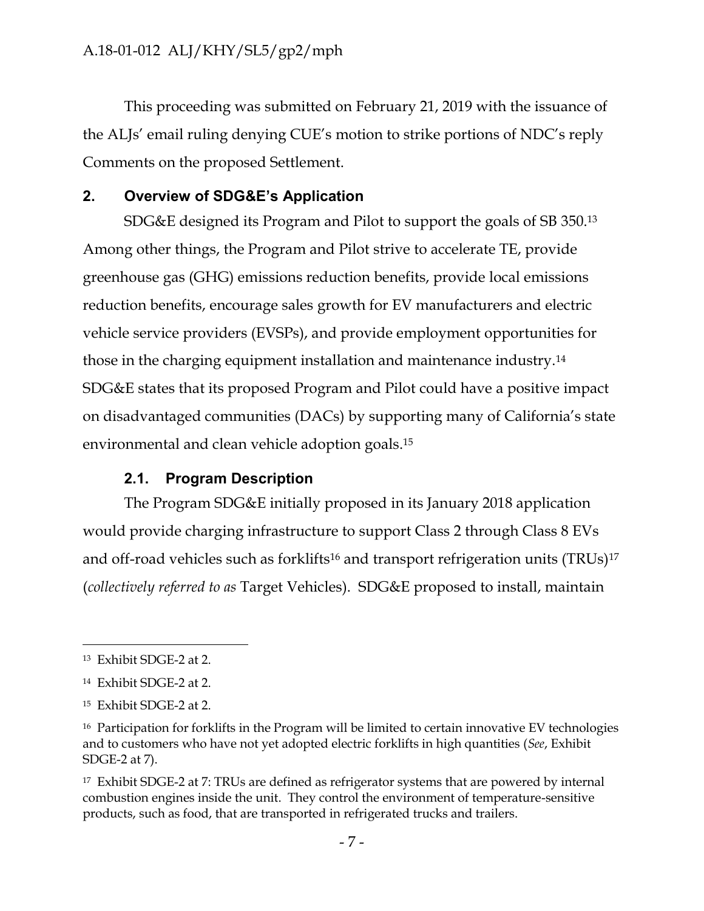This proceeding was submitted on February 21, 2019 with the issuance of the ALJs' email ruling denying CUE's motion to strike portions of NDC's reply Comments on the proposed Settlement.

## 2. Overview of SDG&E's Application

SDG&E designed its Program and Pilot to support the goals of SB 350.[13] Among other things, the Program and Pilot strive to accelerate TE, provide greenhouse gas (GHG) emissions reduction benefits, provide local emissions reduction benefits, encourage sales growth for EV manufacturers and electric vehicle service providers (EVSPs), and provide employment opportunities for those in the charging equipment installation and maintenance industry.[14] SDG&E states that its proposed Program and Pilot could have a positive impact on disadvantaged communities (DACs) by supporting many of California's state environmental and clean vehicle adoption goals.[15]

### 2.1. Program Description

The Program SDG&E initially proposed in its January 2018 application would provide charging infrastructure to support Class 2 through Class 8 EVs and off-road vehicles such as forklifts[16] and transport refrigeration units (TRUs)[17] (*collectively referred to as* Target Vehicles). SDG&E proposed to install, maintain

---

[13] Exhibit SDGE-2 at 2.

[14] Exhibit SDGE-2 at 2.

[15] Exhibit SDGE-2 at 2.

[16] Participation for forklifts in the Program will be limited to certain innovative EV technologies and to customers who have not yet adopted electric forklifts in high quantities (*See*, Exhibit SDGE-2 at 7).

[17] Exhibit SDGE-2 at 7: TRUs are defined as refrigerator systems that are powered by internal combustion engines inside the unit. They control the environment of temperature-sensitive products, such as food, that are transported in refrigerated trucks and trailers.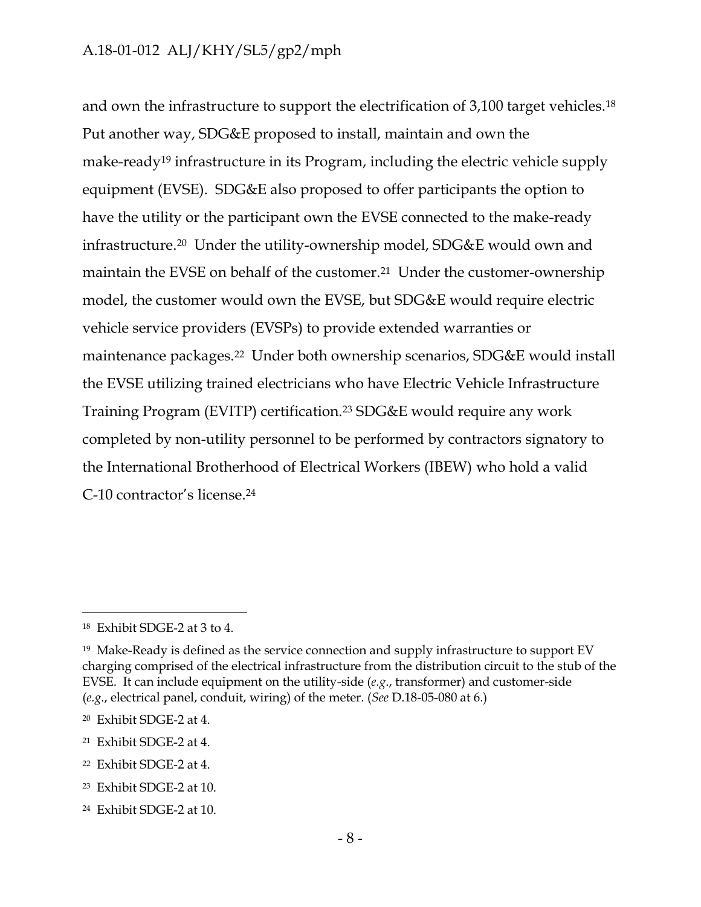and own the infrastructure to support the electrification of 3,100 target vehicles.[18] Put another way, SDG&E proposed to install, maintain and own the make-ready[19] infrastructure in its Program, including the electric vehicle supply equipment (EVSE). SDG&E also proposed to offer participants the option to have the utility or the participant own the EVSE connected to the make-ready infrastructure.[20] Under the utility-ownership model, SDG&E would own and maintain the EVSE on behalf of the customer.[21] Under the customer-ownership model, the customer would own the EVSE, but SDG&E would require electric vehicle service providers (EVSPs) to provide extended warranties or maintenance packages.[22] Under both ownership scenarios, SDG&E would install the EVSE utilizing trained electricians who have Electric Vehicle Infrastructure Training Program (EVITP) certification.[23] SDG&E would require any work completed by non-utility personnel to be performed by contractors signatory to the International Brotherhood of Electrical Workers (IBEW) who hold a valid C-10 contractor's license.[24]

---

[18] Exhibit SDGE-2 at 3 to 4.

[19] Make-Ready is defined as the service connection and supply infrastructure to support EV charging comprised of the electrical infrastructure from the distribution circuit to the stub of the EVSE. It can include equipment on the utility-side (*e.g.*, transformer) and customer-side (*e.g.*, electrical panel, conduit, wiring) of the meter. (*See* D.18-05-080 at 6.)

[20] Exhibit SDGE-2 at 4.

[21] Exhibit SDGE-2 at 4.

[22] Exhibit SDGE-2 at 4.

[23] Exhibit SDGE-2 at 10.

[24] Exhibit SDGE-2 at 10.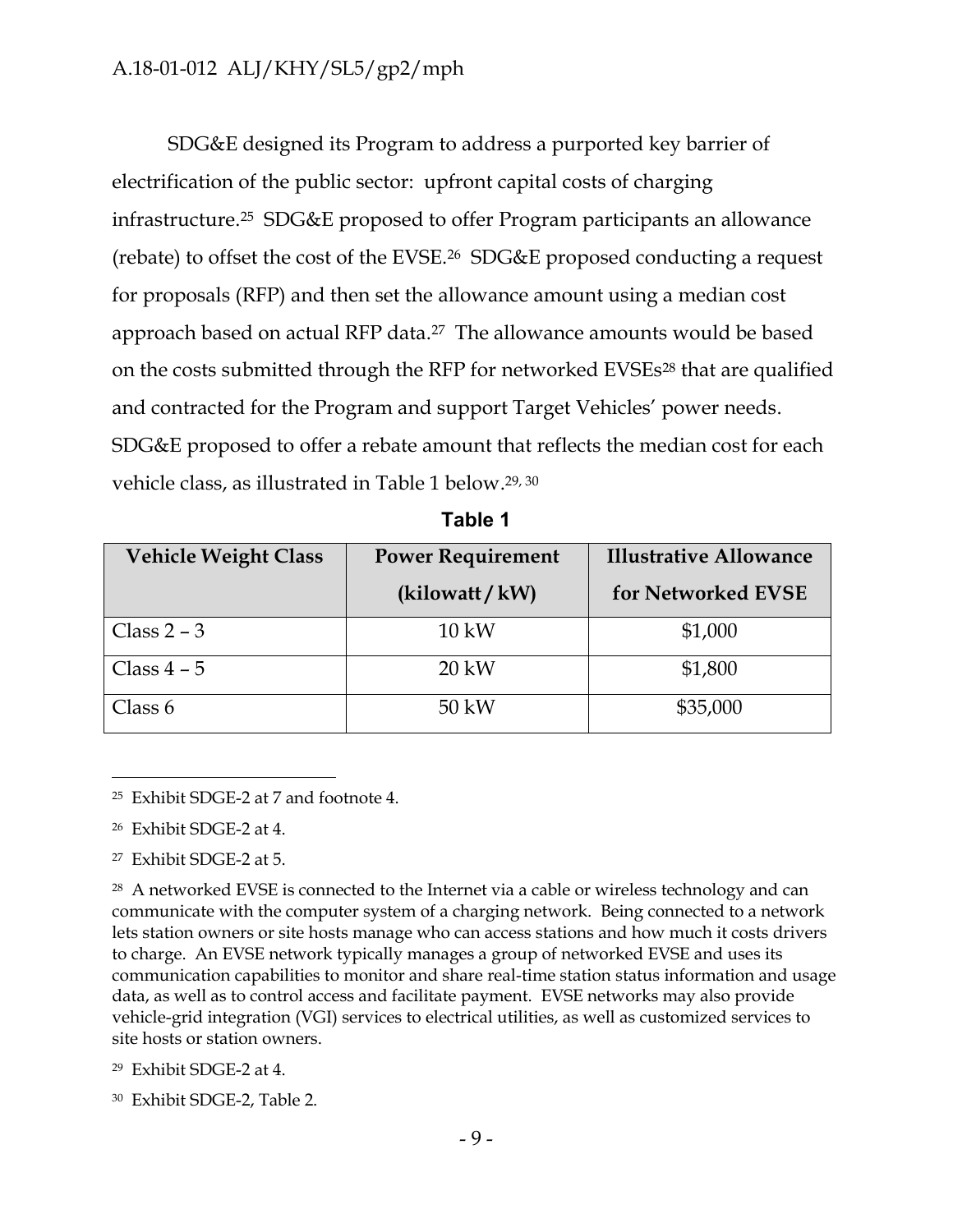SDG&E designed its Program to address a purported key barrier of electrification of the public sector: upfront capital costs of charging infrastructure.[25] SDG&E proposed to offer Program participants an allowance (rebate) to offset the cost of the EVSE.[26] SDG&E proposed conducting a request for proposals (RFP) and then set the allowance amount using a median cost approach based on actual RFP data.[27] The allowance amounts would be based on the costs submitted through the RFP for networked EVSEs[28] that are qualified and contracted for the Program and support Target Vehicles' power needs. SDG&E proposed to offer a rebate amount that reflects the median cost for each vehicle class, as illustrated in Table 1 below.[29, 30]

**Table 1**

| Vehicle Weight Class | Power Requirement (kilowatt / kW) | Illustrative Allowance for Networked EVSE |
|---|---|---|
| Class 2 – 3 | 10 kW | $1,000 |
| Class 4 – 5 | 20 kW | $1,800 |
| Class 6 | 50 kW | $35,000 |

---

[25] Exhibit SDGE-2 at 7 and footnote 4.

[26] Exhibit SDGE-2 at 4.

[27] Exhibit SDGE-2 at 5.

[28] A networked EVSE is connected to the Internet via a cable or wireless technology and can communicate with the computer system of a charging network. Being connected to a network lets station owners or site hosts manage who can access stations and how much it costs drivers to charge. An EVSE network typically manages a group of networked EVSE and uses its communication capabilities to monitor and share real-time station status information and usage data, as well as to control access and facilitate payment. EVSE networks may also provide vehicle-grid integration (VGI) services to electrical utilities, as well as customized services to site hosts or station owners.

[29] Exhibit SDGE-2 at 4.

[30] Exhibit SDGE-2, Table 2.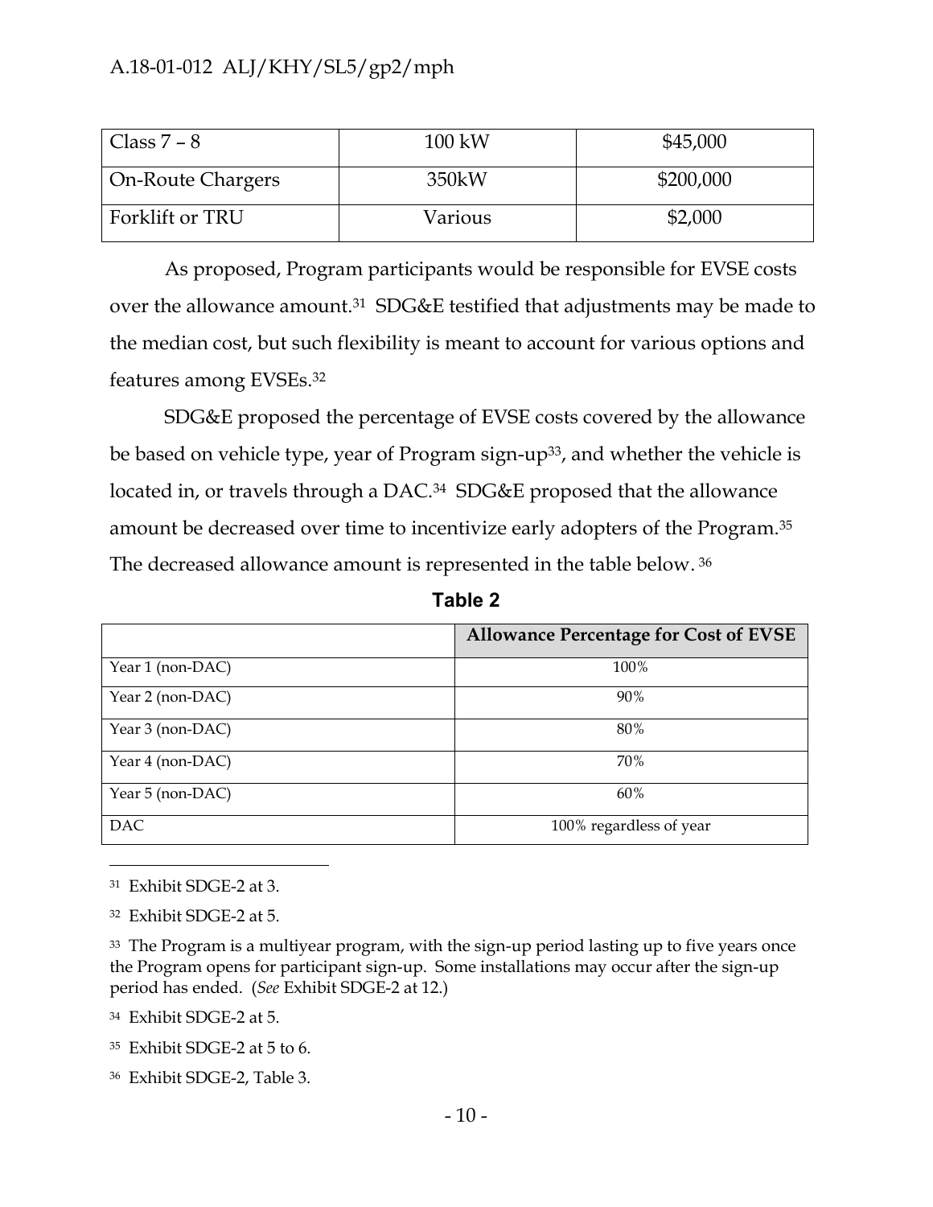| Class 7 – 8 | 100 kW | $45,000 |
|---|---|---|
| On-Route Chargers | 350kW | $200,000 |
| Forklift or TRU | Various | $2,000 |

As proposed, Program participants would be responsible for EVSE costs over the allowance amount.[31] SDG&E testified that adjustments may be made to the median cost, but such flexibility is meant to account for various options and features among EVSEs.[32]

SDG&E proposed the percentage of EVSE costs covered by the allowance be based on vehicle type, year of Program sign-up[33], and whether the vehicle is located in, or travels through a DAC.[34] SDG&E proposed that the allowance amount be decreased over time to incentivize early adopters of the Program.[35] The decreased allowance amount is represented in the table below.[36]

**Table 2**

| | Allowance Percentage for Cost of EVSE |
|---|---|
| Year 1 (non-DAC) | 100% |
| Year 2 (non-DAC) | 90% |
| Year 3 (non-DAC) | 80% |
| Year 4 (non-DAC) | 70% |
| Year 5 (non-DAC) | 60% |
| DAC | 100% regardless of year |

---

[31] Exhibit SDGE-2 at 3.

[32] Exhibit SDGE-2 at 5.

[33] The Program is a multiyear program, with the sign-up period lasting up to five years once the Program opens for participant sign-up. Some installations may occur after the sign-up period has ended. (*See* Exhibit SDGE-2 at 12.)

[34] Exhibit SDGE-2 at 5.

[35] Exhibit SDGE-2 at 5 to 6.

[36] Exhibit SDGE-2, Table 3.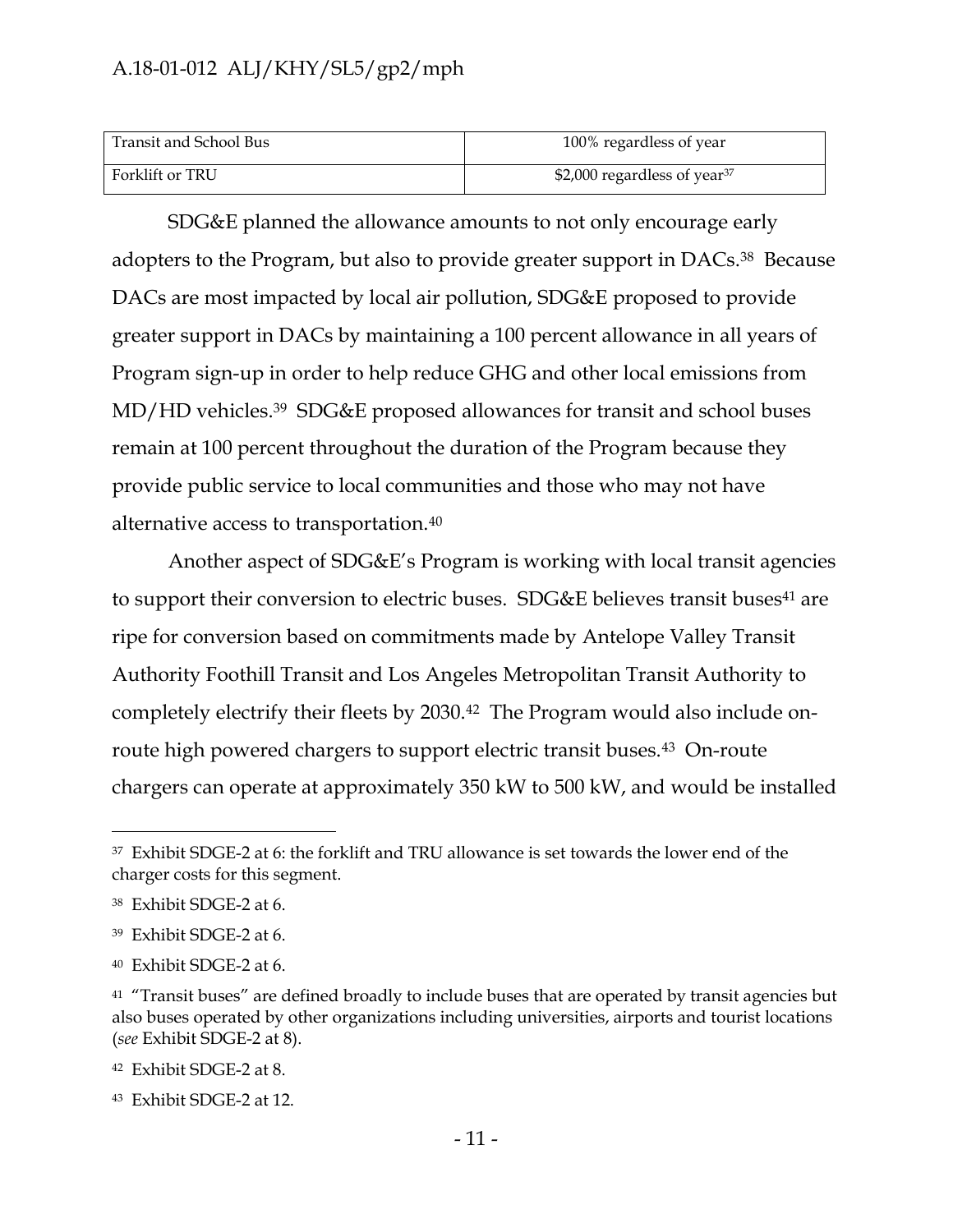| Transit and School Bus | 100% regardless of year |
| --- | --- |
| Forklift or TRU | $2,000 regardless of year[37] |

SDG&E planned the allowance amounts to not only encourage early adopters to the Program, but also to provide greater support in DACs.[38] Because DACs are most impacted by local air pollution, SDG&E proposed to provide greater support in DACs by maintaining a 100 percent allowance in all years of Program sign-up in order to help reduce GHG and other local emissions from MD/HD vehicles.[39] SDG&E proposed allowances for transit and school buses remain at 100 percent throughout the duration of the Program because they provide public service to local communities and those who may not have alternative access to transportation.[40]

Another aspect of SDG&E's Program is working with local transit agencies to support their conversion to electric buses. SDG&E believes transit buses[41] are ripe for conversion based on commitments made by Antelope Valley Transit Authority Foothill Transit and Los Angeles Metropolitan Transit Authority to completely electrify their fleets by 2030.[42] The Program would also include on-route high powered chargers to support electric transit buses.[43] On-route chargers can operate at approximately 350 kW to 500 kW, and would be installed

---

[37] Exhibit SDGE-2 at 6: the forklift and TRU allowance is set towards the lower end of the charger costs for this segment.

[38] Exhibit SDGE-2 at 6.

[39] Exhibit SDGE-2 at 6.

[40] Exhibit SDGE-2 at 6.

[41] "Transit buses" are defined broadly to include buses that are operated by transit agencies but also buses operated by other organizations including universities, airports and tourist locations (*see* Exhibit SDGE-2 at 8).

[42] Exhibit SDGE-2 at 8.

[43] Exhibit SDGE-2 at 12.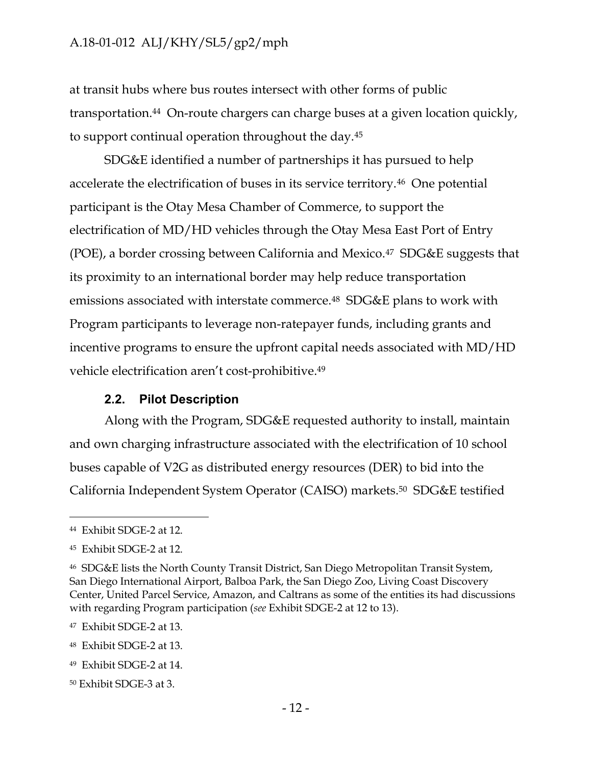at transit hubs where bus routes intersect with other forms of public transportation.[44] On-route chargers can charge buses at a given location quickly, to support continual operation throughout the day.[45]

SDG&E identified a number of partnerships it has pursued to help accelerate the electrification of buses in its service territory.[46] One potential participant is the Otay Mesa Chamber of Commerce, to support the electrification of MD/HD vehicles through the Otay Mesa East Port of Entry (POE), a border crossing between California and Mexico.[47] SDG&E suggests that its proximity to an international border may help reduce transportation emissions associated with interstate commerce.[48] SDG&E plans to work with Program participants to leverage non-ratepayer funds, including grants and incentive programs to ensure the upfront capital needs associated with MD/HD vehicle electrification aren't cost-prohibitive.[49]

### 2.2. Pilot Description

Along with the Program, SDG&E requested authority to install, maintain and own charging infrastructure associated with the electrification of 10 school buses capable of V2G as distributed energy resources (DER) to bid into the California Independent System Operator (CAISO) markets.[50] SDG&E testified

---

[44] Exhibit SDGE-2 at 12.

[45] Exhibit SDGE-2 at 12.

[46] SDG&E lists the North County Transit District, San Diego Metropolitan Transit System, San Diego International Airport, Balboa Park, the San Diego Zoo, Living Coast Discovery Center, United Parcel Service, Amazon, and Caltrans as some of the entities its had discussions with regarding Program participation (*see* Exhibit SDGE-2 at 12 to 13).

[47] Exhibit SDGE-2 at 13.

[48] Exhibit SDGE-2 at 13.

[49] Exhibit SDGE-2 at 14.

[50] Exhibit SDGE-3 at 3.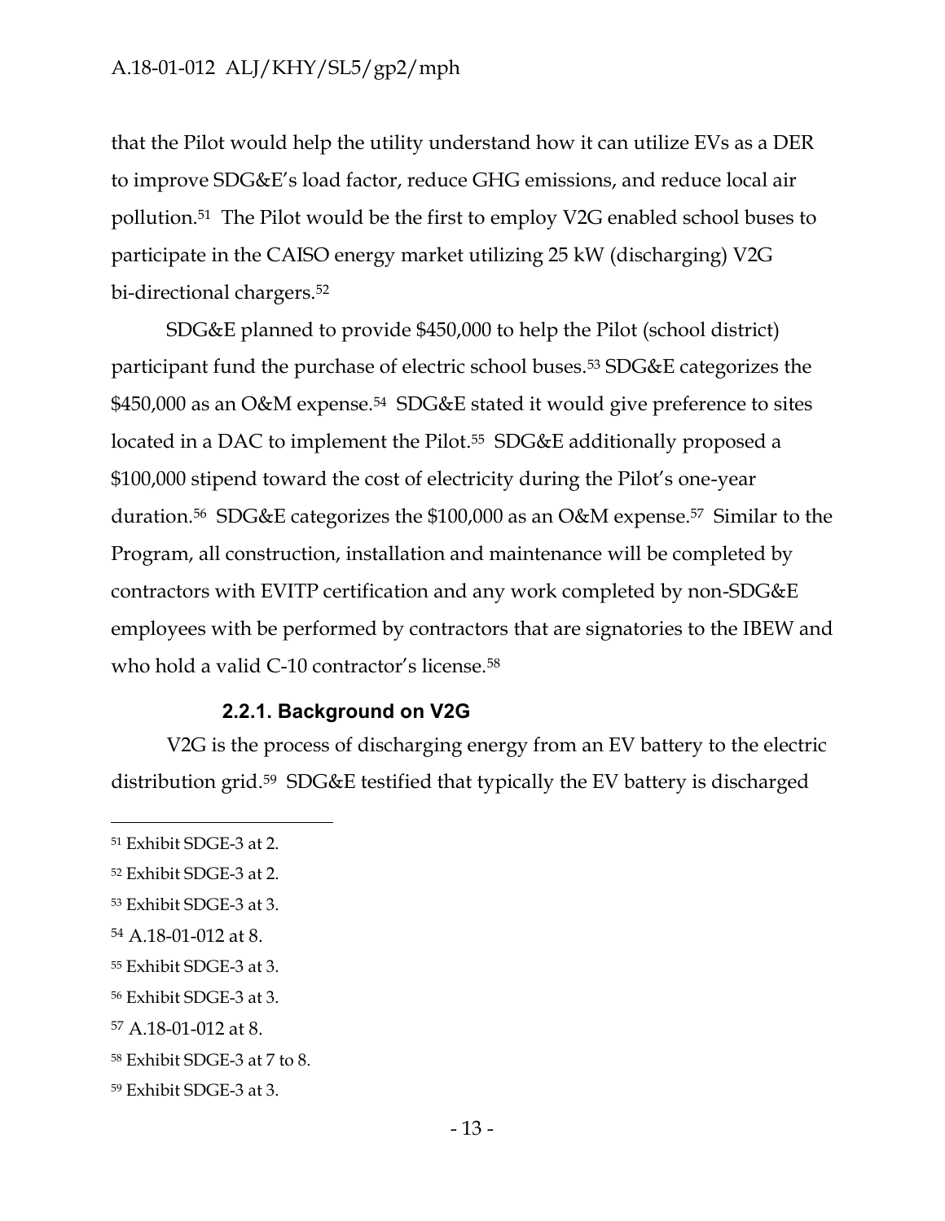that the Pilot would help the utility understand how it can utilize EVs as a DER to improve SDG&E's load factor, reduce GHG emissions, and reduce local air pollution.[51] The Pilot would be the first to employ V2G enabled school buses to participate in the CAISO energy market utilizing 25 kW (discharging) V2G bi-directional chargers.[52]

SDG&E planned to provide $450,000 to help the Pilot (school district) participant fund the purchase of electric school buses.[53] SDG&E categorizes the $450,000 as an O&M expense.[54] SDG&E stated it would give preference to sites located in a DAC to implement the Pilot.[55] SDG&E additionally proposed a $100,000 stipend toward the cost of electricity during the Pilot's one-year duration.[56] SDG&E categorizes the $100,000 as an O&M expense.[57] Similar to the Program, all construction, installation and maintenance will be completed by contractors with EVITP certification and any work completed by non-SDG&E employees with be performed by contractors that are signatories to the IBEW and who hold a valid C-10 contractor's license.[58]

### 2.2.1. Background on V2G

V2G is the process of discharging energy from an EV battery to the electric distribution grid.[59] SDG&E testified that typically the EV battery is discharged

---

[51] Exhibit SDGE-3 at 2.

[52] Exhibit SDGE-3 at 2.

[53] Exhibit SDGE-3 at 3.

[54] A.18-01-012 at 8.

[55] Exhibit SDGE-3 at 3.

[56] Exhibit SDGE-3 at 3.

[57] A.18-01-012 at 8.

[58] Exhibit SDGE-3 at 7 to 8.

[59] Exhibit SDGE-3 at 3.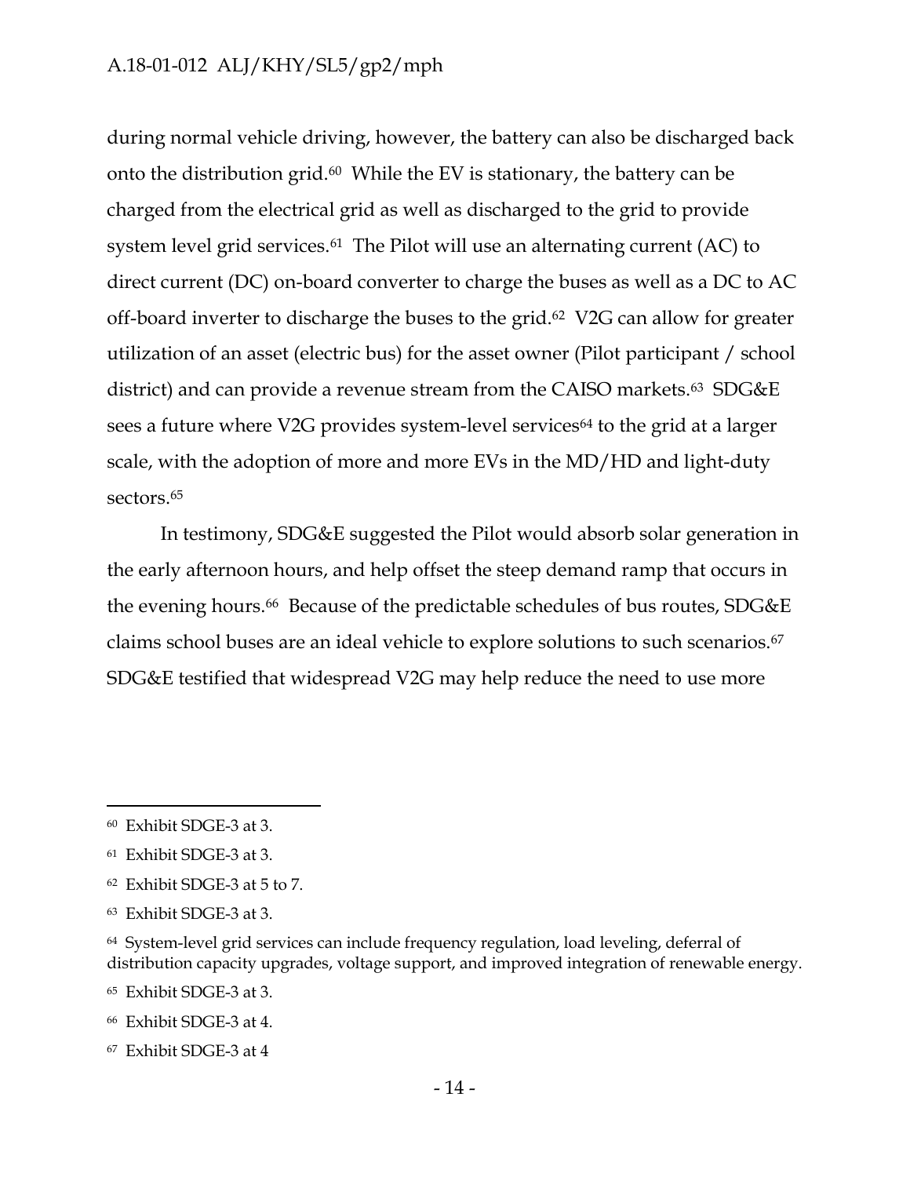during normal vehicle driving, however, the battery can also be discharged back onto the distribution grid.[60] While the EV is stationary, the battery can be charged from the electrical grid as well as discharged to the grid to provide system level grid services.[61] The Pilot will use an alternating current (AC) to direct current (DC) on-board converter to charge the buses as well as a DC to AC off-board inverter to discharge the buses to the grid.[62] V2G can allow for greater utilization of an asset (electric bus) for the asset owner (Pilot participant / school district) and can provide a revenue stream from the CAISO markets.[63] SDG&E sees a future where V2G provides system-level services[64] to the grid at a larger scale, with the adoption of more and more EVs in the MD/HD and light-duty sectors.[65]

In testimony, SDG&E suggested the Pilot would absorb solar generation in the early afternoon hours, and help offset the steep demand ramp that occurs in the evening hours.[66] Because of the predictable schedules of bus routes, SDG&E claims school buses are an ideal vehicle to explore solutions to such scenarios.[67] SDG&E testified that widespread V2G may help reduce the need to use more

---

[60] Exhibit SDGE-3 at 3.

[61] Exhibit SDGE-3 at 3.

[62] Exhibit SDGE-3 at 5 to 7.

[63] Exhibit SDGE-3 at 3.

[64] System-level grid services can include frequency regulation, load leveling, deferral of distribution capacity upgrades, voltage support, and improved integration of renewable energy.

[65] Exhibit SDGE-3 at 3.

[66] Exhibit SDGE-3 at 4.

[67] Exhibit SDGE-3 at 4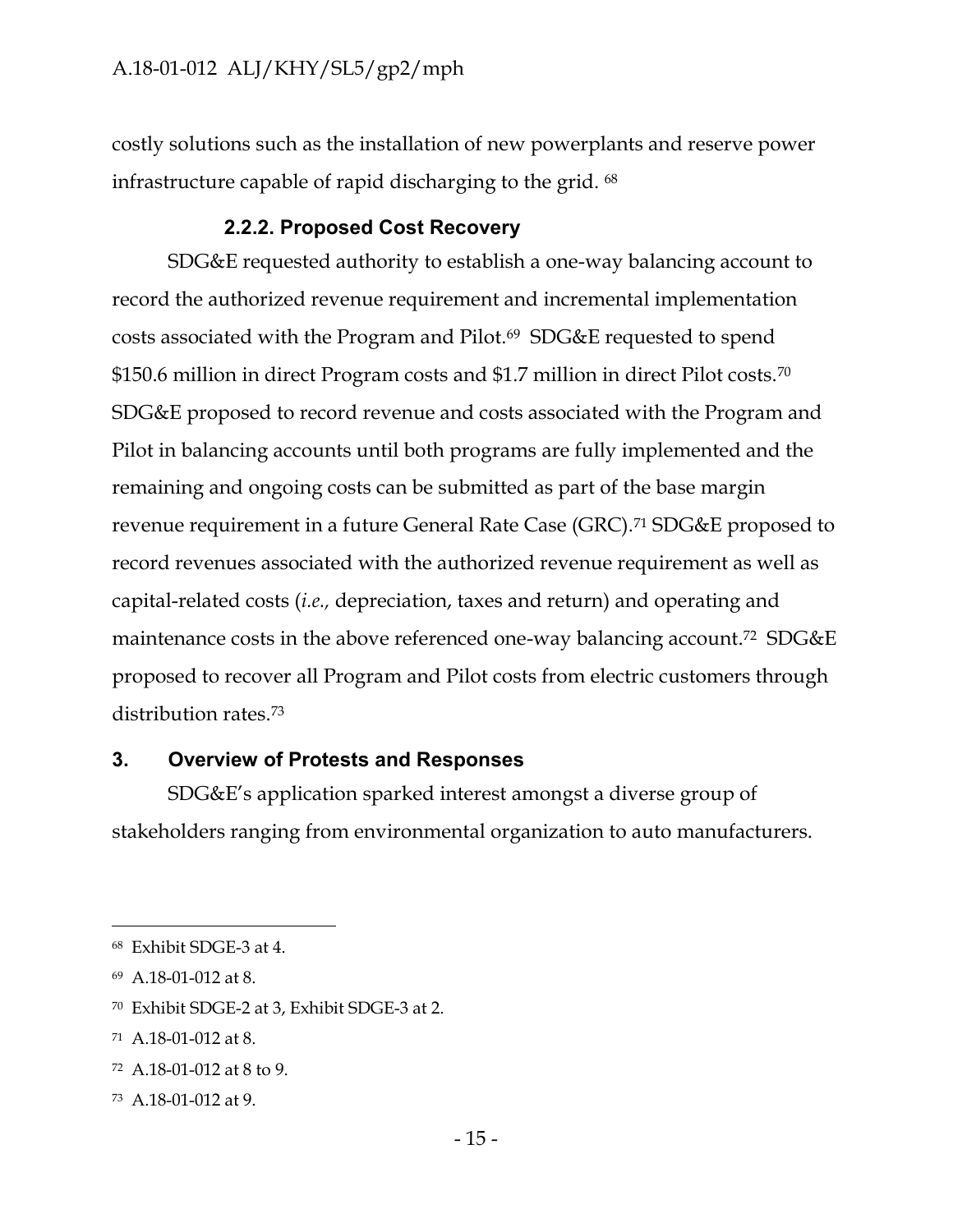costly solutions such as the installation of new powerplants and reserve power infrastructure capable of rapid discharging to the grid. [68]

### 2.2.2. Proposed Cost Recovery

SDG&E requested authority to establish a one-way balancing account to record the authorized revenue requirement and incremental implementation costs associated with the Program and Pilot.[69] SDG&E requested to spend $150.6 million in direct Program costs and $1.7 million in direct Pilot costs.[70] SDG&E proposed to record revenue and costs associated with the Program and Pilot in balancing accounts until both programs are fully implemented and the remaining and ongoing costs can be submitted as part of the base margin revenue requirement in a future General Rate Case (GRC).[71] SDG&E proposed to record revenues associated with the authorized revenue requirement as well as capital-related costs (*i.e.,* depreciation, taxes and return) and operating and maintenance costs in the above referenced one-way balancing account.[72] SDG&E proposed to recover all Program and Pilot costs from electric customers through distribution rates.[73]

## 3. Overview of Protests and Responses

SDG&E's application sparked interest amongst a diverse group of stakeholders ranging from environmental organization to auto manufacturers.

---

[68] Exhibit SDGE-3 at 4.

[69] A.18-01-012 at 8.

[70] Exhibit SDGE-2 at 3, Exhibit SDGE-3 at 2.

[71] A.18-01-012 at 8.

[72] A.18-01-012 at 8 to 9.

[73] A.18-01-012 at 9.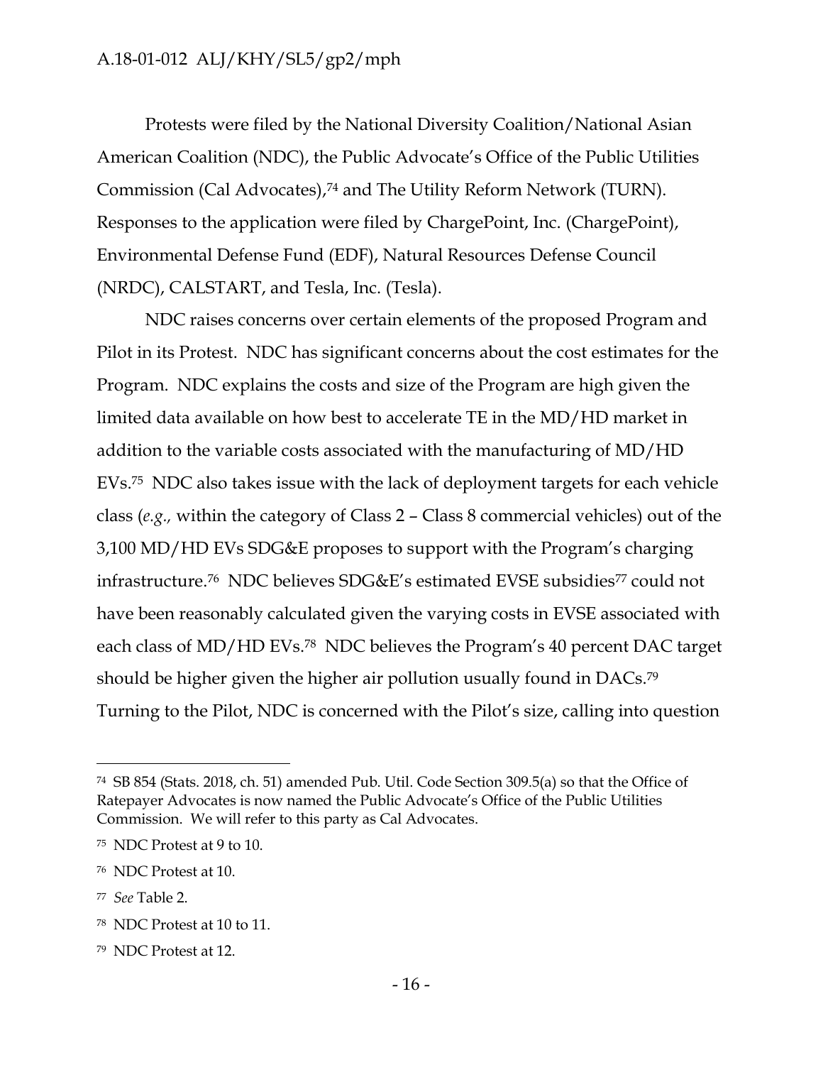Protests were filed by the National Diversity Coalition/National Asian American Coalition (NDC), the Public Advocate's Office of the Public Utilities Commission (Cal Advocates),[74] and The Utility Reform Network (TURN). Responses to the application were filed by ChargePoint, Inc. (ChargePoint), Environmental Defense Fund (EDF), Natural Resources Defense Council (NRDC), CALSTART, and Tesla, Inc. (Tesla).

NDC raises concerns over certain elements of the proposed Program and Pilot in its Protest. NDC has significant concerns about the cost estimates for the Program. NDC explains the costs and size of the Program are high given the limited data available on how best to accelerate TE in the MD/HD market in addition to the variable costs associated with the manufacturing of MD/HD EVs.[75] NDC also takes issue with the lack of deployment targets for each vehicle class (*e.g.,* within the category of Class 2 – Class 8 commercial vehicles) out of the 3,100 MD/HD EVs SDG&E proposes to support with the Program's charging infrastructure.[76] NDC believes SDG&E's estimated EVSE subsidies[77] could not have been reasonably calculated given the varying costs in EVSE associated with each class of MD/HD EVs.[78] NDC believes the Program's 40 percent DAC target should be higher given the higher air pollution usually found in DACs.[79] Turning to the Pilot, NDC is concerned with the Pilot's size, calling into question

---

[74] SB 854 (Stats. 2018, ch. 51) amended Pub. Util. Code Section 309.5(a) so that the Office of Ratepayer Advocates is now named the Public Advocate's Office of the Public Utilities Commission. We will refer to this party as Cal Advocates.

[75] NDC Protest at 9 to 10.

[76] NDC Protest at 10.

[77] *See* Table 2.

[78] NDC Protest at 10 to 11.

[79] NDC Protest at 12.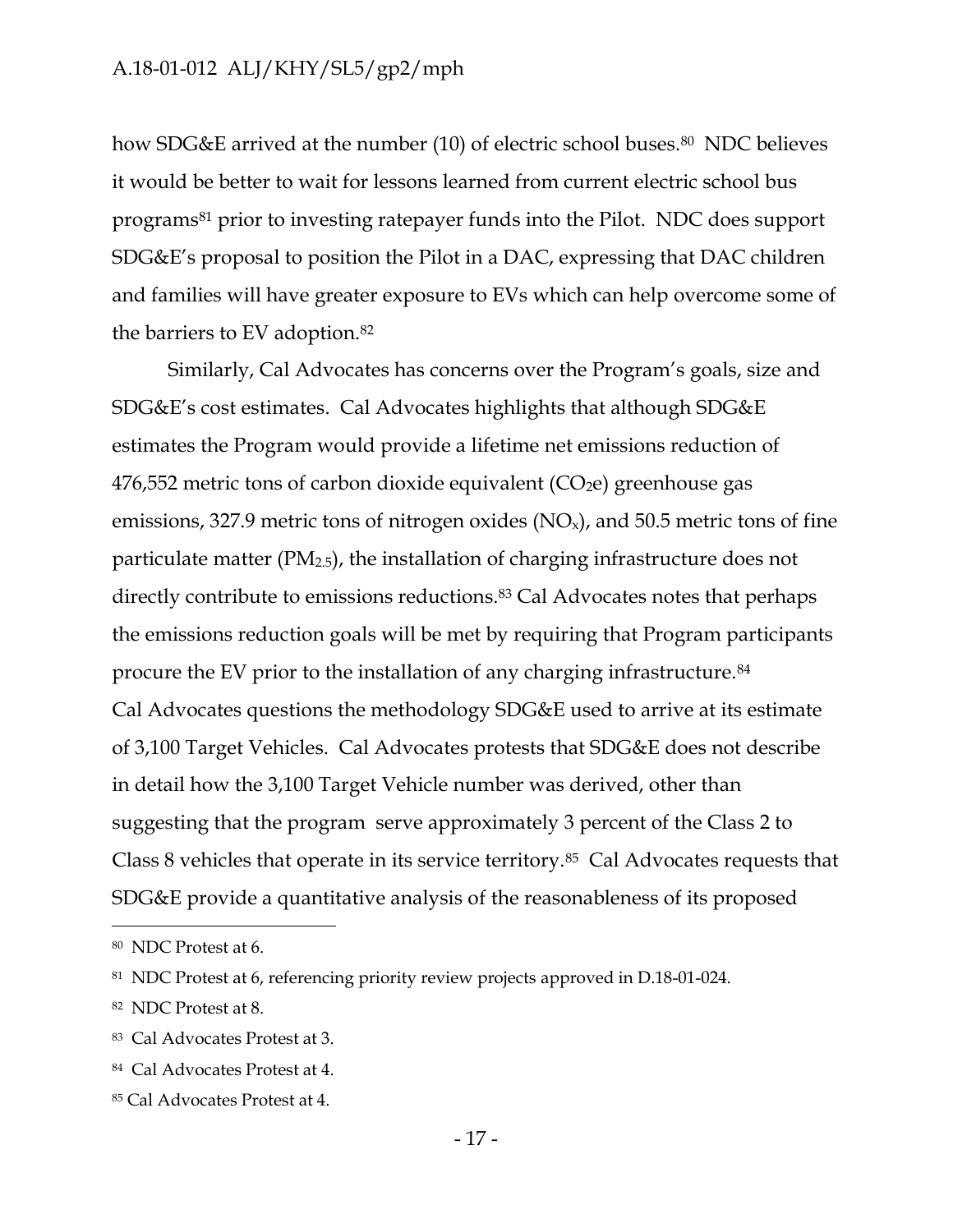how SDG&E arrived at the number (10) of electric school buses.[80] NDC believes it would be better to wait for lessons learned from current electric school bus programs[81] prior to investing ratepayer funds into the Pilot. NDC does support SDG&E's proposal to position the Pilot in a DAC, expressing that DAC children and families will have greater exposure to EVs which can help overcome some of the barriers to EV adoption.[82]

Similarly, Cal Advocates has concerns over the Program's goals, size and SDG&E's cost estimates. Cal Advocates highlights that although SDG&E estimates the Program would provide a lifetime net emissions reduction of 476,552 metric tons of carbon dioxide equivalent ($CO_2e$) greenhouse gas emissions, 327.9 metric tons of nitrogen oxides ($NO_x$), and 50.5 metric tons of fine particulate matter ($PM_{2.5}$), the installation of charging infrastructure does not directly contribute to emissions reductions.[83] Cal Advocates notes that perhaps the emissions reduction goals will be met by requiring that Program participants procure the EV prior to the installation of any charging infrastructure.[84] Cal Advocates questions the methodology SDG&E used to arrive at its estimate of 3,100 Target Vehicles. Cal Advocates protests that SDG&E does not describe in detail how the 3,100 Target Vehicle number was derived, other than suggesting that the program serve approximately 3 percent of the Class 2 to Class 8 vehicles that operate in its service territory.[85] Cal Advocates requests that SDG&E provide a quantitative analysis of the reasonableness of its proposed

---

[80] NDC Protest at 6.

[81] NDC Protest at 6, referencing priority review projects approved in D.18-01-024.

[82] NDC Protest at 8.

[83] Cal Advocates Protest at 3.

[84] Cal Advocates Protest at 4.

[85] Cal Advocates Protest at 4.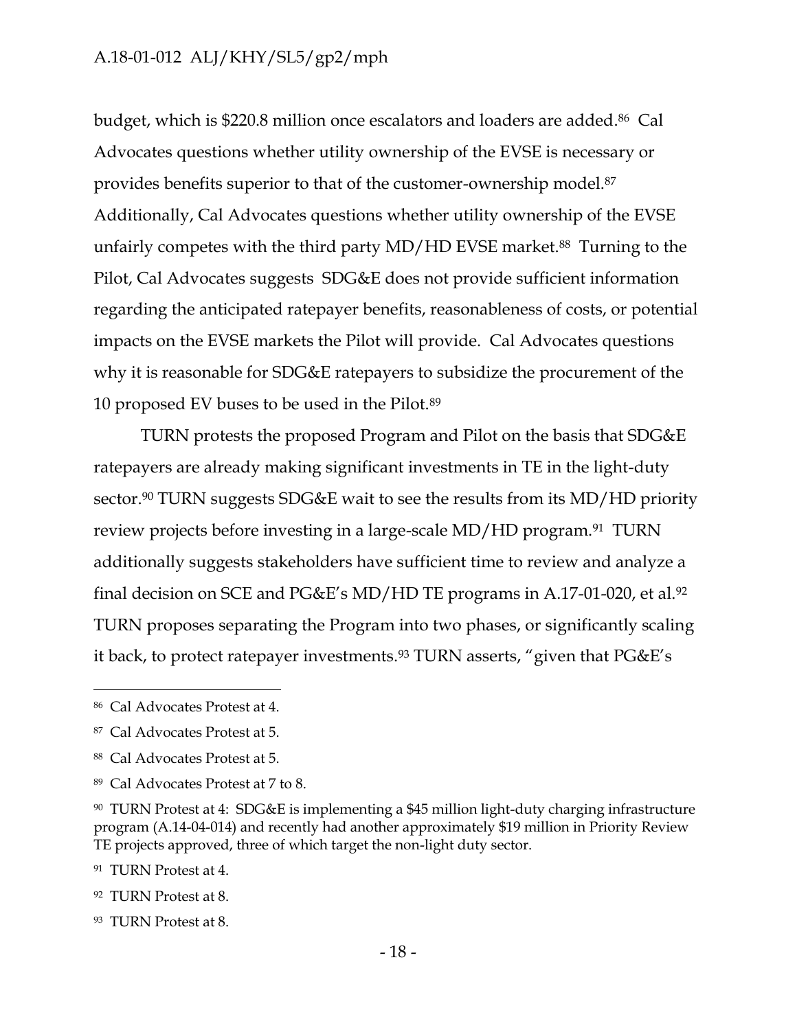budget, which is $220.8 million once escalators and loaders are added.[86] Cal Advocates questions whether utility ownership of the EVSE is necessary or provides benefits superior to that of the customer-ownership model.[87] Additionally, Cal Advocates questions whether utility ownership of the EVSE unfairly competes with the third party MD/HD EVSE market.[88] Turning to the Pilot, Cal Advocates suggests SDG&E does not provide sufficient information regarding the anticipated ratepayer benefits, reasonableness of costs, or potential impacts on the EVSE markets the Pilot will provide. Cal Advocates questions why it is reasonable for SDG&E ratepayers to subsidize the procurement of the 10 proposed EV buses to be used in the Pilot.[89]

TURN protests the proposed Program and Pilot on the basis that SDG&E ratepayers are already making significant investments in TE in the light-duty sector.[90] TURN suggests SDG&E wait to see the results from its MD/HD priority review projects before investing in a large-scale MD/HD program.[91] TURN additionally suggests stakeholders have sufficient time to review and analyze a final decision on SCE and PG&E's MD/HD TE programs in A.17-01-020, et al.[92] TURN proposes separating the Program into two phases, or significantly scaling it back, to protect ratepayer investments.[93] TURN asserts, "given that PG&E's

---

[86] Cal Advocates Protest at 4.

[87] Cal Advocates Protest at 5.

[88] Cal Advocates Protest at 5.

[89] Cal Advocates Protest at 7 to 8.

[90] TURN Protest at 4: SDG&E is implementing a $45 million light-duty charging infrastructure program (A.14-04-014) and recently had another approximately $19 million in Priority Review TE projects approved, three of which target the non-light duty sector.

[91] TURN Protest at 4.

[92] TURN Protest at 8.

[93] TURN Protest at 8.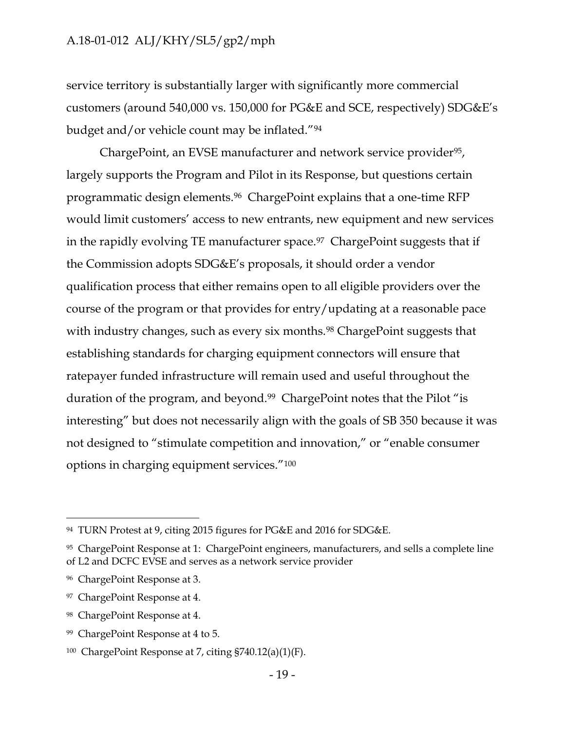service territory is substantially larger with significantly more commercial customers (around 540,000 vs. 150,000 for PG&E and SCE, respectively) SDG&E's budget and/or vehicle count may be inflated."[94]

ChargePoint, an EVSE manufacturer and network service provider[95], largely supports the Program and Pilot in its Response, but questions certain programmatic design elements.[96] ChargePoint explains that a one-time RFP would limit customers' access to new entrants, new equipment and new services in the rapidly evolving TE manufacturer space.[97] ChargePoint suggests that if the Commission adopts SDG&E's proposals, it should order a vendor qualification process that either remains open to all eligible providers over the course of the program or that provides for entry/updating at a reasonable pace with industry changes, such as every six months.[98] ChargePoint suggests that establishing standards for charging equipment connectors will ensure that ratepayer funded infrastructure will remain used and useful throughout the duration of the program, and beyond.[99] ChargePoint notes that the Pilot "is interesting" but does not necessarily align with the goals of SB 350 because it was not designed to "stimulate competition and innovation," or "enable consumer options in charging equipment services."[100]

---

[94] TURN Protest at 9, citing 2015 figures for PG&E and 2016 for SDG&E.

[95] ChargePoint Response at 1: ChargePoint engineers, manufacturers, and sells a complete line of L2 and DCFC EVSE and serves as a network service provider

[96] ChargePoint Response at 3.

[97] ChargePoint Response at 4.

[98] ChargePoint Response at 4.

[99] ChargePoint Response at 4 to 5.

[100] ChargePoint Response at 7, citing §740.12(a)(1)(F).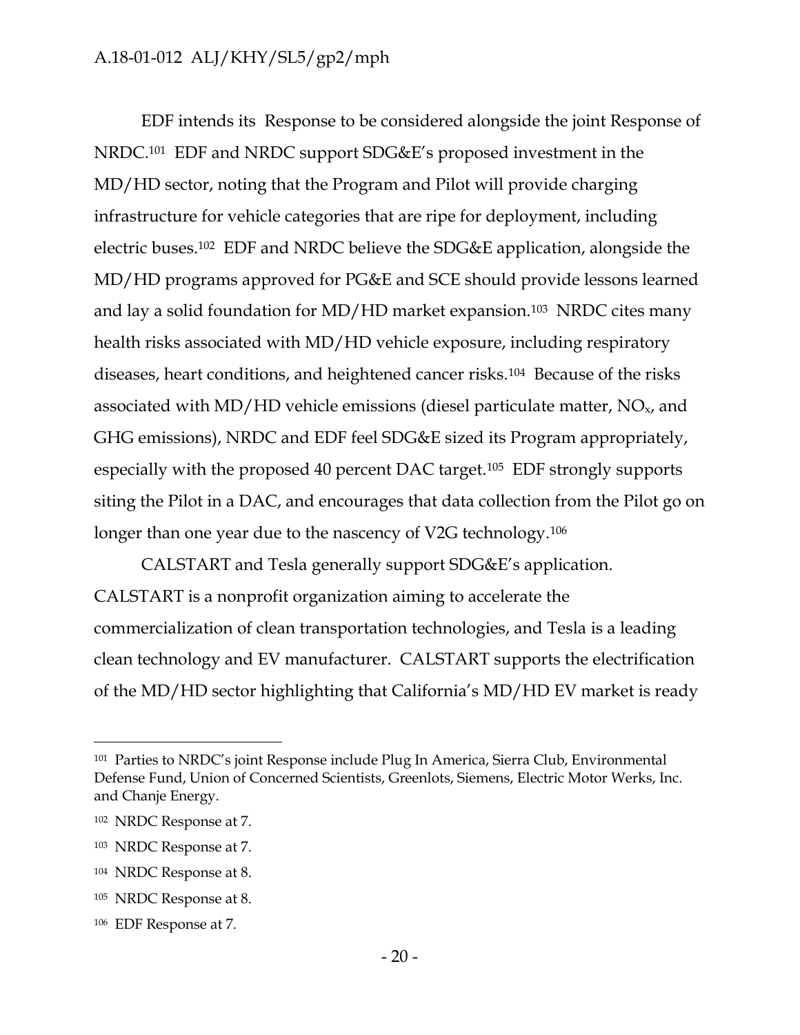EDF intends its Response to be considered alongside the joint Response of NRDC.[101] EDF and NRDC support SDG&E's proposed investment in the MD/HD sector, noting that the Program and Pilot will provide charging infrastructure for vehicle categories that are ripe for deployment, including electric buses.[102] EDF and NRDC believe the SDG&E application, alongside the MD/HD programs approved for PG&E and SCE should provide lessons learned and lay a solid foundation for MD/HD market expansion.[103] NRDC cites many health risks associated with MD/HD vehicle exposure, including respiratory diseases, heart conditions, and heightened cancer risks.[104] Because of the risks associated with MD/HD vehicle emissions (diesel particulate matter, $NO_x$, and GHG emissions), NRDC and EDF feel SDG&E sized its Program appropriately, especially with the proposed 40 percent DAC target.[105] EDF strongly supports siting the Pilot in a DAC, and encourages that data collection from the Pilot go on longer than one year due to the nascency of V2G technology.[106]

CALSTART and Tesla generally support SDG&E's application. CALSTART is a nonprofit organization aiming to accelerate the commercialization of clean transportation technologies, and Tesla is a leading clean technology and EV manufacturer. CALSTART supports the electrification of the MD/HD sector highlighting that California's MD/HD EV market is ready

---

[101] Parties to NRDC's joint Response include Plug In America, Sierra Club, Environmental Defense Fund, Union of Concerned Scientists, Greenlots, Siemens, Electric Motor Werks, Inc. and Chanje Energy.

[102] NRDC Response at 7.

[103] NRDC Response at 7.

[104] NRDC Response at 8.

[105] NRDC Response at 8.

[106] EDF Response at 7.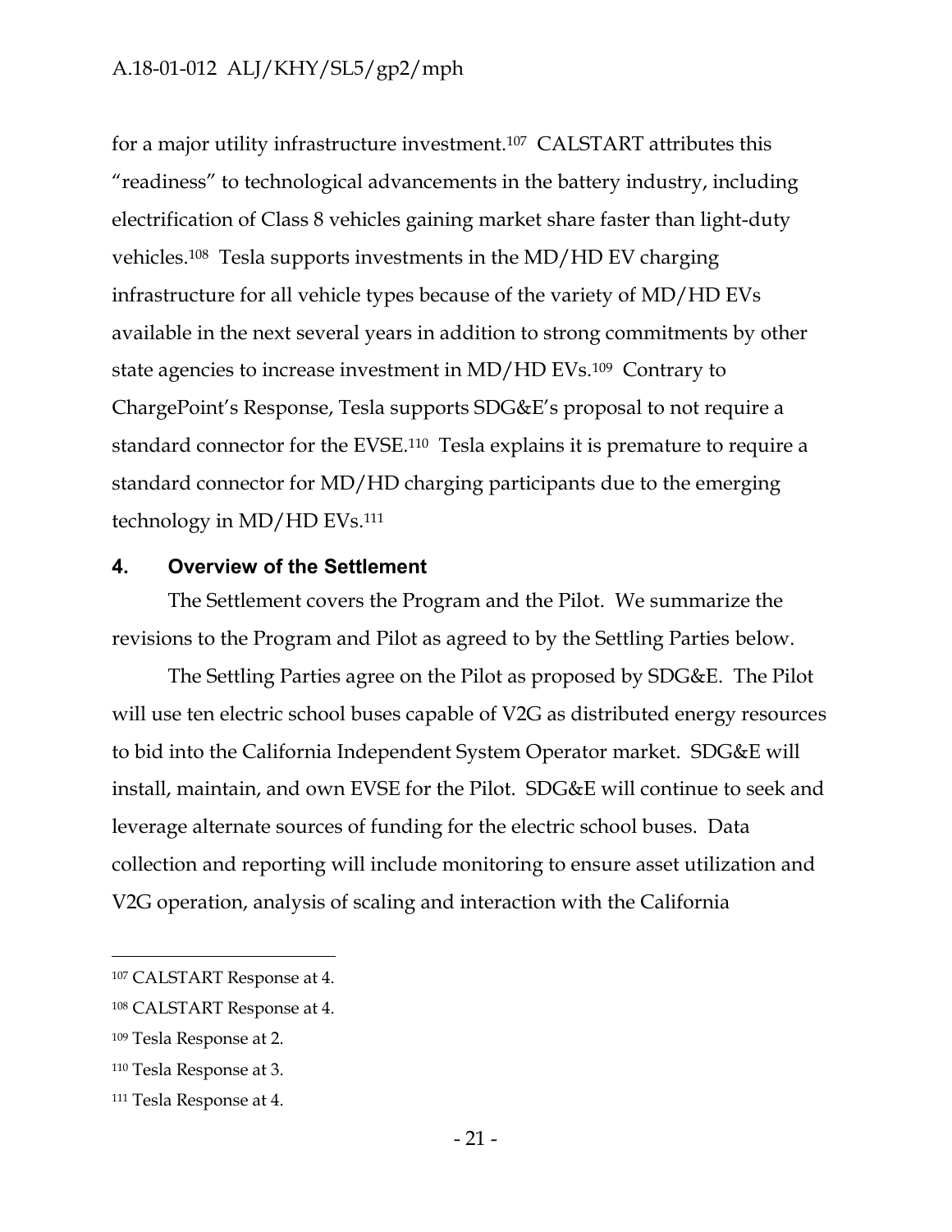for a major utility infrastructure investment.[107] CALSTART attributes this "readiness" to technological advancements in the battery industry, including electrification of Class 8 vehicles gaining market share faster than light-duty vehicles.[108] Tesla supports investments in the MD/HD EV charging infrastructure for all vehicle types because of the variety of MD/HD EVs available in the next several years in addition to strong commitments by other state agencies to increase investment in MD/HD EVs.[109] Contrary to ChargePoint's Response, Tesla supports SDG&E's proposal to not require a standard connector for the EVSE.[110] Tesla explains it is premature to require a standard connector for MD/HD charging participants due to the emerging technology in MD/HD EVs.[111]

## 4. Overview of the Settlement

The Settlement covers the Program and the Pilot. We summarize the revisions to the Program and Pilot as agreed to by the Settling Parties below.

The Settling Parties agree on the Pilot as proposed by SDG&E. The Pilot will use ten electric school buses capable of V2G as distributed energy resources to bid into the California Independent System Operator market. SDG&E will install, maintain, and own EVSE for the Pilot. SDG&E will continue to seek and leverage alternate sources of funding for the electric school buses. Data collection and reporting will include monitoring to ensure asset utilization and V2G operation, analysis of scaling and interaction with the California

---

[107] CALSTART Response at 4.

[108] CALSTART Response at 4.

[109] Tesla Response at 2.

[110] Tesla Response at 3.

[111] Tesla Response at 4.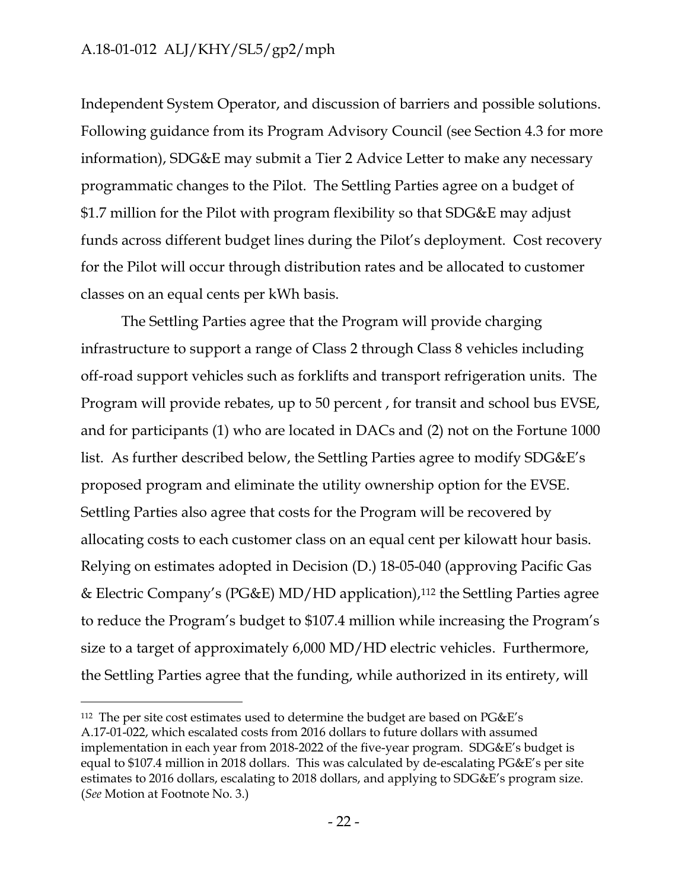Independent System Operator, and discussion of barriers and possible solutions. Following guidance from its Program Advisory Council (see Section 4.3 for more information), SDG&E may submit a Tier 2 Advice Letter to make any necessary programmatic changes to the Pilot. The Settling Parties agree on a budget of $1.7 million for the Pilot with program flexibility so that SDG&E may adjust funds across different budget lines during the Pilot's deployment. Cost recovery for the Pilot will occur through distribution rates and be allocated to customer classes on an equal cents per kWh basis.

The Settling Parties agree that the Program will provide charging infrastructure to support a range of Class 2 through Class 8 vehicles including off-road support vehicles such as forklifts and transport refrigeration units. The Program will provide rebates, up to 50 percent , for transit and school bus EVSE, and for participants (1) who are located in DACs and (2) not on the Fortune 1000 list. As further described below, the Settling Parties agree to modify SDG&E's proposed program and eliminate the utility ownership option for the EVSE. Settling Parties also agree that costs for the Program will be recovered by allocating costs to each customer class on an equal cent per kilowatt hour basis. Relying on estimates adopted in Decision (D.) 18-05-040 (approving Pacific Gas & Electric Company's (PG&E) MD/HD application),[112] the Settling Parties agree to reduce the Program's budget to $107.4 million while increasing the Program's size to a target of approximately 6,000 MD/HD electric vehicles. Furthermore, the Settling Parties agree that the funding, while authorized in its entirety, will

---

[112] The per site cost estimates used to determine the budget are based on PG&E's A.17-01-022, which escalated costs from 2016 dollars to future dollars with assumed implementation in each year from 2018-2022 of the five-year program. SDG&E's budget is equal to $107.4 million in 2018 dollars. This was calculated by de-escalating PG&E's per site estimates to 2016 dollars, escalating to 2018 dollars, and applying to SDG&E's program size. (*See* Motion at Footnote No. 3.)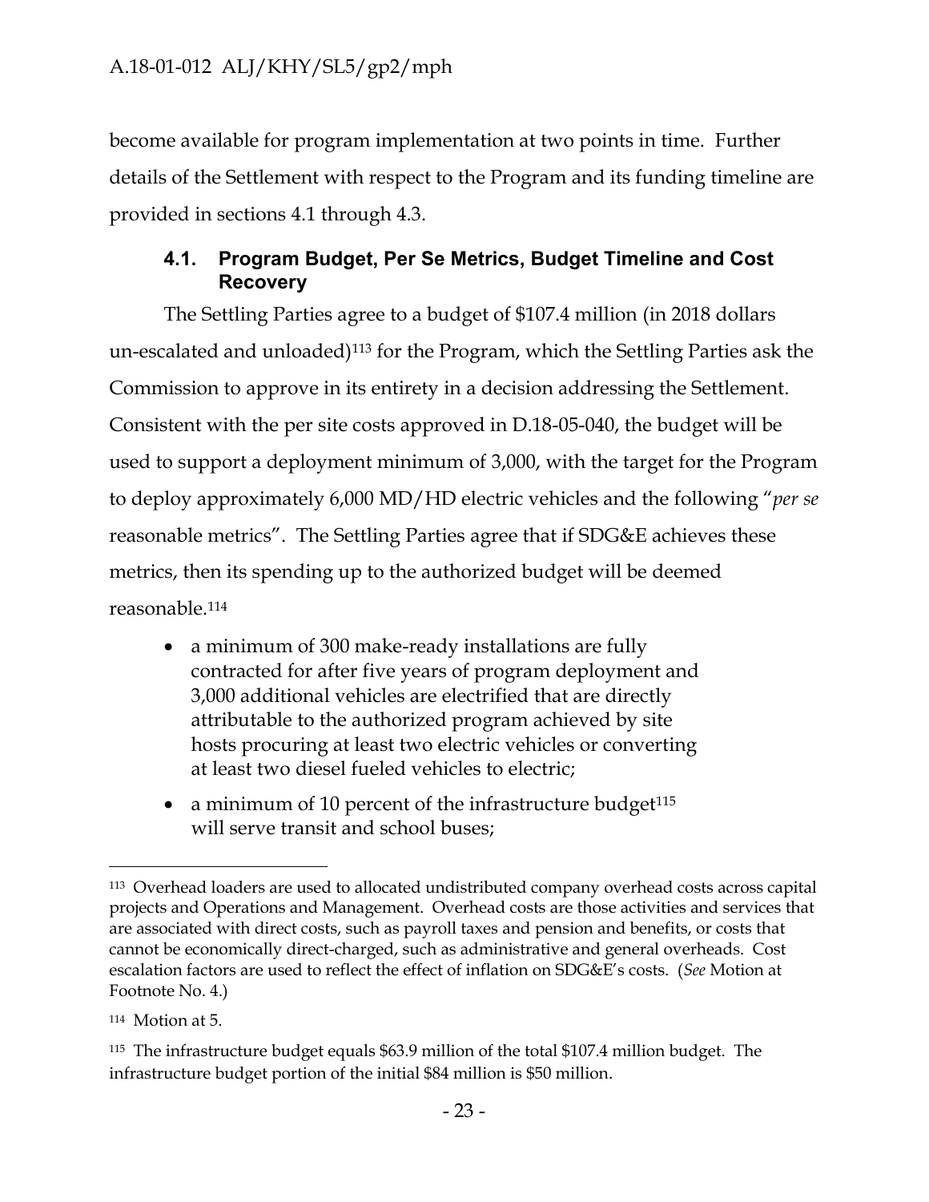become available for program implementation at two points in time. Further details of the Settlement with respect to the Program and its funding timeline are provided in sections 4.1 through 4.3.

### 4.1. Program Budget, Per Se Metrics, Budget Timeline and Cost Recovery

The Settling Parties agree to a budget of $107.4 million (in 2018 dollars un-escalated and unloaded)[113] for the Program, which the Settling Parties ask the Commission to approve in its entirety in a decision addressing the Settlement. Consistent with the per site costs approved in D.18-05-040, the budget will be used to support a deployment minimum of 3,000, with the target for the Program to deploy approximately 6,000 MD/HD electric vehicles and the following "*per se* reasonable metrics". The Settling Parties agree that if SDG&E achieves these metrics, then its spending up to the authorized budget will be deemed reasonable.[114]

- a minimum of 300 make-ready installations are fully contracted for after five years of program deployment and 3,000 additional vehicles are electrified that are directly attributable to the authorized program achieved by site hosts procuring at least two electric vehicles or converting at least two diesel fueled vehicles to electric;
- a minimum of 10 percent of the infrastructure budget[115] will serve transit and school buses;

---

[113] Overhead loaders are used to allocated undistributed company overhead costs across capital projects and Operations and Management. Overhead costs are those activities and services that are associated with direct costs, such as payroll taxes and pension and benefits, or costs that cannot be economically direct-charged, such as administrative and general overheads. Cost escalation factors are used to reflect the effect of inflation on SDG&E's costs. (*See* Motion at Footnote No. 4.)

[114] Motion at 5.

[115] The infrastructure budget equals $63.9 million of the total $107.4 million budget. The infrastructure budget portion of the initial $84 million is $50 million.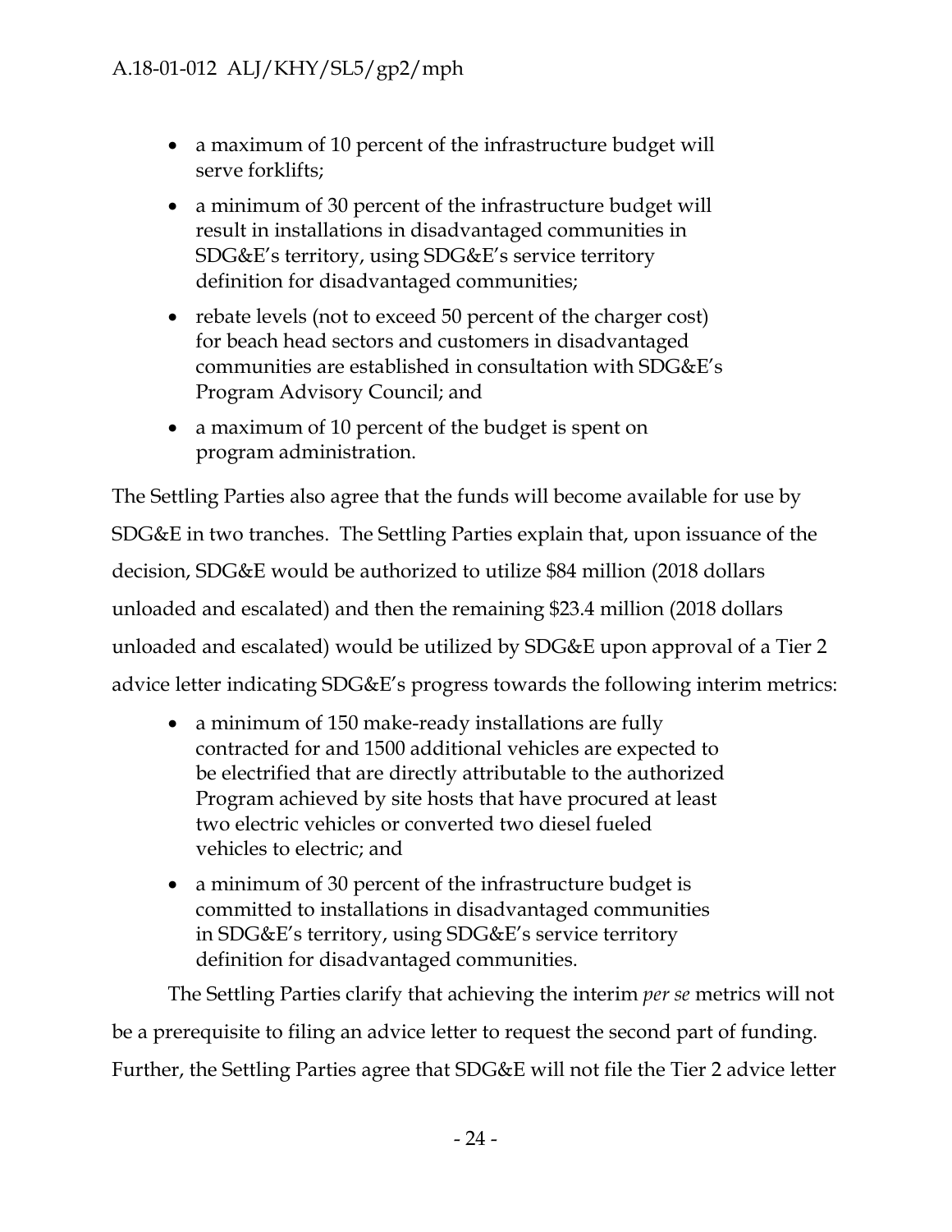- a maximum of 10 percent of the infrastructure budget will serve forklifts;
- a minimum of 30 percent of the infrastructure budget will result in installations in disadvantaged communities in SDG&E's territory, using SDG&E's service territory definition for disadvantaged communities;
- rebate levels (not to exceed 50 percent of the charger cost) for beach head sectors and customers in disadvantaged communities are established in consultation with SDG&E's Program Advisory Council; and
- a maximum of 10 percent of the budget is spent on program administration.

The Settling Parties also agree that the funds will become available for use by SDG&E in two tranches. The Settling Parties explain that, upon issuance of the decision, SDG&E would be authorized to utilize $84 million (2018 dollars unloaded and escalated) and then the remaining $23.4 million (2018 dollars unloaded and escalated) would be utilized by SDG&E upon approval of a Tier 2 advice letter indicating SDG&E's progress towards the following interim metrics:

- a minimum of 150 make-ready installations are fully contracted for and 1500 additional vehicles are expected to be electrified that are directly attributable to the authorized Program achieved by site hosts that have procured at least two electric vehicles or converted two diesel fueled vehicles to electric; and
- a minimum of 30 percent of the infrastructure budget is committed to installations in disadvantaged communities in SDG&E's territory, using SDG&E's service territory definition for disadvantaged communities.

The Settling Parties clarify that achieving the interim *per se* metrics will not be a prerequisite to filing an advice letter to request the second part of funding. Further, the Settling Parties agree that SDG&E will not file the Tier 2 advice letter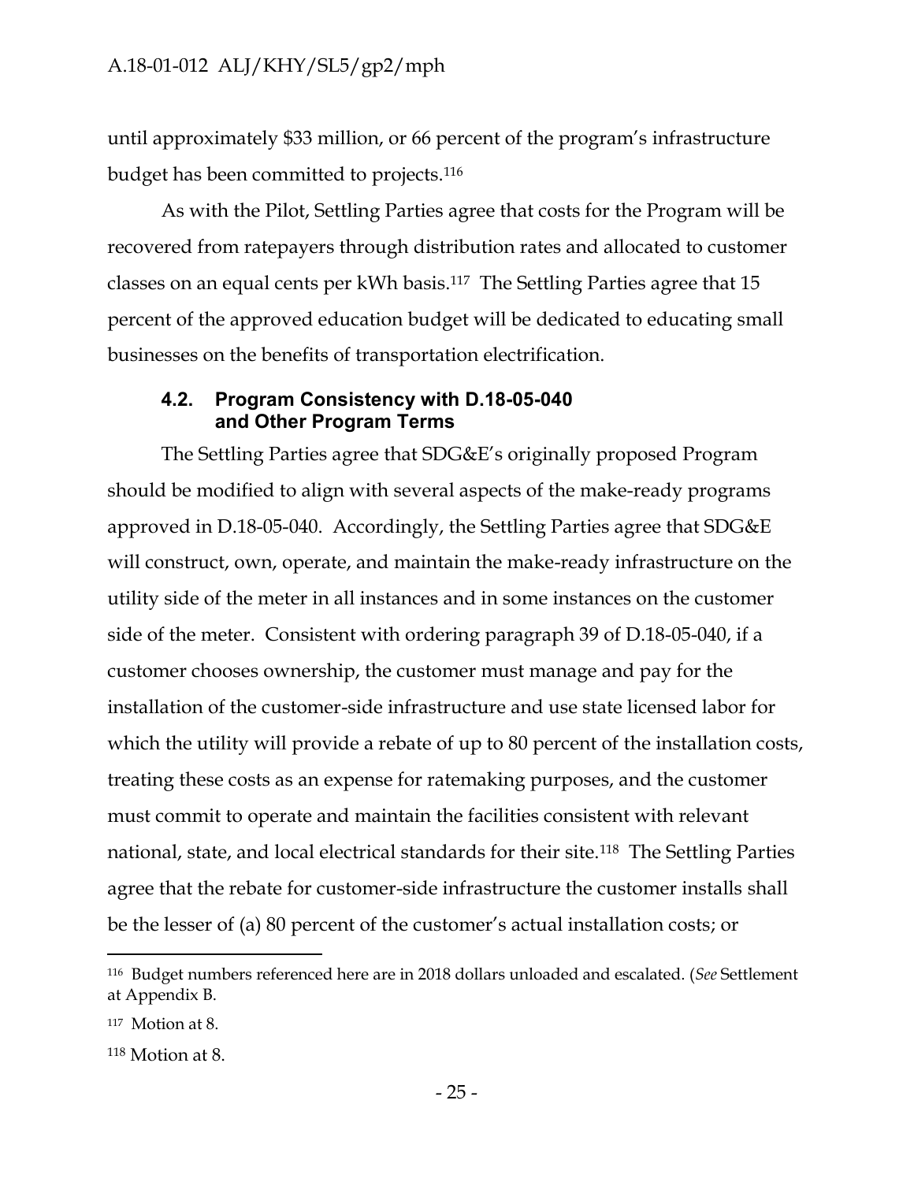until approximately $33 million, or 66 percent of the program's infrastructure budget has been committed to projects.[116]

As with the Pilot, Settling Parties agree that costs for the Program will be recovered from ratepayers through distribution rates and allocated to customer classes on an equal cents per kWh basis.[117] The Settling Parties agree that 15 percent of the approved education budget will be dedicated to educating small businesses on the benefits of transportation electrification.

### 4.2. Program Consistency with D.18-05-040 and Other Program Terms

The Settling Parties agree that SDG&E's originally proposed Program should be modified to align with several aspects of the make-ready programs approved in D.18-05-040. Accordingly, the Settling Parties agree that SDG&E will construct, own, operate, and maintain the make-ready infrastructure on the utility side of the meter in all instances and in some instances on the customer side of the meter. Consistent with ordering paragraph 39 of D.18-05-040, if a customer chooses ownership, the customer must manage and pay for the installation of the customer-side infrastructure and use state licensed labor for which the utility will provide a rebate of up to 80 percent of the installation costs, treating these costs as an expense for ratemaking purposes, and the customer must commit to operate and maintain the facilities consistent with relevant national, state, and local electrical standards for their site.[118] The Settling Parties agree that the rebate for customer-side infrastructure the customer installs shall be the lesser of (a) 80 percent of the customer's actual installation costs; or

---

[116] Budget numbers referenced here are in 2018 dollars unloaded and escalated. (*See* Settlement at Appendix B.

[117] Motion at 8.

[118] Motion at 8.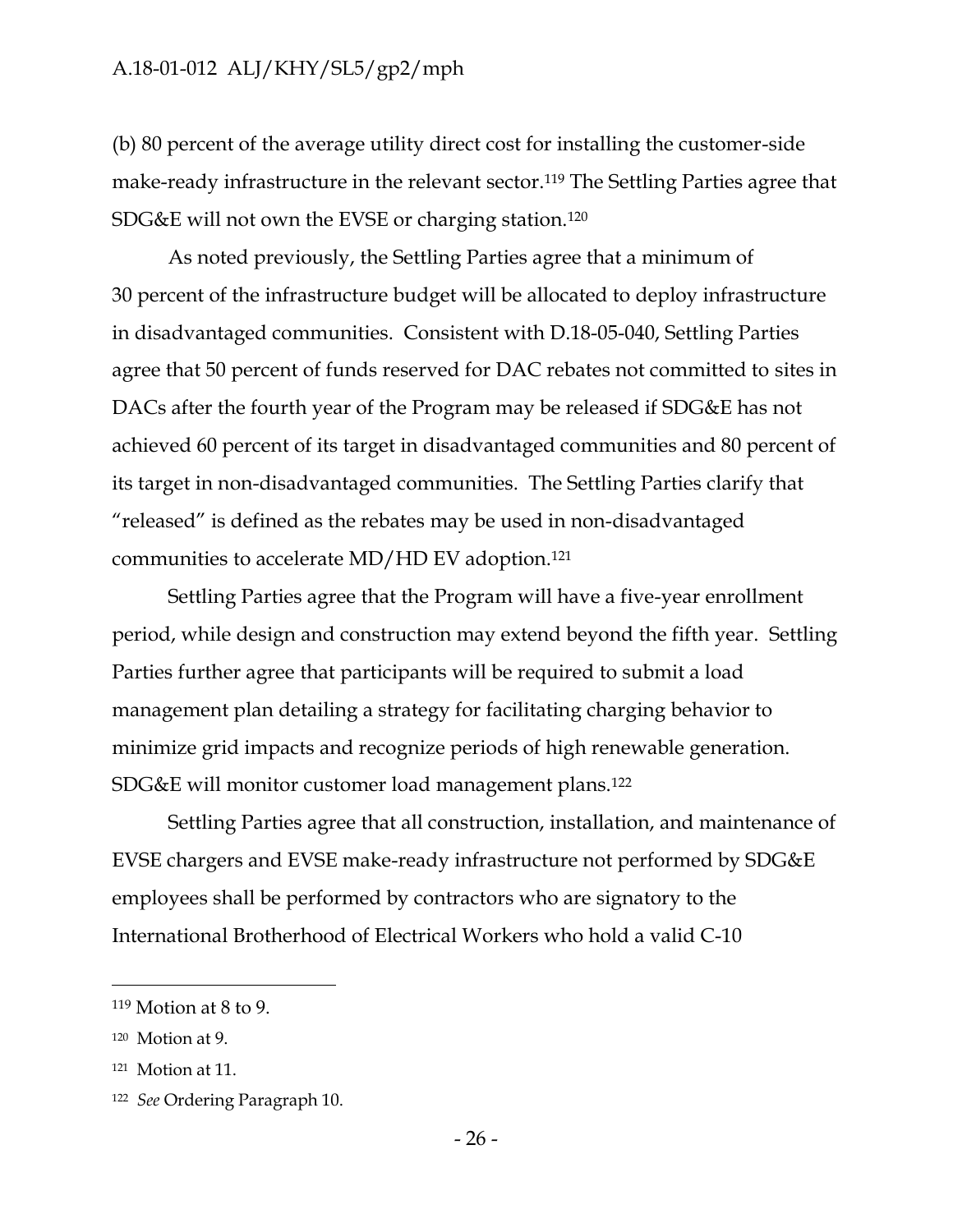(b) 80 percent of the average utility direct cost for installing the customer-side make-ready infrastructure in the relevant sector.[119] The Settling Parties agree that SDG&E will not own the EVSE or charging station.[120]

As noted previously, the Settling Parties agree that a minimum of 30 percent of the infrastructure budget will be allocated to deploy infrastructure in disadvantaged communities. Consistent with D.18-05-040, Settling Parties agree that 50 percent of funds reserved for DAC rebates not committed to sites in DACs after the fourth year of the Program may be released if SDG&E has not achieved 60 percent of its target in disadvantaged communities and 80 percent of its target in non-disadvantaged communities. The Settling Parties clarify that "released" is defined as the rebates may be used in non-disadvantaged communities to accelerate MD/HD EV adoption.[121]

Settling Parties agree that the Program will have a five-year enrollment period, while design and construction may extend beyond the fifth year. Settling Parties further agree that participants will be required to submit a load management plan detailing a strategy for facilitating charging behavior to minimize grid impacts and recognize periods of high renewable generation. SDG&E will monitor customer load management plans.[122]

Settling Parties agree that all construction, installation, and maintenance of EVSE chargers and EVSE make-ready infrastructure not performed by SDG&E employees shall be performed by contractors who are signatory to the International Brotherhood of Electrical Workers who hold a valid C-10

---

[119] Motion at 8 to 9.

[120] Motion at 9.

[121] Motion at 11.

[122] *See* Ordering Paragraph 10.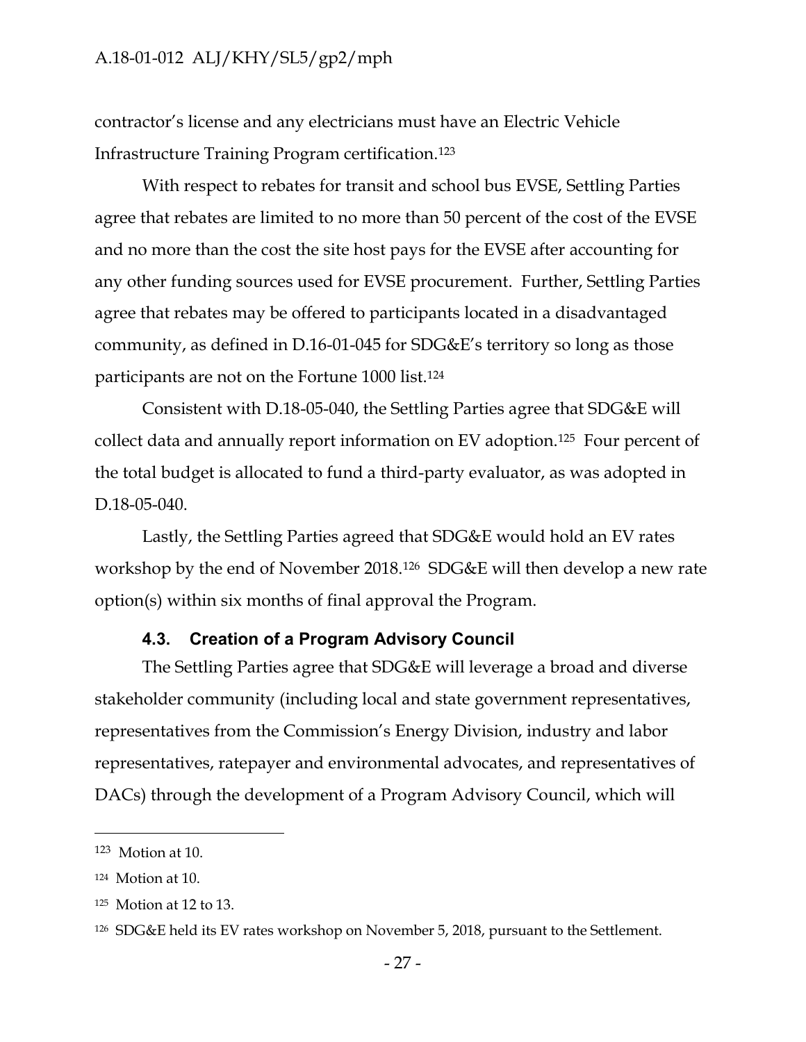contractor's license and any electricians must have an Electric Vehicle Infrastructure Training Program certification.[123]

With respect to rebates for transit and school bus EVSE, Settling Parties agree that rebates are limited to no more than 50 percent of the cost of the EVSE and no more than the cost the site host pays for the EVSE after accounting for any other funding sources used for EVSE procurement. Further, Settling Parties agree that rebates may be offered to participants located in a disadvantaged community, as defined in D.16-01-045 for SDG&E's territory so long as those participants are not on the Fortune 1000 list.[124]

Consistent with D.18-05-040, the Settling Parties agree that SDG&E will collect data and annually report information on EV adoption.[125] Four percent of the total budget is allocated to fund a third-party evaluator, as was adopted in D.18-05-040.

Lastly, the Settling Parties agreed that SDG&E would hold an EV rates workshop by the end of November 2018.[126] SDG&E will then develop a new rate option(s) within six months of final approval the Program.

### 4.3. Creation of a Program Advisory Council

The Settling Parties agree that SDG&E will leverage a broad and diverse stakeholder community (including local and state government representatives, representatives from the Commission's Energy Division, industry and labor representatives, ratepayer and environmental advocates, and representatives of DACs) through the development of a Program Advisory Council, which will

---

[123] Motion at 10.

[124] Motion at 10.

[125] Motion at 12 to 13.

[126] SDG&E held its EV rates workshop on November 5, 2018, pursuant to the Settlement.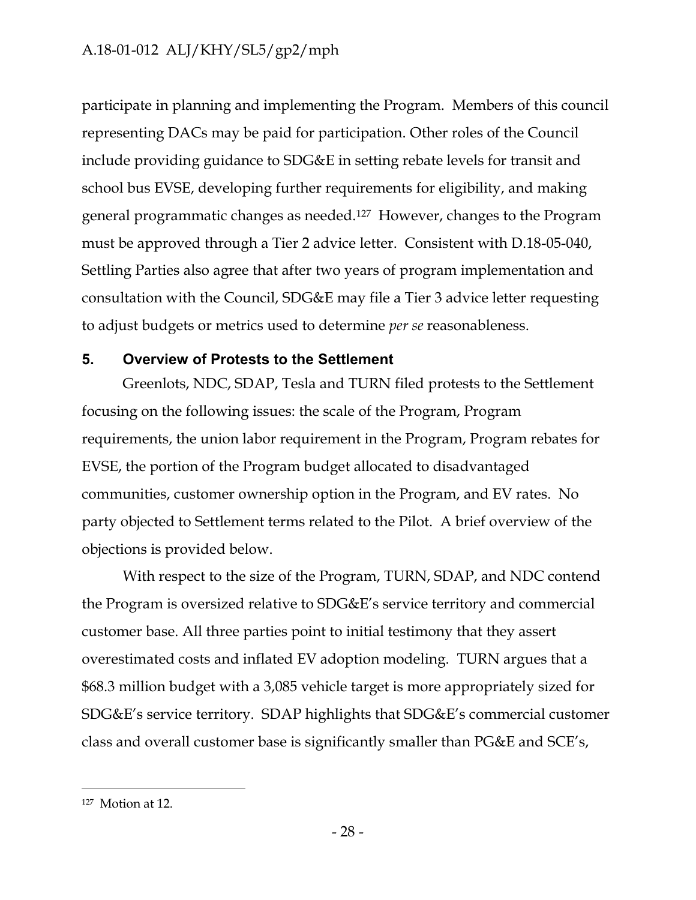participate in planning and implementing the Program. Members of this council representing DACs may be paid for participation. Other roles of the Council include providing guidance to SDG&E in setting rebate levels for transit and school bus EVSE, developing further requirements for eligibility, and making general programmatic changes as needed.[127] However, changes to the Program must be approved through a Tier 2 advice letter. Consistent with D.18-05-040, Settling Parties also agree that after two years of program implementation and consultation with the Council, SDG&E may file a Tier 3 advice letter requesting to adjust budgets or metrics used to determine *per se* reasonableness.

## 5. Overview of Protests to the Settlement

Greenlots, NDC, SDAP, Tesla and TURN filed protests to the Settlement focusing on the following issues: the scale of the Program, Program requirements, the union labor requirement in the Program, Program rebates for EVSE, the portion of the Program budget allocated to disadvantaged communities, customer ownership option in the Program, and EV rates. No party objected to Settlement terms related to the Pilot. A brief overview of the objections is provided below.

With respect to the size of the Program, TURN, SDAP, and NDC contend the Program is oversized relative to SDG&E's service territory and commercial customer base. All three parties point to initial testimony that they assert overestimated costs and inflated EV adoption modeling. TURN argues that a \$68.3 million budget with a 3,085 vehicle target is more appropriately sized for SDG&E's service territory. SDAP highlights that SDG&E's commercial customer class and overall customer base is significantly smaller than PG&E and SCE's,

---

[127] Motion at 12.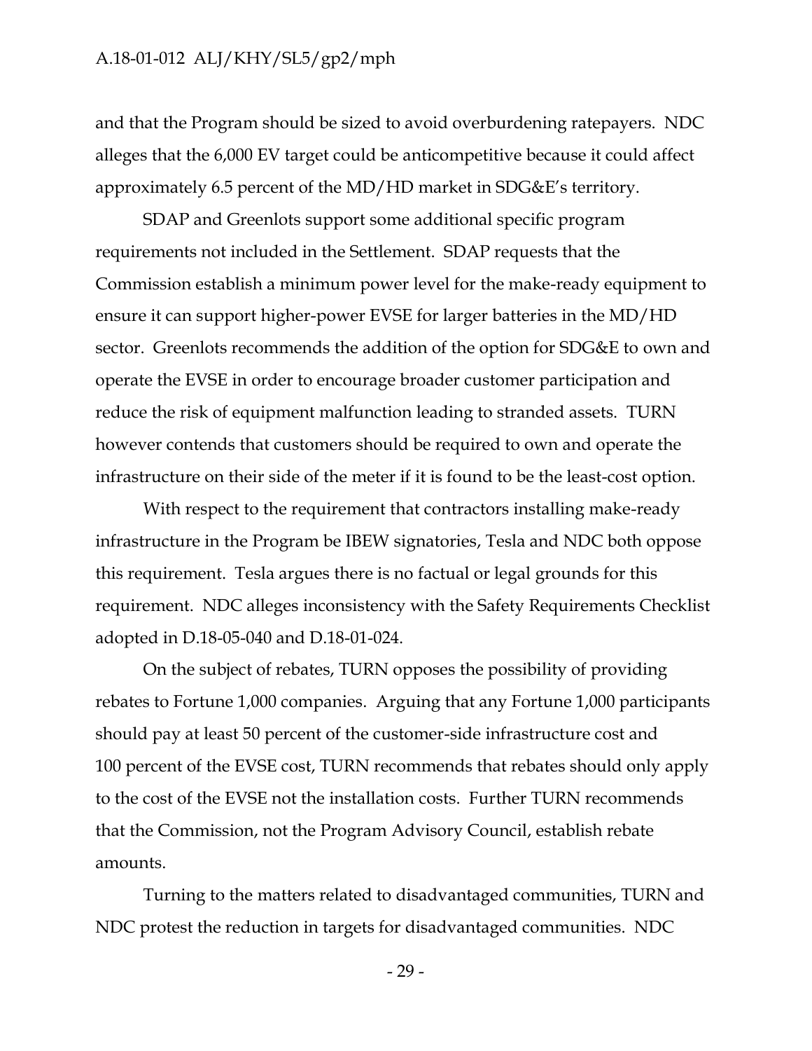and that the Program should be sized to avoid overburdening ratepayers. NDC alleges that the 6,000 EV target could be anticompetitive because it could affect approximately 6.5 percent of the MD/HD market in SDG&E's territory.

SDAP and Greenlots support some additional specific program requirements not included in the Settlement. SDAP requests that the Commission establish a minimum power level for the make-ready equipment to ensure it can support higher-power EVSE for larger batteries in the MD/HD sector. Greenlots recommends the addition of the option for SDG&E to own and operate the EVSE in order to encourage broader customer participation and reduce the risk of equipment malfunction leading to stranded assets. TURN however contends that customers should be required to own and operate the infrastructure on their side of the meter if it is found to be the least-cost option.

With respect to the requirement that contractors installing make-ready infrastructure in the Program be IBEW signatories, Tesla and NDC both oppose this requirement. Tesla argues there is no factual or legal grounds for this requirement. NDC alleges inconsistency with the Safety Requirements Checklist adopted in D.18-05-040 and D.18-01-024.

On the subject of rebates, TURN opposes the possibility of providing rebates to Fortune 1,000 companies. Arguing that any Fortune 1,000 participants should pay at least 50 percent of the customer-side infrastructure cost and 100 percent of the EVSE cost, TURN recommends that rebates should only apply to the cost of the EVSE not the installation costs. Further TURN recommends that the Commission, not the Program Advisory Council, establish rebate amounts.

Turning to the matters related to disadvantaged communities, TURN and NDC protest the reduction in targets for disadvantaged communities. NDC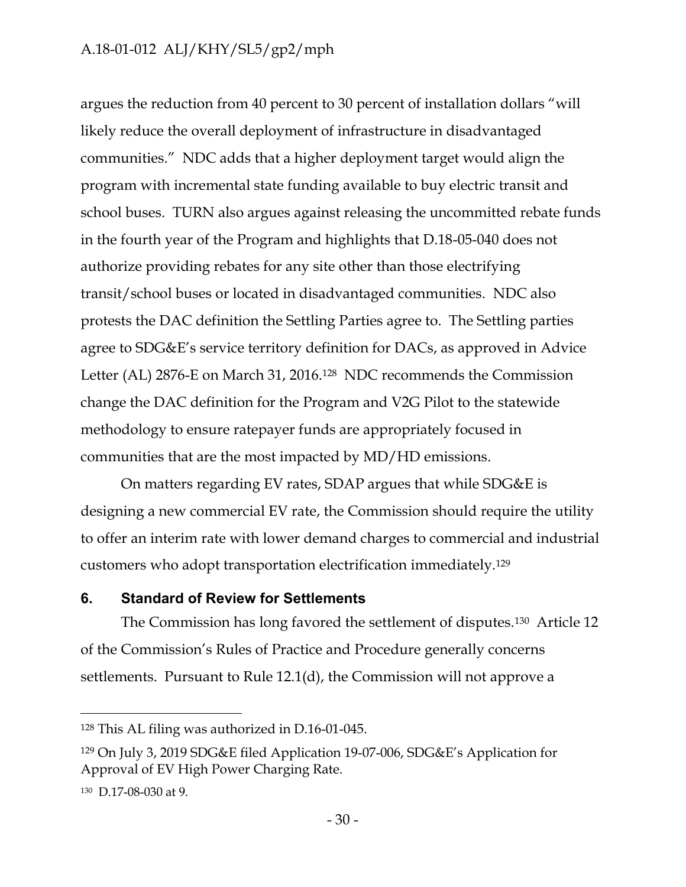argues the reduction from 40 percent to 30 percent of installation dollars "will likely reduce the overall deployment of infrastructure in disadvantaged communities." NDC adds that a higher deployment target would align the program with incremental state funding available to buy electric transit and school buses. TURN also argues against releasing the uncommitted rebate funds in the fourth year of the Program and highlights that D.18-05-040 does not authorize providing rebates for any site other than those electrifying transit/school buses or located in disadvantaged communities. NDC also protests the DAC definition the Settling Parties agree to. The Settling parties agree to SDG&E's service territory definition for DACs, as approved in Advice Letter (AL) 2876-E on March 31, 2016.[128] NDC recommends the Commission change the DAC definition for the Program and V2G Pilot to the statewide methodology to ensure ratepayer funds are appropriately focused in communities that are the most impacted by MD/HD emissions.

On matters regarding EV rates, SDAP argues that while SDG&E is designing a new commercial EV rate, the Commission should require the utility to offer an interim rate with lower demand charges to commercial and industrial customers who adopt transportation electrification immediately.[129]

## 6. Standard of Review for Settlements

The Commission has long favored the settlement of disputes.[130] Article 12 of the Commission's Rules of Practice and Procedure generally concerns settlements. Pursuant to Rule 12.1(d), the Commission will not approve a

---

[128] This AL filing was authorized in D.16-01-045.

[129] On July 3, 2019 SDG&E filed Application 19-07-006, SDG&E's Application for Approval of EV High Power Charging Rate.

[130] D.17-08-030 at 9.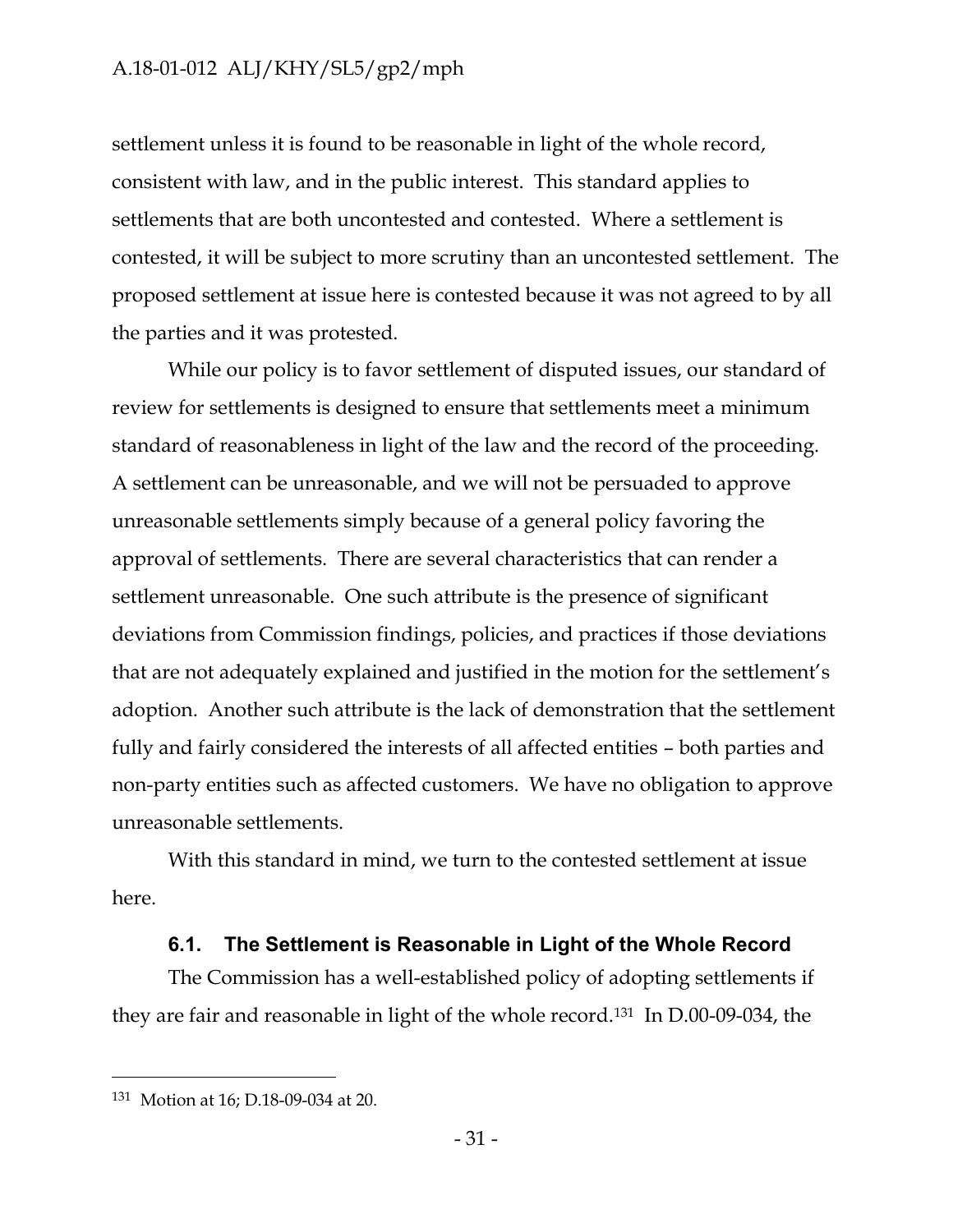settlement unless it is found to be reasonable in light of the whole record, consistent with law, and in the public interest. This standard applies to settlements that are both uncontested and contested. Where a settlement is contested, it will be subject to more scrutiny than an uncontested settlement. The proposed settlement at issue here is contested because it was not agreed to by all the parties and it was protested.

While our policy is to favor settlement of disputed issues, our standard of review for settlements is designed to ensure that settlements meet a minimum standard of reasonableness in light of the law and the record of the proceeding. A settlement can be unreasonable, and we will not be persuaded to approve unreasonable settlements simply because of a general policy favoring the approval of settlements. There are several characteristics that can render a settlement unreasonable. One such attribute is the presence of significant deviations from Commission findings, policies, and practices if those deviations that are not adequately explained and justified in the motion for the settlement's adoption. Another such attribute is the lack of demonstration that the settlement fully and fairly considered the interests of all affected entities – both parties and non-party entities such as affected customers. We have no obligation to approve unreasonable settlements.

With this standard in mind, we turn to the contested settlement at issue here.

### 6.1. The Settlement is Reasonable in Light of the Whole Record

The Commission has a well-established policy of adopting settlements if they are fair and reasonable in light of the whole record.[131] In D.00-09-034, the

---

[131] Motion at 16; D.18-09-034 at 20.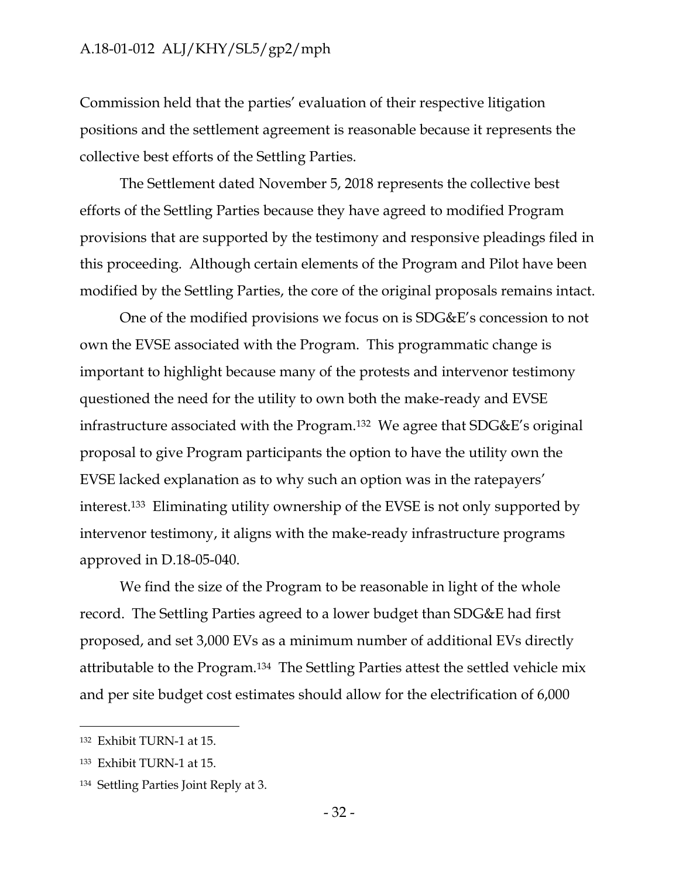Commission held that the parties' evaluation of their respective litigation positions and the settlement agreement is reasonable because it represents the collective best efforts of the Settling Parties.

The Settlement dated November 5, 2018 represents the collective best efforts of the Settling Parties because they have agreed to modified Program provisions that are supported by the testimony and responsive pleadings filed in this proceeding. Although certain elements of the Program and Pilot have been modified by the Settling Parties, the core of the original proposals remains intact.

One of the modified provisions we focus on is SDG&E's concession to not own the EVSE associated with the Program. This programmatic change is important to highlight because many of the protests and intervenor testimony questioned the need for the utility to own both the make-ready and EVSE infrastructure associated with the Program.[132] We agree that SDG&E's original proposal to give Program participants the option to have the utility own the EVSE lacked explanation as to why such an option was in the ratepayers' interest.[133] Eliminating utility ownership of the EVSE is not only supported by intervenor testimony, it aligns with the make-ready infrastructure programs approved in D.18-05-040.

We find the size of the Program to be reasonable in light of the whole record. The Settling Parties agreed to a lower budget than SDG&E had first proposed, and set 3,000 EVs as a minimum number of additional EVs directly attributable to the Program.[134] The Settling Parties attest the settled vehicle mix and per site budget cost estimates should allow for the electrification of 6,000

---

[132] Exhibit TURN-1 at 15.

[133] Exhibit TURN-1 at 15.

[134] Settling Parties Joint Reply at 3.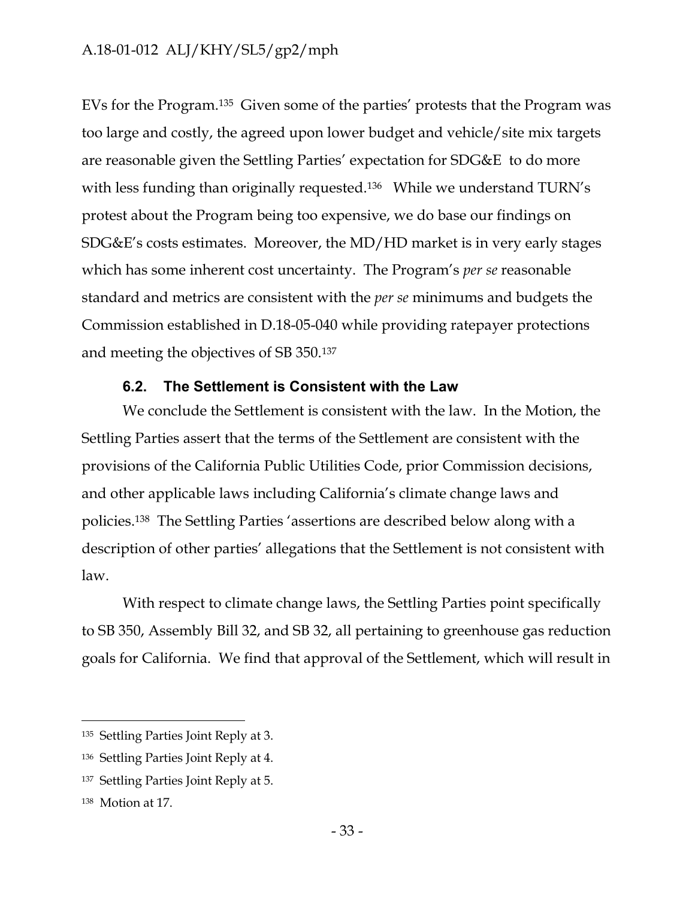EVs for the Program.[135] Given some of the parties' protests that the Program was too large and costly, the agreed upon lower budget and vehicle/site mix targets are reasonable given the Settling Parties' expectation for SDG&E to do more with less funding than originally requested.[136] While we understand TURN's protest about the Program being too expensive, we do base our findings on SDG&E's costs estimates. Moreover, the MD/HD market is in very early stages which has some inherent cost uncertainty. The Program's *per se* reasonable standard and metrics are consistent with the *per se* minimums and budgets the Commission established in D.18-05-040 while providing ratepayer protections and meeting the objectives of SB 350.[137]

### 6.2. The Settlement is Consistent with the Law

We conclude the Settlement is consistent with the law. In the Motion, the Settling Parties assert that the terms of the Settlement are consistent with the provisions of the California Public Utilities Code, prior Commission decisions, and other applicable laws including California's climate change laws and policies.[138] The Settling Parties 'assertions are described below along with a description of other parties' allegations that the Settlement is not consistent with law.

With respect to climate change laws, the Settling Parties point specifically to SB 350, Assembly Bill 32, and SB 32, all pertaining to greenhouse gas reduction goals for California. We find that approval of the Settlement, which will result in

---

[135] Settling Parties Joint Reply at 3.

[136] Settling Parties Joint Reply at 4.

[137] Settling Parties Joint Reply at 5.

[138] Motion at 17.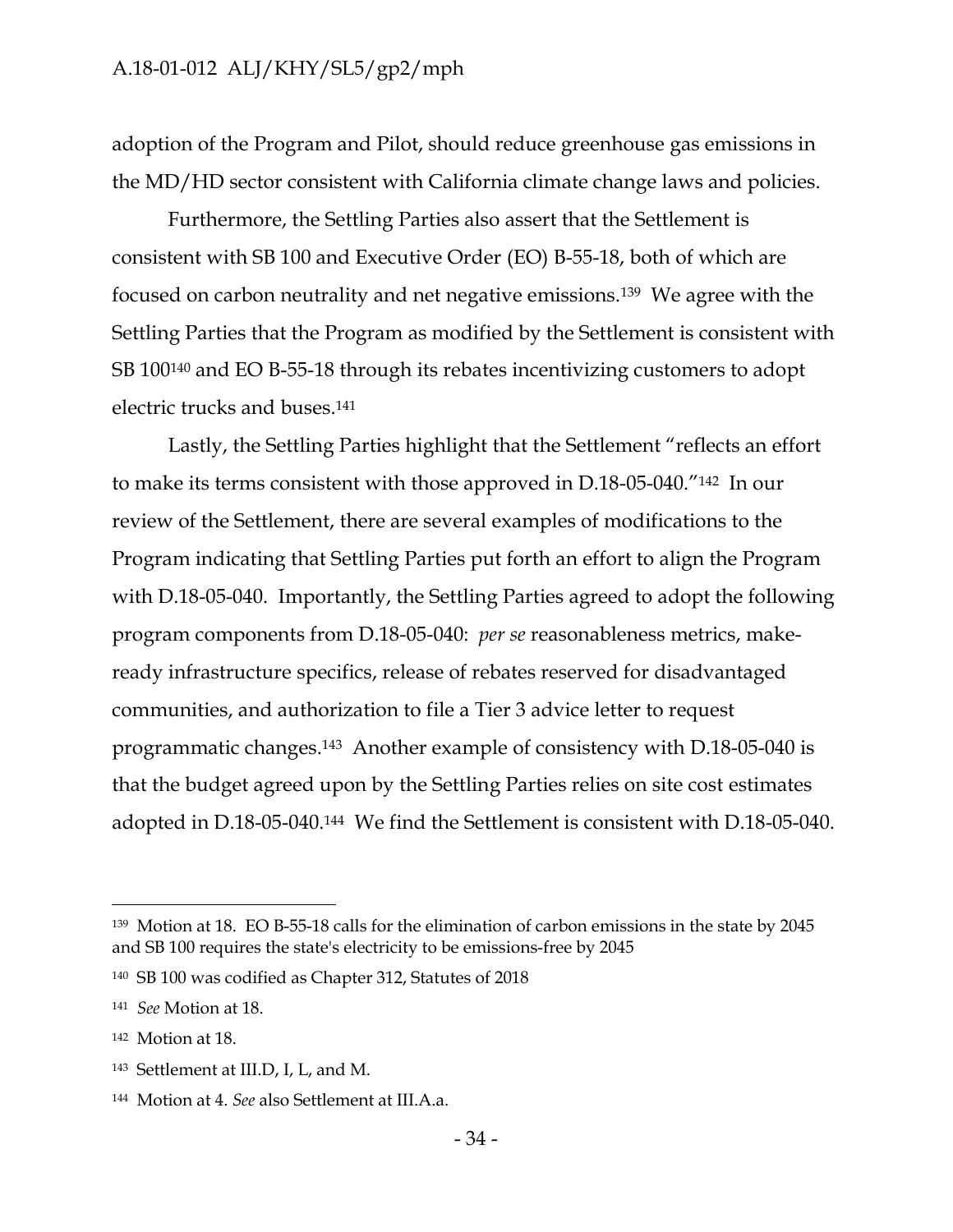adoption of the Program and Pilot, should reduce greenhouse gas emissions in the MD/HD sector consistent with California climate change laws and policies.

Furthermore, the Settling Parties also assert that the Settlement is consistent with SB 100 and Executive Order (EO) B-55-18, both of which are focused on carbon neutrality and net negative emissions.[139] We agree with the Settling Parties that the Program as modified by the Settlement is consistent with SB 100[140] and EO B-55-18 through its rebates incentivizing customers to adopt electric trucks and buses.[141]

Lastly, the Settling Parties highlight that the Settlement "reflects an effort to make its terms consistent with those approved in D.18-05-040."[142] In our review of the Settlement, there are several examples of modifications to the Program indicating that Settling Parties put forth an effort to align the Program with D.18-05-040. Importantly, the Settling Parties agreed to adopt the following program components from D.18-05-040: *per se* reasonableness metrics, make-ready infrastructure specifics, release of rebates reserved for disadvantaged communities, and authorization to file a Tier 3 advice letter to request programmatic changes.[143] Another example of consistency with D.18-05-040 is that the budget agreed upon by the Settling Parties relies on site cost estimates adopted in D.18-05-040.[144] We find the Settlement is consistent with D.18-05-040.

---

[139] Motion at 18. EO B-55-18 calls for the elimination of carbon emissions in the state by 2045 and SB 100 requires the state's electricity to be emissions-free by 2045

[140] SB 100 was codified as Chapter 312, Statutes of 2018

[141] *See* Motion at 18.

[142] Motion at 18.

[143] Settlement at III.D, I, L, and M.

[144] Motion at 4. *See* also Settlement at III.A.a.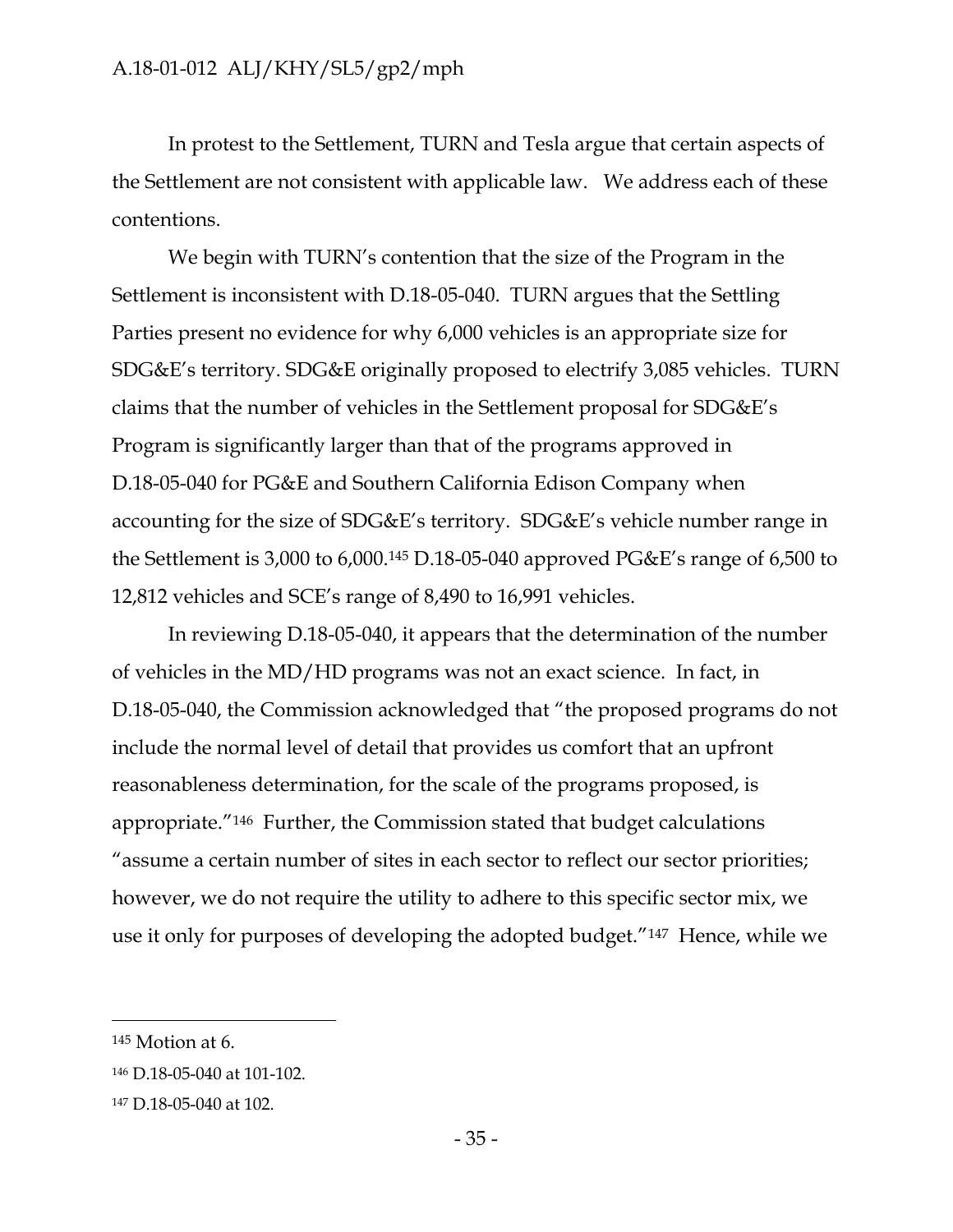In protest to the Settlement, TURN and Tesla argue that certain aspects of the Settlement are not consistent with applicable law. We address each of these contentions.

We begin with TURN's contention that the size of the Program in the Settlement is inconsistent with D.18-05-040. TURN argues that the Settling Parties present no evidence for why 6,000 vehicles is an appropriate size for SDG&E's territory. SDG&E originally proposed to electrify 3,085 vehicles. TURN claims that the number of vehicles in the Settlement proposal for SDG&E's Program is significantly larger than that of the programs approved in D.18-05-040 for PG&E and Southern California Edison Company when accounting for the size of SDG&E's territory. SDG&E's vehicle number range in the Settlement is 3,000 to 6,000.[145] D.18-05-040 approved PG&E's range of 6,500 to 12,812 vehicles and SCE's range of 8,490 to 16,991 vehicles.

In reviewing D.18-05-040, it appears that the determination of the number of vehicles in the MD/HD programs was not an exact science. In fact, in D.18-05-040, the Commission acknowledged that "the proposed programs do not include the normal level of detail that provides us comfort that an upfront reasonableness determination, for the scale of the programs proposed, is appropriate."[146] Further, the Commission stated that budget calculations "assume a certain number of sites in each sector to reflect our sector priorities; however, we do not require the utility to adhere to this specific sector mix, we use it only for purposes of developing the adopted budget."[147] Hence, while we

---

[145] Motion at 6.

[146] D.18-05-040 at 101-102.

[147] D.18-05-040 at 102.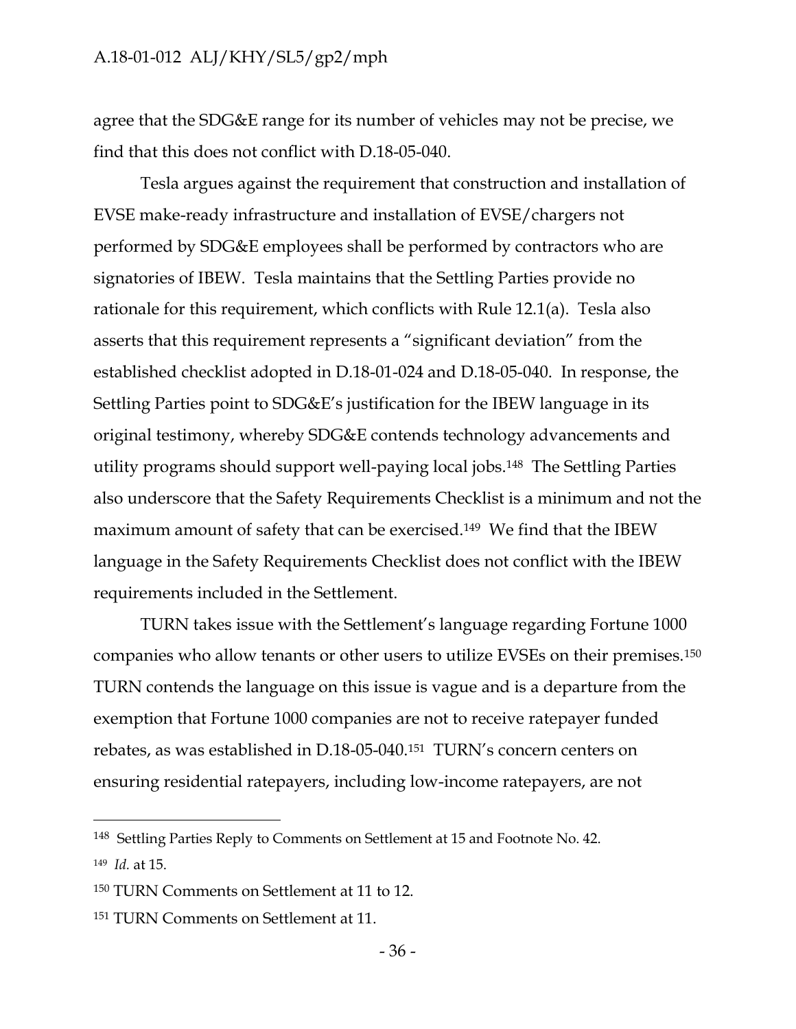agree that the SDG&E range for its number of vehicles may not be precise, we find that this does not conflict with D.18-05-040.

Tesla argues against the requirement that construction and installation of EVSE make-ready infrastructure and installation of EVSE/chargers not performed by SDG&E employees shall be performed by contractors who are signatories of IBEW. Tesla maintains that the Settling Parties provide no rationale for this requirement, which conflicts with Rule 12.1(a). Tesla also asserts that this requirement represents a "significant deviation" from the established checklist adopted in D.18-01-024 and D.18-05-040. In response, the Settling Parties point to SDG&E's justification for the IBEW language in its original testimony, whereby SDG&E contends technology advancements and utility programs should support well-paying local jobs.[148] The Settling Parties also underscore that the Safety Requirements Checklist is a minimum and not the maximum amount of safety that can be exercised.[149] We find that the IBEW language in the Safety Requirements Checklist does not conflict with the IBEW requirements included in the Settlement.

TURN takes issue with the Settlement's language regarding Fortune 1000 companies who allow tenants or other users to utilize EVSEs on their premises.[150] TURN contends the language on this issue is vague and is a departure from the exemption that Fortune 1000 companies are not to receive ratepayer funded rebates, as was established in D.18-05-040.[151] TURN's concern centers on ensuring residential ratepayers, including low-income ratepayers, are not

---

[148] Settling Parties Reply to Comments on Settlement at 15 and Footnote No. 42.

[149] *Id.* at 15.

[150] TURN Comments on Settlement at 11 to 12.

[151] TURN Comments on Settlement at 11.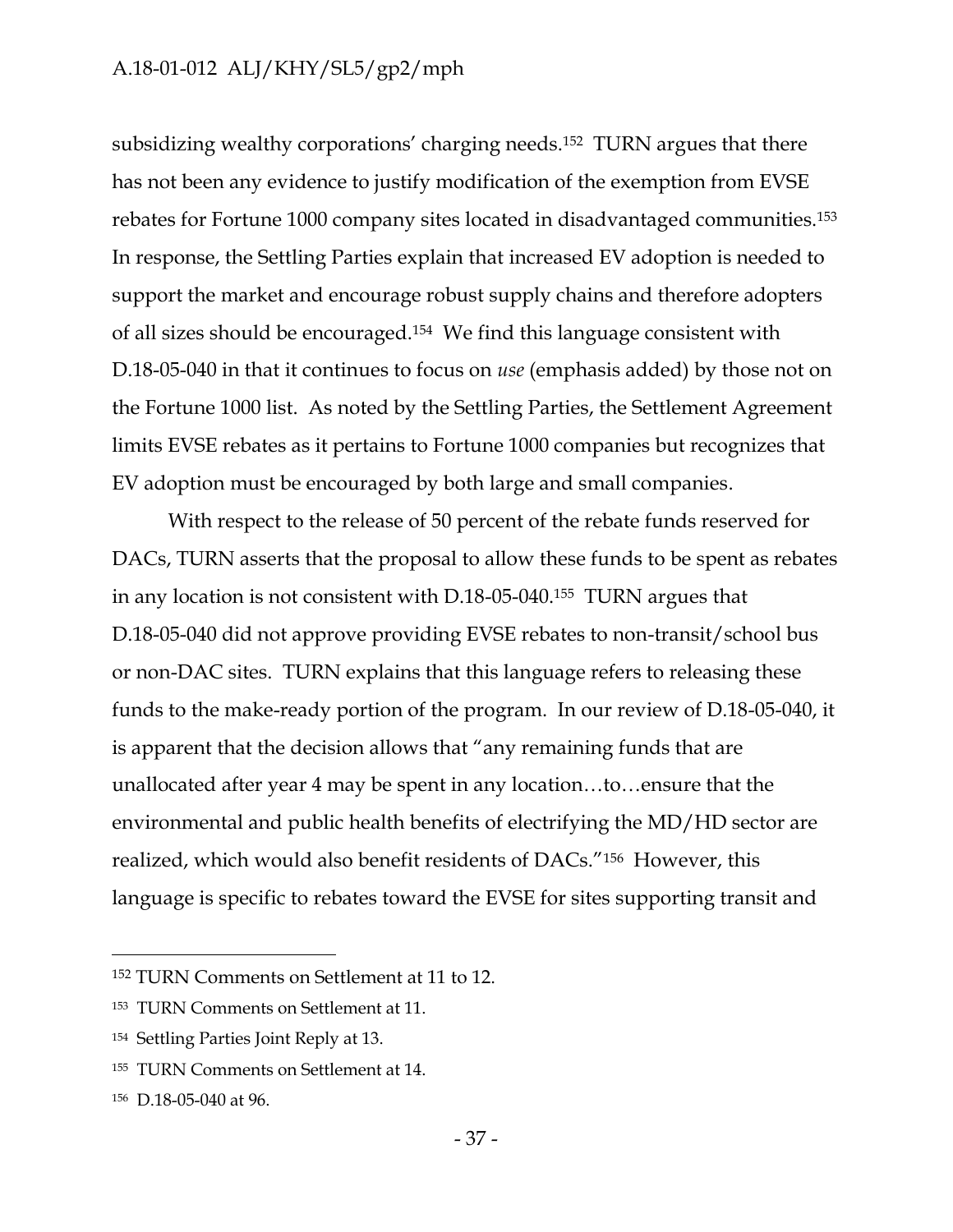subsidizing wealthy corporations' charging needs.[152] TURN argues that there has not been any evidence to justify modification of the exemption from EVSE rebates for Fortune 1000 company sites located in disadvantaged communities.[153] In response, the Settling Parties explain that increased EV adoption is needed to support the market and encourage robust supply chains and therefore adopters of all sizes should be encouraged.[154] We find this language consistent with D.18-05-040 in that it continues to focus on *use* (emphasis added) by those not on the Fortune 1000 list. As noted by the Settling Parties, the Settlement Agreement limits EVSE rebates as it pertains to Fortune 1000 companies but recognizes that EV adoption must be encouraged by both large and small companies.

With respect to the release of 50 percent of the rebate funds reserved for DACs, TURN asserts that the proposal to allow these funds to be spent as rebates in any location is not consistent with D.18-05-040.[155] TURN argues that D.18-05-040 did not approve providing EVSE rebates to non-transit/school bus or non-DAC sites. TURN explains that this language refers to releasing these funds to the make-ready portion of the program. In our review of D.18-05-040, it is apparent that the decision allows that "any remaining funds that are unallocated after year 4 may be spent in any location…to…ensure that the environmental and public health benefits of electrifying the MD/HD sector are realized, which would also benefit residents of DACs."[156] However, this language is specific to rebates toward the EVSE for sites supporting transit and

---

[152] TURN Comments on Settlement at 11 to 12.

[153] TURN Comments on Settlement at 11.

[154] Settling Parties Joint Reply at 13.

[155] TURN Comments on Settlement at 14.

[156] D.18-05-040 at 96.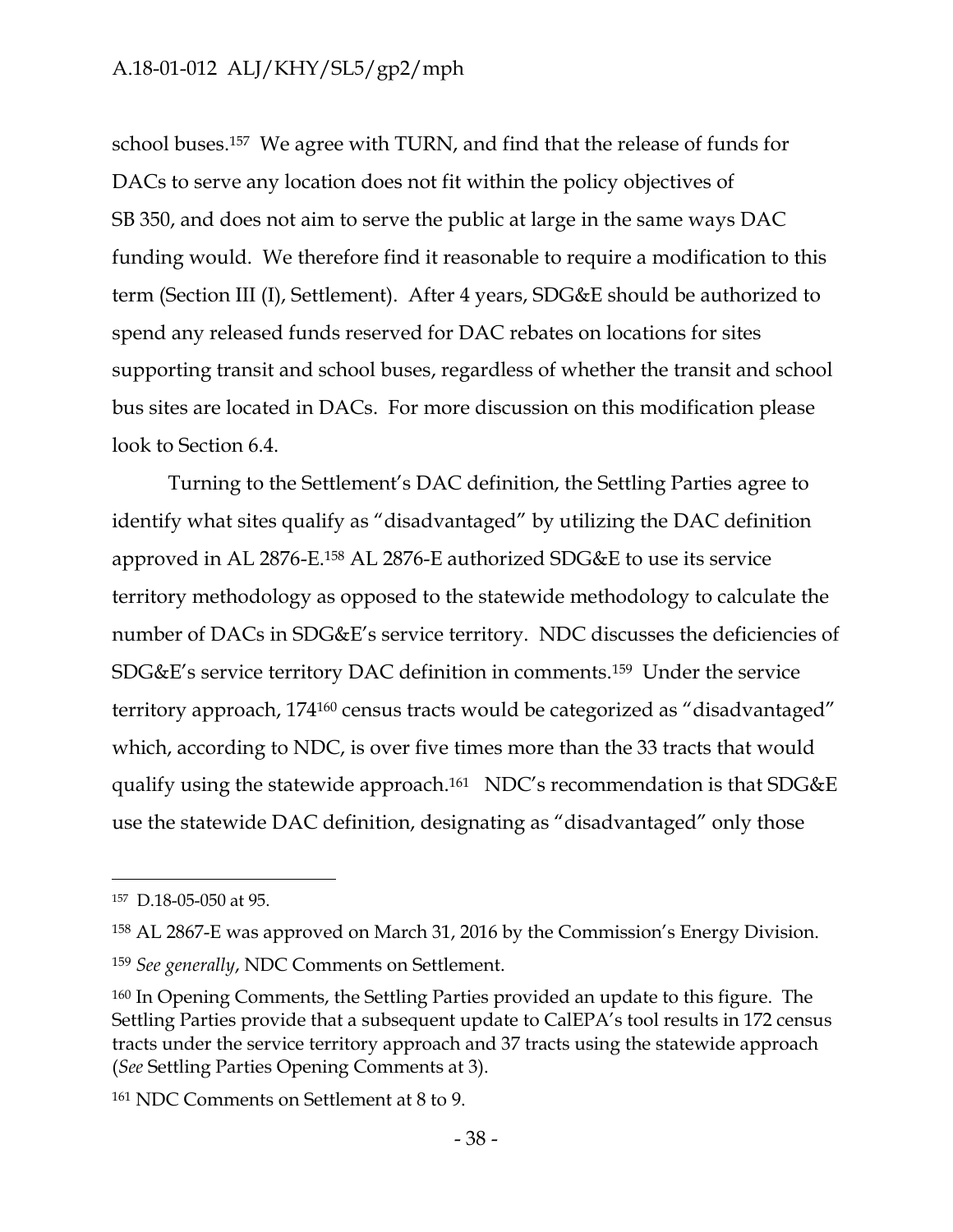school buses.[157] We agree with TURN, and find that the release of funds for DACs to serve any location does not fit within the policy objectives of SB 350, and does not aim to serve the public at large in the same ways DAC funding would. We therefore find it reasonable to require a modification to this term (Section III (I), Settlement). After 4 years, SDG&E should be authorized to spend any released funds reserved for DAC rebates on locations for sites supporting transit and school buses, regardless of whether the transit and school bus sites are located in DACs. For more discussion on this modification please look to Section 6.4.

Turning to the Settlement's DAC definition, the Settling Parties agree to identify what sites qualify as "disadvantaged" by utilizing the DAC definition approved in AL 2876-E.[158] AL 2876-E authorized SDG&E to use its service territory methodology as opposed to the statewide methodology to calculate the number of DACs in SDG&E's service territory. NDC discusses the deficiencies of SDG&E's service territory DAC definition in comments.[159] Under the service territory approach, 174[160] census tracts would be categorized as "disadvantaged" which, according to NDC, is over five times more than the 33 tracts that would qualify using the statewide approach.[161] NDC's recommendation is that SDG&E use the statewide DAC definition, designating as "disadvantaged" only those

---

[157] D.18-05-050 at 95.

[158] AL 2867-E was approved on March 31, 2016 by the Commission's Energy Division.

[159] *See generally*, NDC Comments on Settlement.

[160] In Opening Comments, the Settling Parties provided an update to this figure. The Settling Parties provide that a subsequent update to CalEPA's tool results in 172 census tracts under the service territory approach and 37 tracts using the statewide approach (*See* Settling Parties Opening Comments at 3).

[161] NDC Comments on Settlement at 8 to 9.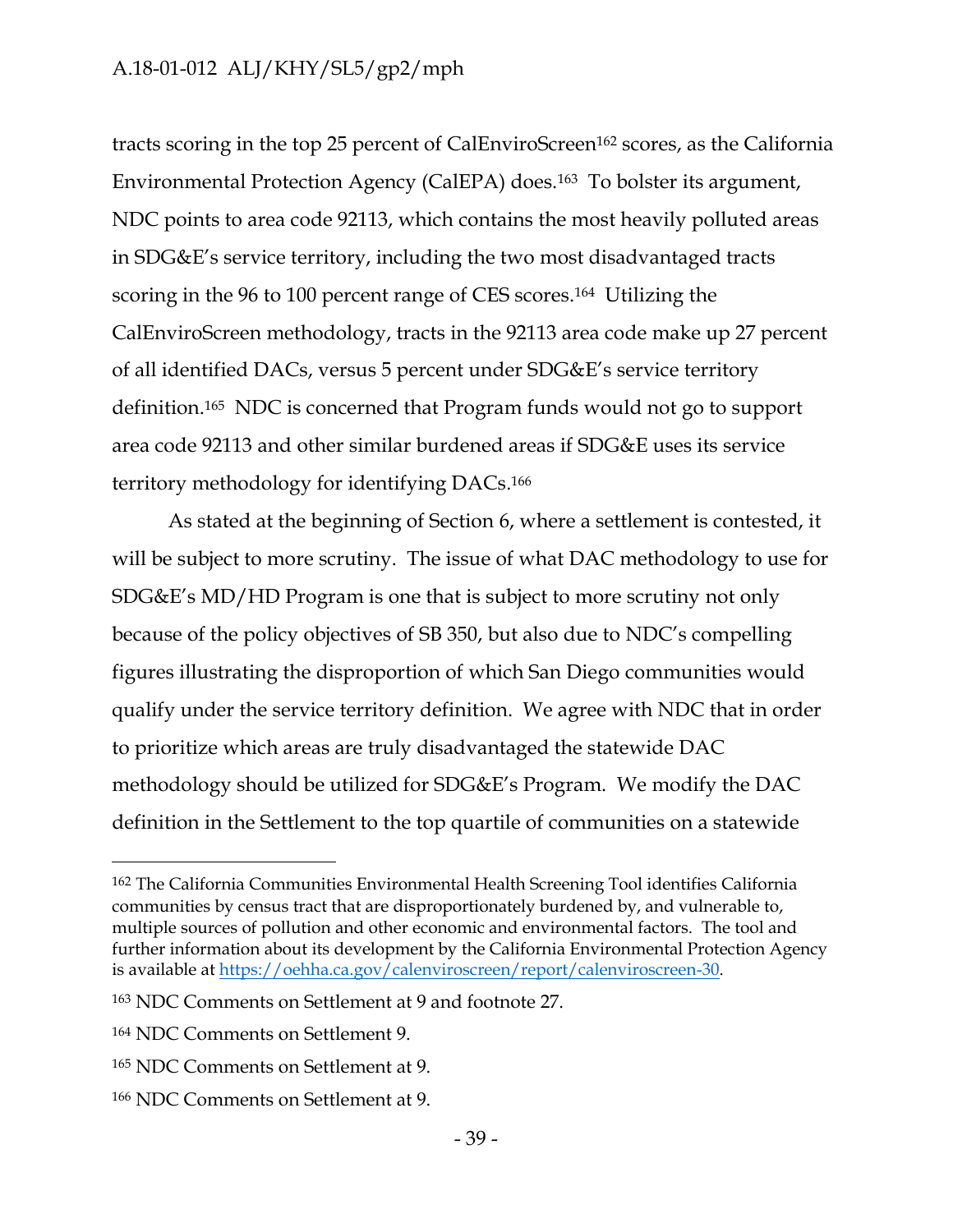tracts scoring in the top 25 percent of CalEnviroScreen[162] scores, as the California Environmental Protection Agency (CalEPA) does.[163] To bolster its argument, NDC points to area code 92113, which contains the most heavily polluted areas in SDG&E's service territory, including the two most disadvantaged tracts scoring in the 96 to 100 percent range of CES scores.[164] Utilizing the CalEnviroScreen methodology, tracts in the 92113 area code make up 27 percent of all identified DACs, versus 5 percent under SDG&E's service territory definition.[165] NDC is concerned that Program funds would not go to support area code 92113 and other similar burdened areas if SDG&E uses its service territory methodology for identifying DACs.[166]

As stated at the beginning of Section 6, where a settlement is contested, it will be subject to more scrutiny. The issue of what DAC methodology to use for SDG&E's MD/HD Program is one that is subject to more scrutiny not only because of the policy objectives of SB 350, but also due to NDC's compelling figures illustrating the disproportion of which San Diego communities would qualify under the service territory definition. We agree with NDC that in order to prioritize which areas are truly disadvantaged the statewide DAC methodology should be utilized for SDG&E's Program. We modify the DAC definition in the Settlement to the top quartile of communities on a statewide

---

[162] The California Communities Environmental Health Screening Tool identifies California communities by census tract that are disproportionately burdened by, and vulnerable to, multiple sources of pollution and other economic and environmental factors. The tool and further information about its development by the California Environmental Protection Agency is available at https://oehha.ca.gov/calenviroscreen/report/calenviroscreen-30.

[163] NDC Comments on Settlement at 9 and footnote 27.

[164] NDC Comments on Settlement 9.

[165] NDC Comments on Settlement at 9.

[166] NDC Comments on Settlement at 9.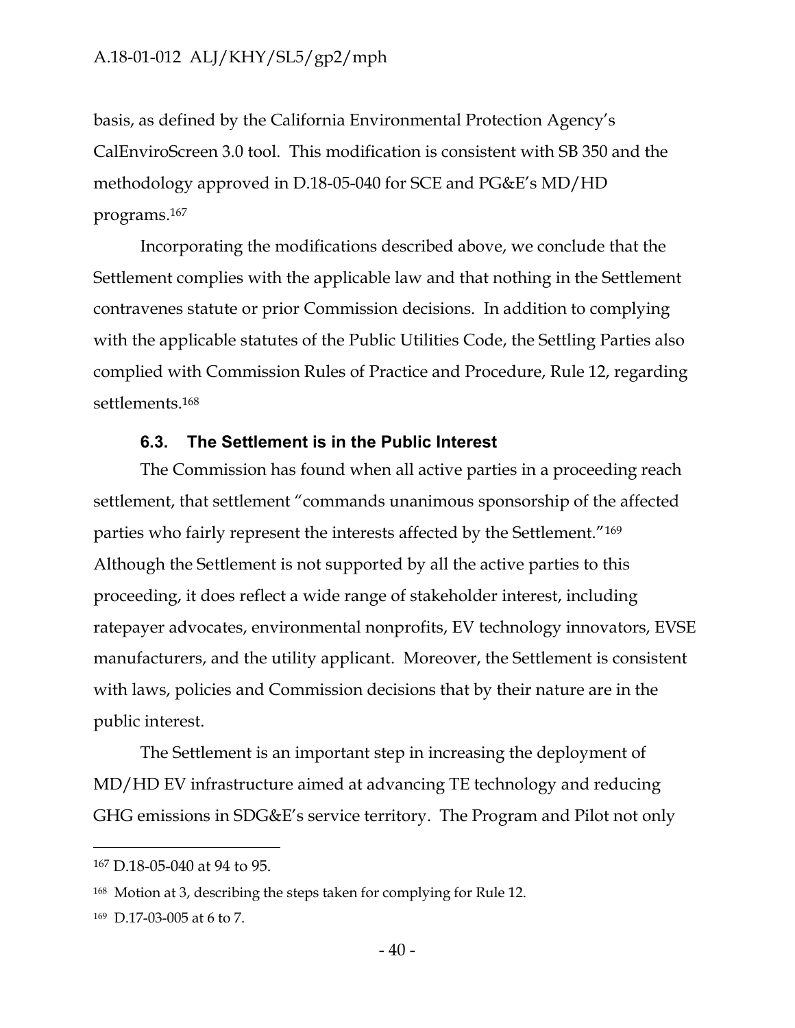basis, as defined by the California Environmental Protection Agency's CalEnviroScreen 3.0 tool. This modification is consistent with SB 350 and the methodology approved in D.18-05-040 for SCE and PG&E's MD/HD programs.[167]

Incorporating the modifications described above, we conclude that the Settlement complies with the applicable law and that nothing in the Settlement contravenes statute or prior Commission decisions. In addition to complying with the applicable statutes of the Public Utilities Code, the Settling Parties also complied with Commission Rules of Practice and Procedure, Rule 12, regarding settlements.[168]

### 6.3. The Settlement is in the Public Interest

The Commission has found when all active parties in a proceeding reach settlement, that settlement "commands unanimous sponsorship of the affected parties who fairly represent the interests affected by the Settlement."[169] Although the Settlement is not supported by all the active parties to this proceeding, it does reflect a wide range of stakeholder interest, including ratepayer advocates, environmental nonprofits, EV technology innovators, EVSE manufacturers, and the utility applicant. Moreover, the Settlement is consistent with laws, policies and Commission decisions that by their nature are in the public interest.

The Settlement is an important step in increasing the deployment of MD/HD EV infrastructure aimed at advancing TE technology and reducing GHG emissions in SDG&E's service territory. The Program and Pilot not only

---

[167] D.18-05-040 at 94 to 95.

[168] Motion at 3, describing the steps taken for complying for Rule 12.

[169] D.17-03-005 at 6 to 7.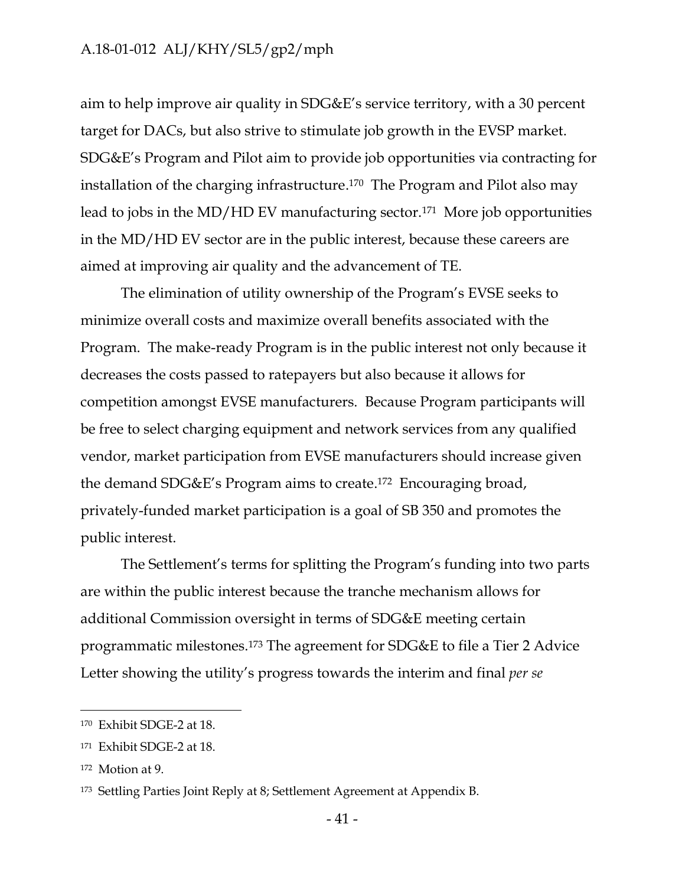aim to help improve air quality in SDG&E's service territory, with a 30 percent target for DACs, but also strive to stimulate job growth in the EVSP market. SDG&E's Program and Pilot aim to provide job opportunities via contracting for installation of the charging infrastructure.[170] The Program and Pilot also may lead to jobs in the MD/HD EV manufacturing sector.[171] More job opportunities in the MD/HD EV sector are in the public interest, because these careers are aimed at improving air quality and the advancement of TE.

The elimination of utility ownership of the Program's EVSE seeks to minimize overall costs and maximize overall benefits associated with the Program. The make-ready Program is in the public interest not only because it decreases the costs passed to ratepayers but also because it allows for competition amongst EVSE manufacturers. Because Program participants will be free to select charging equipment and network services from any qualified vendor, market participation from EVSE manufacturers should increase given the demand SDG&E's Program aims to create.[172] Encouraging broad, privately-funded market participation is a goal of SB 350 and promotes the public interest.

The Settlement's terms for splitting the Program's funding into two parts are within the public interest because the tranche mechanism allows for additional Commission oversight in terms of SDG&E meeting certain programmatic milestones.[173] The agreement for SDG&E to file a Tier 2 Advice Letter showing the utility's progress towards the interim and final *per se*

---

[170] Exhibit SDGE-2 at 18.

[171] Exhibit SDGE-2 at 18.

[172] Motion at 9.

[173] Settling Parties Joint Reply at 8; Settlement Agreement at Appendix B.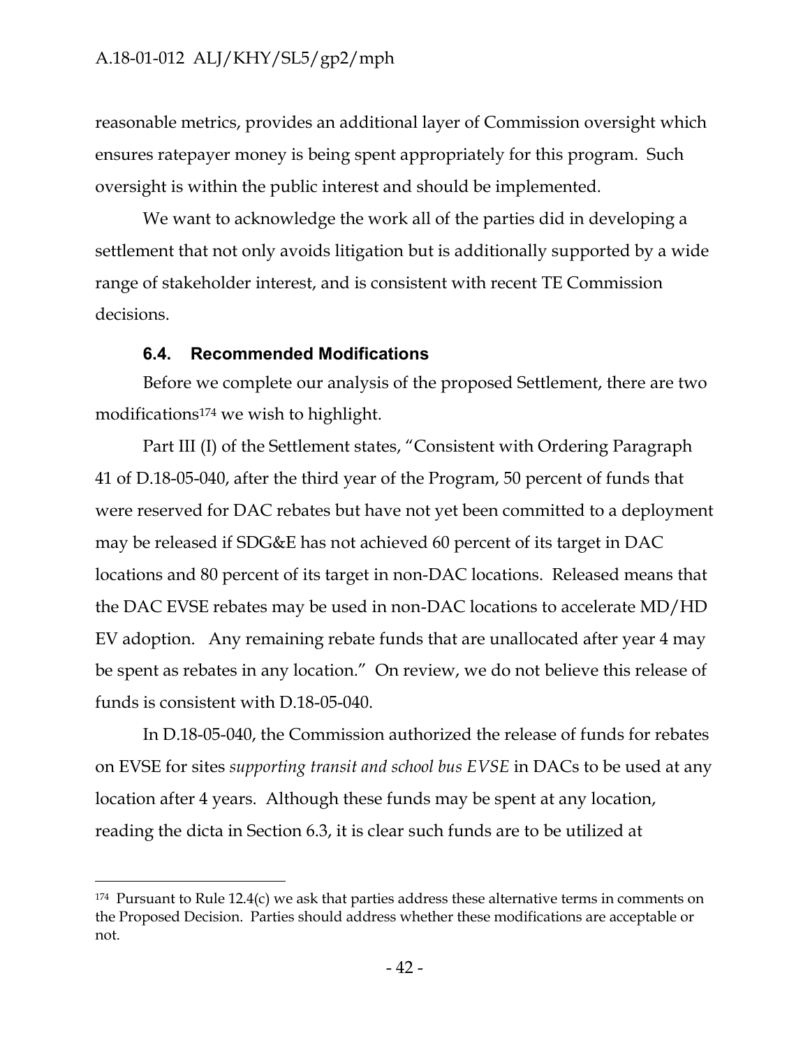reasonable metrics, provides an additional layer of Commission oversight which ensures ratepayer money is being spent appropriately for this program. Such oversight is within the public interest and should be implemented.

We want to acknowledge the work all of the parties did in developing a settlement that not only avoids litigation but is additionally supported by a wide range of stakeholder interest, and is consistent with recent TE Commission decisions.

### 6.4. Recommended Modifications

Before we complete our analysis of the proposed Settlement, there are two modifications[174] we wish to highlight.

Part III (I) of the Settlement states, "Consistent with Ordering Paragraph 41 of D.18-05-040, after the third year of the Program, 50 percent of funds that were reserved for DAC rebates but have not yet been committed to a deployment may be released if SDG&E has not achieved 60 percent of its target in DAC locations and 80 percent of its target in non-DAC locations. Released means that the DAC EVSE rebates may be used in non-DAC locations to accelerate MD/HD EV adoption. Any remaining rebate funds that are unallocated after year 4 may be spent as rebates in any location." On review, we do not believe this release of funds is consistent with D.18-05-040.

In D.18-05-040, the Commission authorized the release of funds for rebates on EVSE for sites *supporting transit and school bus EVSE* in DACs to be used at any location after 4 years. Although these funds may be spent at any location, reading the dicta in Section 6.3, it is clear such funds are to be utilized at

---

[174] Pursuant to Rule 12.4(c) we ask that parties address these alternative terms in comments on the Proposed Decision. Parties should address whether these modifications are acceptable or not.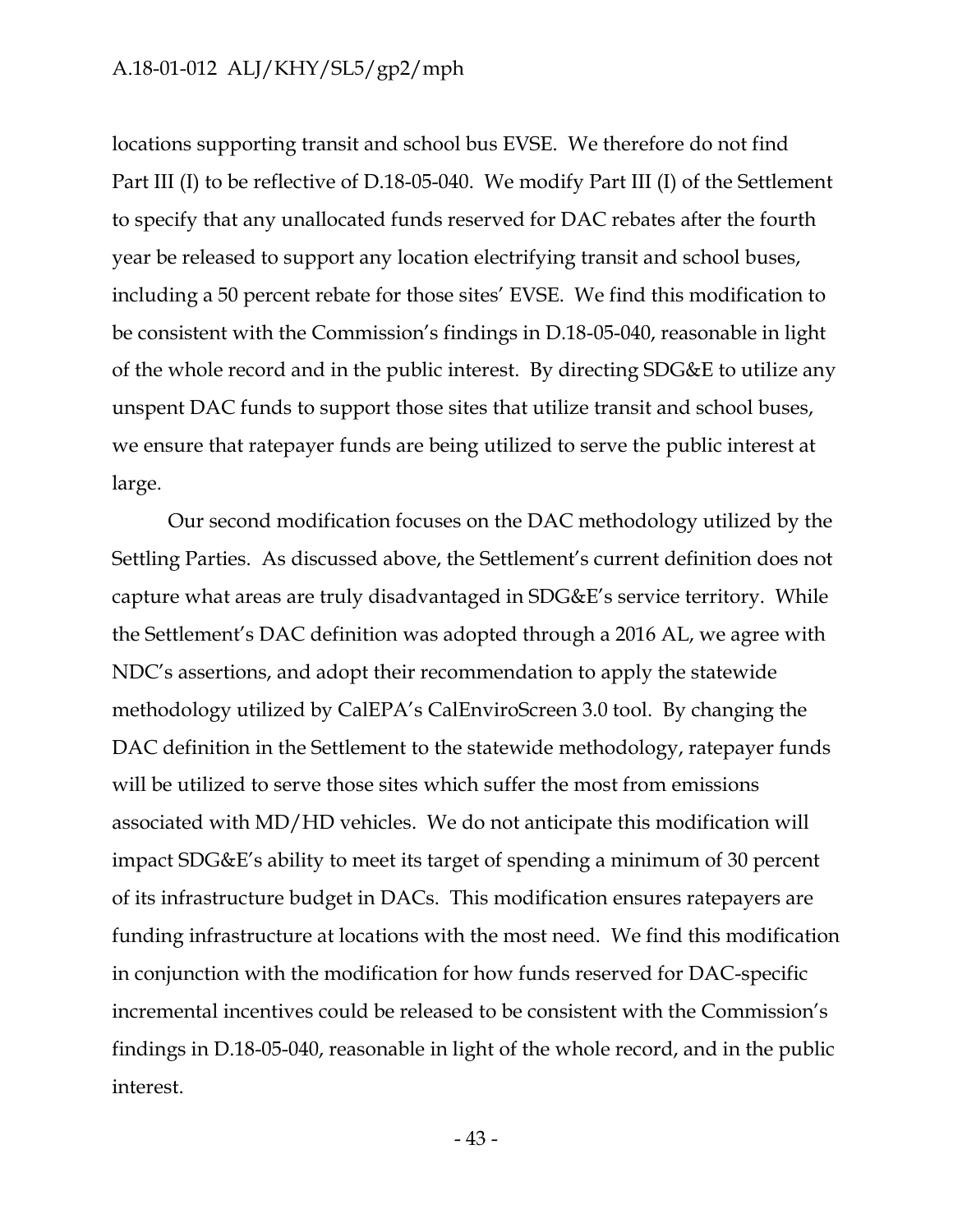locations supporting transit and school bus EVSE. We therefore do not find Part III (I) to be reflective of D.18-05-040. We modify Part III (I) of the Settlement to specify that any unallocated funds reserved for DAC rebates after the fourth year be released to support any location electrifying transit and school buses, including a 50 percent rebate for those sites' EVSE. We find this modification to be consistent with the Commission's findings in D.18-05-040, reasonable in light of the whole record and in the public interest. By directing SDG&E to utilize any unspent DAC funds to support those sites that utilize transit and school buses, we ensure that ratepayer funds are being utilized to serve the public interest at large.

Our second modification focuses on the DAC methodology utilized by the Settling Parties. As discussed above, the Settlement's current definition does not capture what areas are truly disadvantaged in SDG&E's service territory. While the Settlement's DAC definition was adopted through a 2016 AL, we agree with NDC's assertions, and adopt their recommendation to apply the statewide methodology utilized by CalEPA's CalEnviroScreen 3.0 tool. By changing the DAC definition in the Settlement to the statewide methodology, ratepayer funds will be utilized to serve those sites which suffer the most from emissions associated with MD/HD vehicles. We do not anticipate this modification will impact SDG&E's ability to meet its target of spending a minimum of 30 percent of its infrastructure budget in DACs. This modification ensures ratepayers are funding infrastructure at locations with the most need. We find this modification in conjunction with the modification for how funds reserved for DAC-specific incremental incentives could be released to be consistent with the Commission's findings in D.18-05-040, reasonable in light of the whole record, and in the public interest.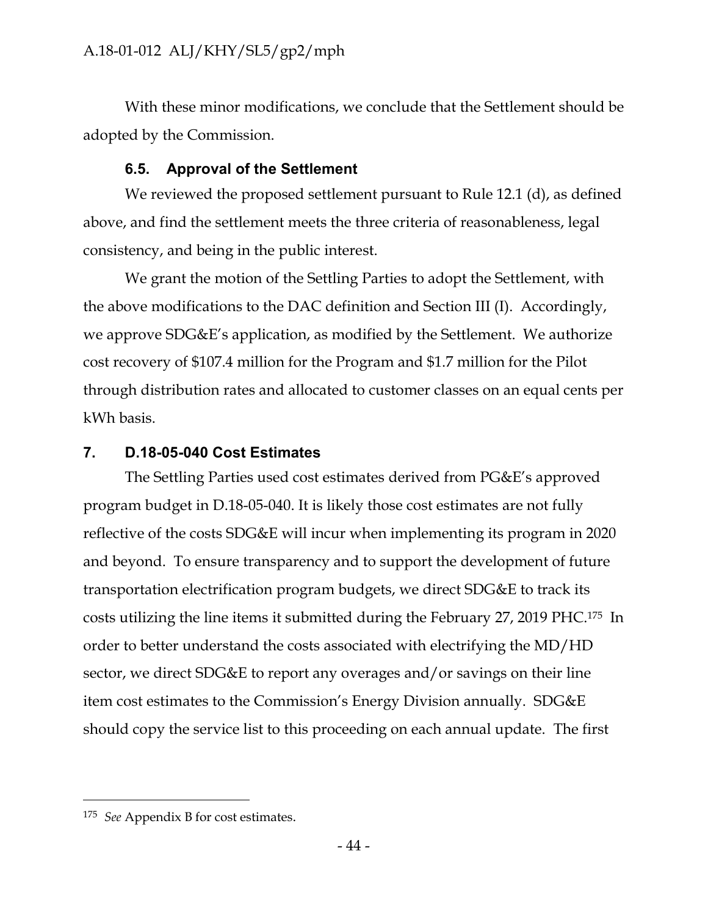With these minor modifications, we conclude that the Settlement should be adopted by the Commission.

### 6.5. Approval of the Settlement

We reviewed the proposed settlement pursuant to Rule 12.1 (d), as defined above, and find the settlement meets the three criteria of reasonableness, legal consistency, and being in the public interest.

We grant the motion of the Settling Parties to adopt the Settlement, with the above modifications to the DAC definition and Section III (I). Accordingly, we approve SDG&E's application, as modified by the Settlement. We authorize cost recovery of $107.4 million for the Program and $1.7 million for the Pilot through distribution rates and allocated to customer classes on an equal cents per kWh basis.

## 7. D.18-05-040 Cost Estimates

The Settling Parties used cost estimates derived from PG&E's approved program budget in D.18-05-040. It is likely those cost estimates are not fully reflective of the costs SDG&E will incur when implementing its program in 2020 and beyond. To ensure transparency and to support the development of future transportation electrification program budgets, we direct SDG&E to track its costs utilizing the line items it submitted during the February 27, 2019 PHC.[175] In order to better understand the costs associated with electrifying the MD/HD sector, we direct SDG&E to report any overages and/or savings on their line item cost estimates to the Commission's Energy Division annually. SDG&E should copy the service list to this proceeding on each annual update. The first

---

[175] *See* Appendix B for cost estimates.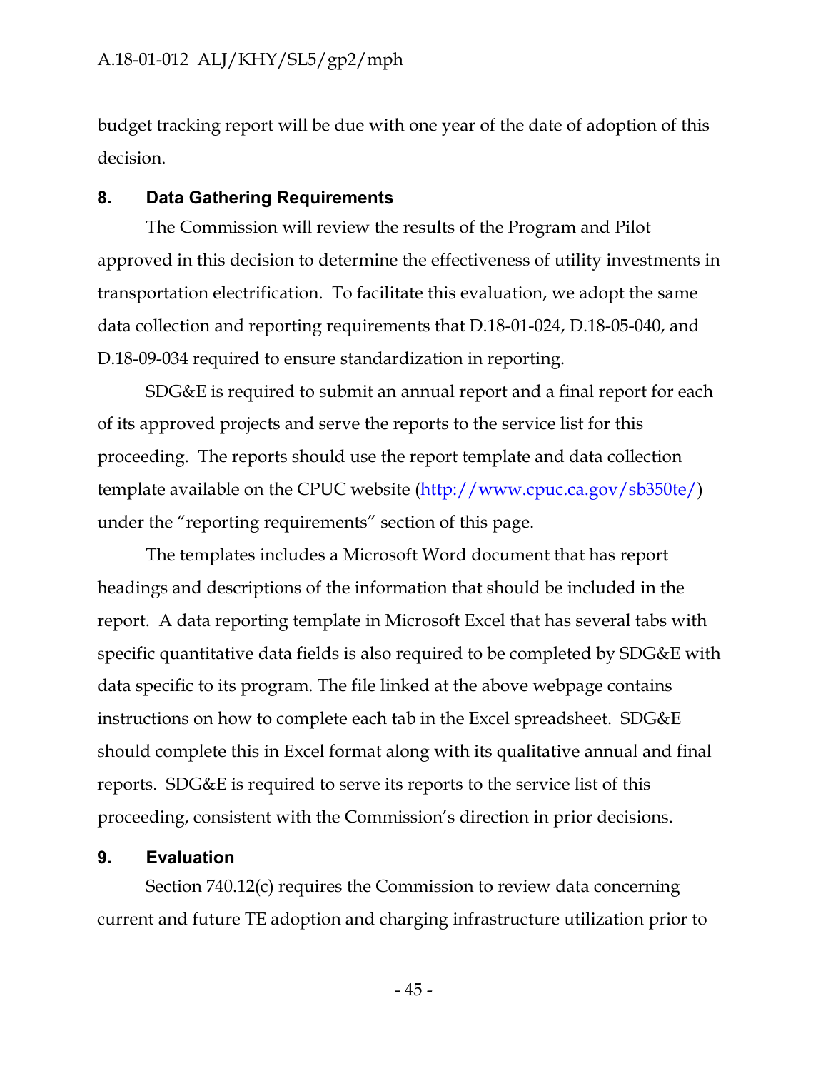budget tracking report will be due with one year of the date of adoption of this decision.

## 8. Data Gathering Requirements

The Commission will review the results of the Program and Pilot approved in this decision to determine the effectiveness of utility investments in transportation electrification. To facilitate this evaluation, we adopt the same data collection and reporting requirements that D.18-01-024, D.18-05-040, and D.18-09-034 required to ensure standardization in reporting.

SDG&E is required to submit an annual report and a final report for each of its approved projects and serve the reports to the service list for this proceeding. The reports should use the report template and data collection template available on the CPUC website (http://www.cpuc.ca.gov/sb350te/) under the "reporting requirements" section of this page.

The templates includes a Microsoft Word document that has report headings and descriptions of the information that should be included in the report. A data reporting template in Microsoft Excel that has several tabs with specific quantitative data fields is also required to be completed by SDG&E with data specific to its program. The file linked at the above webpage contains instructions on how to complete each tab in the Excel spreadsheet. SDG&E should complete this in Excel format along with its qualitative annual and final reports. SDG&E is required to serve its reports to the service list of this proceeding, consistent with the Commission's direction in prior decisions.

## 9. Evaluation

Section 740.12(c) requires the Commission to review data concerning current and future TE adoption and charging infrastructure utilization prior to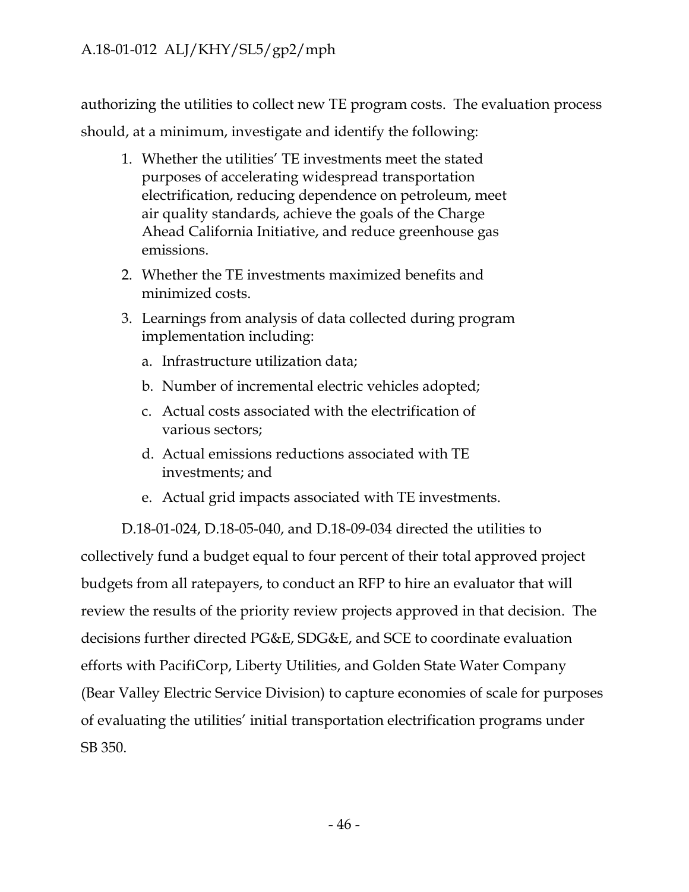authorizing the utilities to collect new TE program costs. The evaluation process should, at a minimum, investigate and identify the following:

1. Whether the utilities' TE investments meet the stated purposes of accelerating widespread transportation electrification, reducing dependence on petroleum, meet air quality standards, achieve the goals of the Charge Ahead California Initiative, and reduce greenhouse gas emissions.
2. Whether the TE investments maximized benefits and minimized costs.
3. Learnings from analysis of data collected during program implementation including:
   a. Infrastructure utilization data;
   b. Number of incremental electric vehicles adopted;
   c. Actual costs associated with the electrification of various sectors;
   d. Actual emissions reductions associated with TE investments; and
   e. Actual grid impacts associated with TE investments.

D.18-01-024, D.18-05-040, and D.18-09-034 directed the utilities to collectively fund a budget equal to four percent of their total approved project budgets from all ratepayers, to conduct an RFP to hire an evaluator that will review the results of the priority review projects approved in that decision. The decisions further directed PG&E, SDG&E, and SCE to coordinate evaluation efforts with PacifiCorp, Liberty Utilities, and Golden State Water Company (Bear Valley Electric Service Division) to capture economies of scale for purposes of evaluating the utilities' initial transportation electrification programs under SB 350.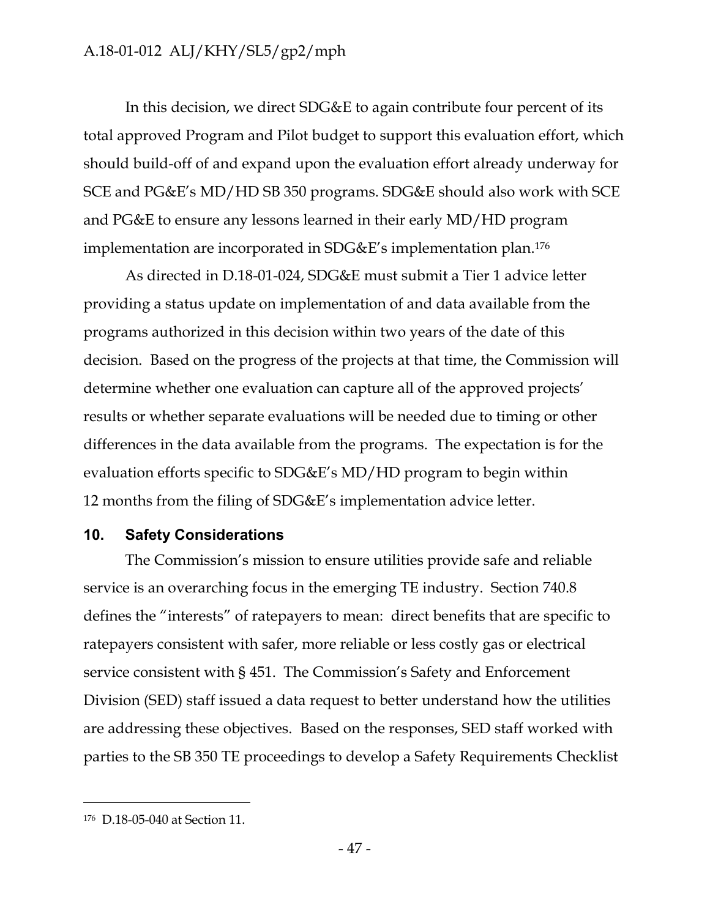In this decision, we direct SDG&E to again contribute four percent of its total approved Program and Pilot budget to support this evaluation effort, which should build-off of and expand upon the evaluation effort already underway for SCE and PG&E's MD/HD SB 350 programs. SDG&E should also work with SCE and PG&E to ensure any lessons learned in their early MD/HD program implementation are incorporated in SDG&E's implementation plan.[176]

As directed in D.18-01-024, SDG&E must submit a Tier 1 advice letter providing a status update on implementation of and data available from the programs authorized in this decision within two years of the date of this decision. Based on the progress of the projects at that time, the Commission will determine whether one evaluation can capture all of the approved projects' results or whether separate evaluations will be needed due to timing or other differences in the data available from the programs. The expectation is for the evaluation efforts specific to SDG&E's MD/HD program to begin within 12 months from the filing of SDG&E's implementation advice letter.

## 10. Safety Considerations

The Commission's mission to ensure utilities provide safe and reliable service is an overarching focus in the emerging TE industry. Section 740.8 defines the "interests" of ratepayers to mean: direct benefits that are specific to ratepayers consistent with safer, more reliable or less costly gas or electrical service consistent with § 451. The Commission's Safety and Enforcement Division (SED) staff issued a data request to better understand how the utilities are addressing these objectives. Based on the responses, SED staff worked with parties to the SB 350 TE proceedings to develop a Safety Requirements Checklist

---

[176] D.18-05-040 at Section 11.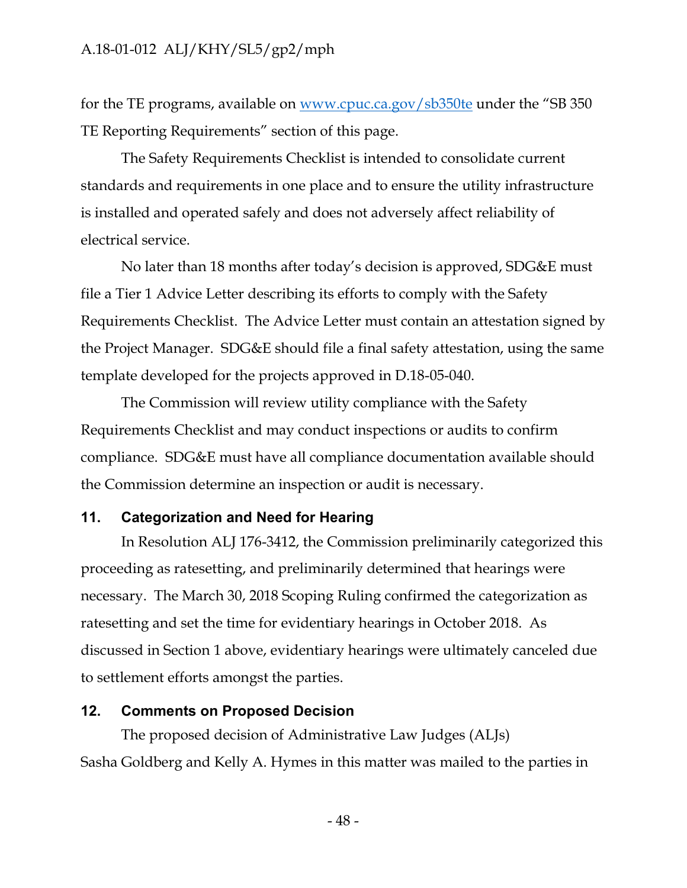for the TE programs, available on [www.cpuc.ca.gov/sb350te](www.cpuc.ca.gov/sb350te) under the "SB 350 TE Reporting Requirements" section of this page.

The Safety Requirements Checklist is intended to consolidate current standards and requirements in one place and to ensure the utility infrastructure is installed and operated safely and does not adversely affect reliability of electrical service.

No later than 18 months after today's decision is approved, SDG&E must file a Tier 1 Advice Letter describing its efforts to comply with the Safety Requirements Checklist. The Advice Letter must contain an attestation signed by the Project Manager. SDG&E should file a final safety attestation, using the same template developed for the projects approved in D.18-05-040.

The Commission will review utility compliance with the Safety Requirements Checklist and may conduct inspections or audits to confirm compliance. SDG&E must have all compliance documentation available should the Commission determine an inspection or audit is necessary.

## 11. Categorization and Need for Hearing

In Resolution ALJ 176-3412, the Commission preliminarily categorized this proceeding as ratesetting, and preliminarily determined that hearings were necessary. The March 30, 2018 Scoping Ruling confirmed the categorization as ratesetting and set the time for evidentiary hearings in October 2018. As discussed in Section 1 above, evidentiary hearings were ultimately canceled due to settlement efforts amongst the parties.

## 12. Comments on Proposed Decision

The proposed decision of Administrative Law Judges (ALJs) Sasha Goldberg and Kelly A. Hymes in this matter was mailed to the parties in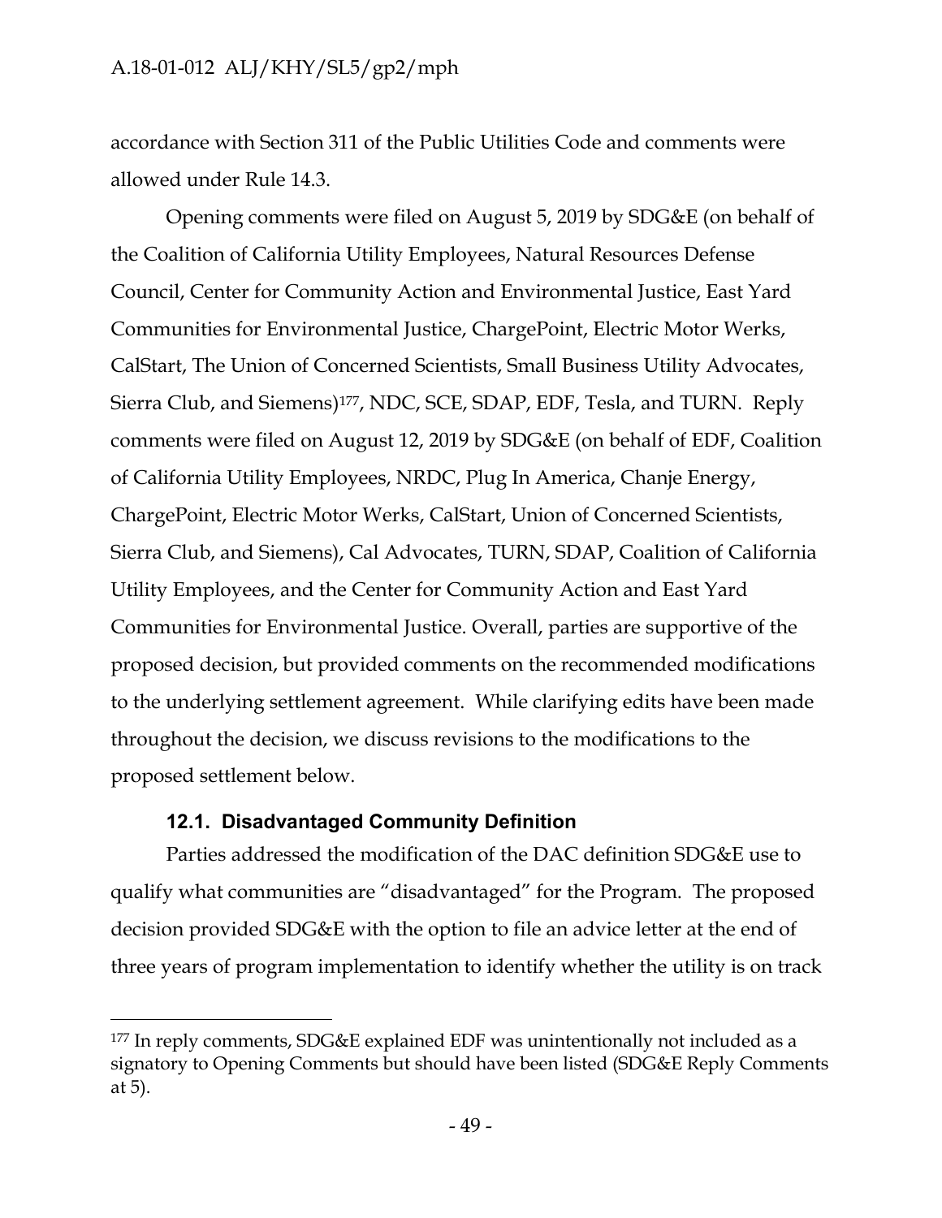accordance with Section 311 of the Public Utilities Code and comments were allowed under Rule 14.3.

Opening comments were filed on August 5, 2019 by SDG&E (on behalf of the Coalition of California Utility Employees, Natural Resources Defense Council, Center for Community Action and Environmental Justice, East Yard Communities for Environmental Justice, ChargePoint, Electric Motor Werks, CalStart, The Union of Concerned Scientists, Small Business Utility Advocates, Sierra Club, and Siemens)[177], NDC, SCE, SDAP, EDF, Tesla, and TURN. Reply comments were filed on August 12, 2019 by SDG&E (on behalf of EDF, Coalition of California Utility Employees, NRDC, Plug In America, Chanje Energy, ChargePoint, Electric Motor Werks, CalStart, Union of Concerned Scientists, Sierra Club, and Siemens), Cal Advocates, TURN, SDAP, Coalition of California Utility Employees, and the Center for Community Action and East Yard Communities for Environmental Justice. Overall, parties are supportive of the proposed decision, but provided comments on the recommended modifications to the underlying settlement agreement. While clarifying edits have been made throughout the decision, we discuss revisions to the modifications to the proposed settlement below.

### 12.1. Disadvantaged Community Definition

Parties addressed the modification of the DAC definition SDG&E use to qualify what communities are "disadvantaged" for the Program. The proposed decision provided SDG&E with the option to file an advice letter at the end of three years of program implementation to identify whether the utility is on track

---

[177] In reply comments, SDG&E explained EDF was unintentionally not included as a signatory to Opening Comments but should have been listed (SDG&E Reply Comments at 5).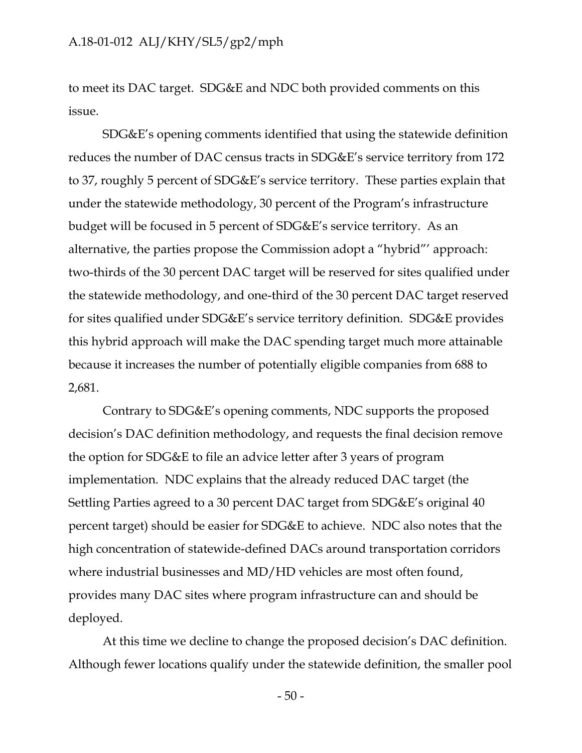to meet its DAC target. SDG&E and NDC both provided comments on this issue.

SDG&E's opening comments identified that using the statewide definition reduces the number of DAC census tracts in SDG&E's service territory from 172 to 37, roughly 5 percent of SDG&E's service territory. These parties explain that under the statewide methodology, 30 percent of the Program's infrastructure budget will be focused in 5 percent of SDG&E's service territory. As an alternative, the parties propose the Commission adopt a "hybrid"' approach: two-thirds of the 30 percent DAC target will be reserved for sites qualified under the statewide methodology, and one-third of the 30 percent DAC target reserved for sites qualified under SDG&E's service territory definition. SDG&E provides this hybrid approach will make the DAC spending target much more attainable because it increases the number of potentially eligible companies from 688 to 2,681.

Contrary to SDG&E's opening comments, NDC supports the proposed decision's DAC definition methodology, and requests the final decision remove the option for SDG&E to file an advice letter after 3 years of program implementation. NDC explains that the already reduced DAC target (the Settling Parties agreed to a 30 percent DAC target from SDG&E's original 40 percent target) should be easier for SDG&E to achieve. NDC also notes that the high concentration of statewide-defined DACs around transportation corridors where industrial businesses and MD/HD vehicles are most often found, provides many DAC sites where program infrastructure can and should be deployed.

At this time we decline to change the proposed decision's DAC definition. Although fewer locations qualify under the statewide definition, the smaller pool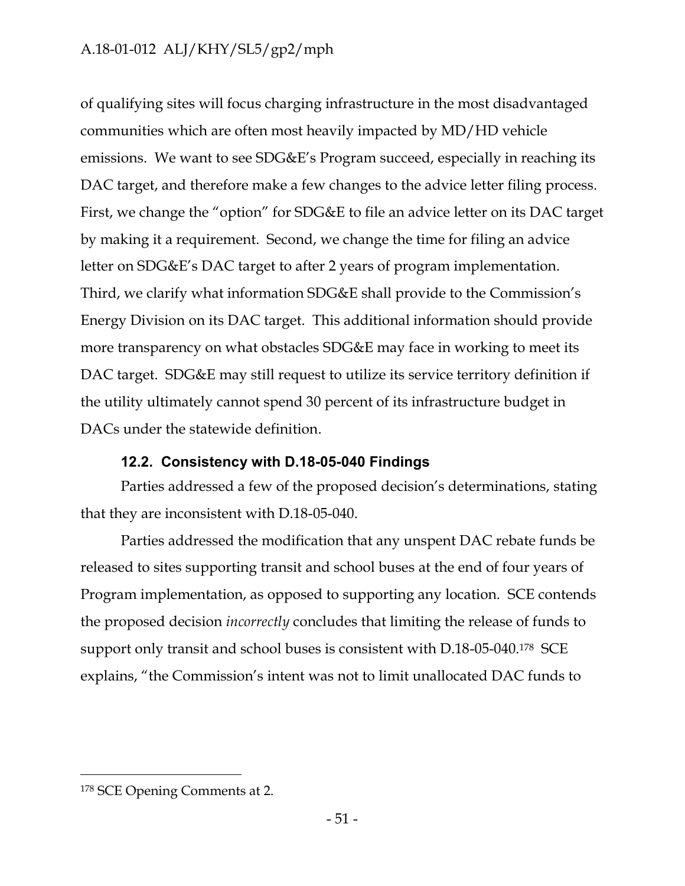of qualifying sites will focus charging infrastructure in the most disadvantaged communities which are often most heavily impacted by MD/HD vehicle emissions. We want to see SDG&E's Program succeed, especially in reaching its DAC target, and therefore make a few changes to the advice letter filing process. First, we change the "option" for SDG&E to file an advice letter on its DAC target by making it a requirement. Second, we change the time for filing an advice letter on SDG&E's DAC target to after 2 years of program implementation. Third, we clarify what information SDG&E shall provide to the Commission's Energy Division on its DAC target. This additional information should provide more transparency on what obstacles SDG&E may face in working to meet its DAC target. SDG&E may still request to utilize its service territory definition if the utility ultimately cannot spend 30 percent of its infrastructure budget in DACs under the statewide definition.

### 12.2. Consistency with D.18-05-040 Findings

Parties addressed a few of the proposed decision's determinations, stating that they are inconsistent with D.18-05-040.

Parties addressed the modification that any unspent DAC rebate funds be released to sites supporting transit and school buses at the end of four years of Program implementation, as opposed to supporting any location. SCE contends the proposed decision *incorrectly* concludes that limiting the release of funds to support only transit and school buses is consistent with D.18-05-040.[178] SCE explains, "the Commission's intent was not to limit unallocated DAC funds to

---

[178] SCE Opening Comments at 2.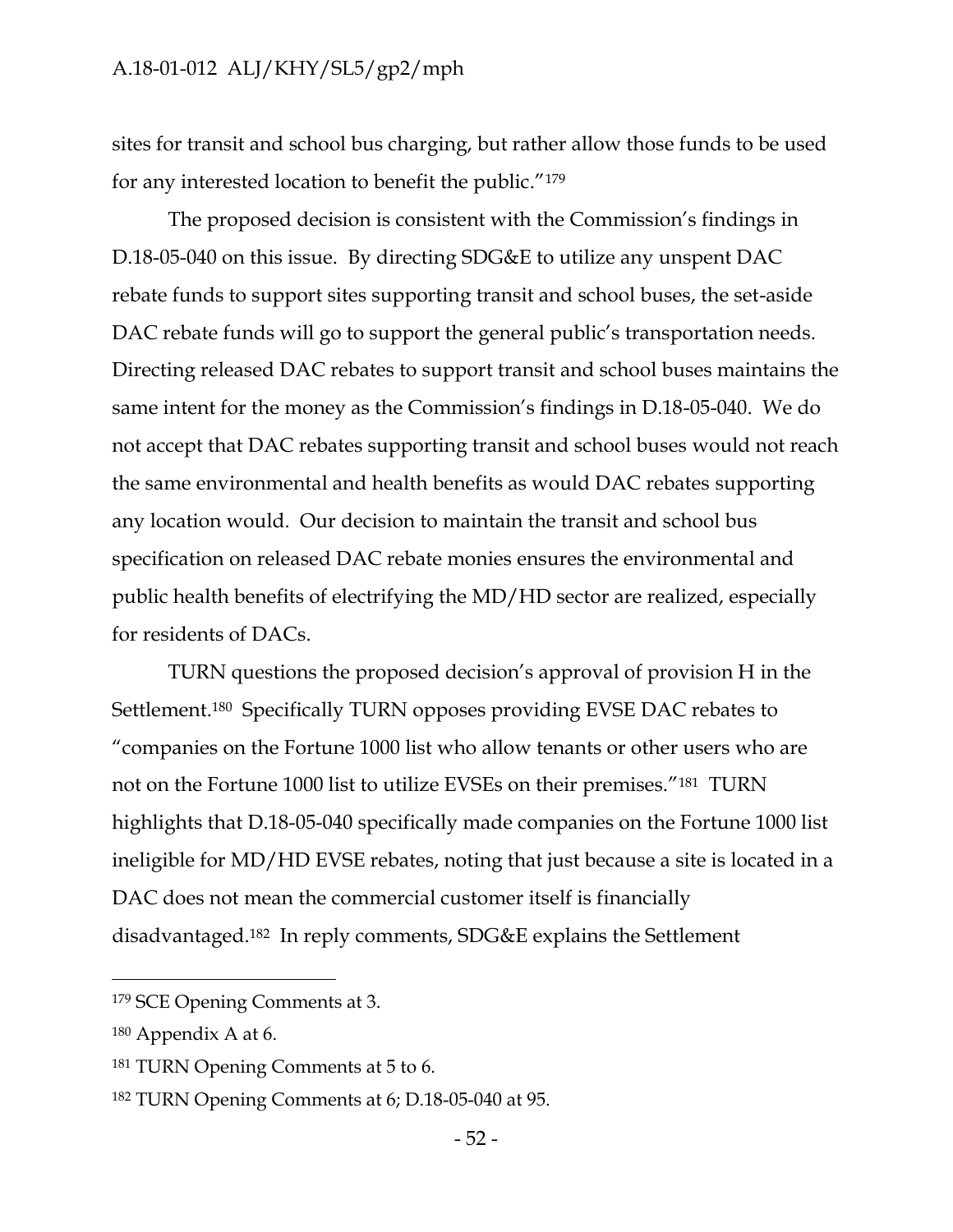sites for transit and school bus charging, but rather allow those funds to be used for any interested location to benefit the public."[179]

The proposed decision is consistent with the Commission's findings in D.18-05-040 on this issue. By directing SDG&E to utilize any unspent DAC rebate funds to support sites supporting transit and school buses, the set-aside DAC rebate funds will go to support the general public's transportation needs. Directing released DAC rebates to support transit and school buses maintains the same intent for the money as the Commission's findings in D.18-05-040. We do not accept that DAC rebates supporting transit and school buses would not reach the same environmental and health benefits as would DAC rebates supporting any location would. Our decision to maintain the transit and school bus specification on released DAC rebate monies ensures the environmental and public health benefits of electrifying the MD/HD sector are realized, especially for residents of DACs.

TURN questions the proposed decision's approval of provision H in the Settlement.[180] Specifically TURN opposes providing EVSE DAC rebates to "companies on the Fortune 1000 list who allow tenants or other users who are not on the Fortune 1000 list to utilize EVSEs on their premises."[181] TURN highlights that D.18-05-040 specifically made companies on the Fortune 1000 list ineligible for MD/HD EVSE rebates, noting that just because a site is located in a DAC does not mean the commercial customer itself is financially disadvantaged.[182] In reply comments, SDG&E explains the Settlement

---

[179] SCE Opening Comments at 3.

[180] Appendix A at 6.

[181] TURN Opening Comments at 5 to 6.

[182] TURN Opening Comments at 6; D.18-05-040 at 95.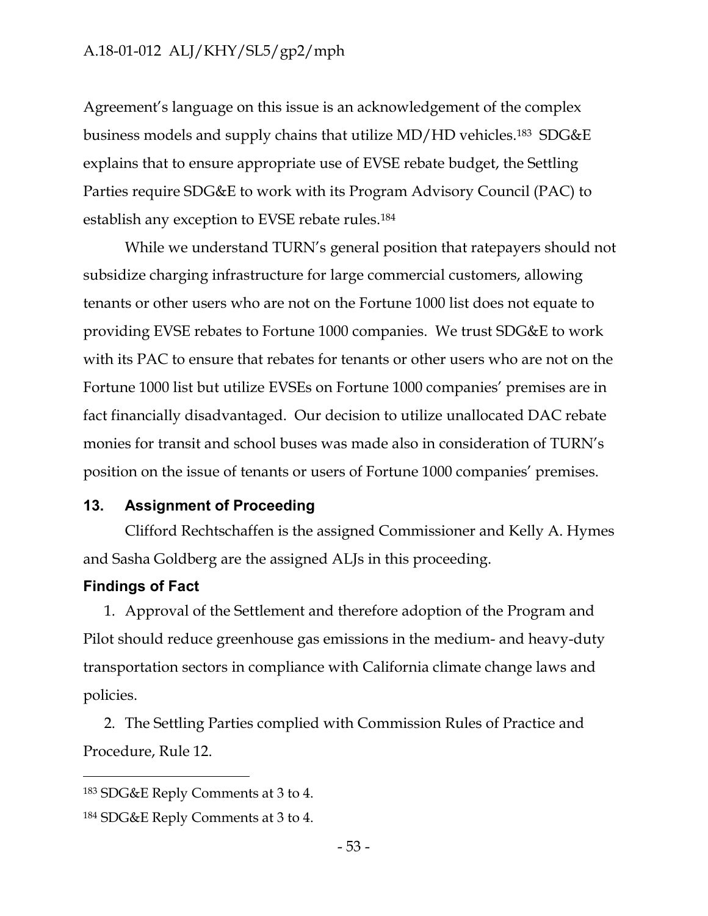Agreement's language on this issue is an acknowledgement of the complex business models and supply chains that utilize MD/HD vehicles.[183] SDG&E explains that to ensure appropriate use of EVSE rebate budget, the Settling Parties require SDG&E to work with its Program Advisory Council (PAC) to establish any exception to EVSE rebate rules.[184]

While we understand TURN's general position that ratepayers should not subsidize charging infrastructure for large commercial customers, allowing tenants or other users who are not on the Fortune 1000 list does not equate to providing EVSE rebates to Fortune 1000 companies. We trust SDG&E to work with its PAC to ensure that rebates for tenants or other users who are not on the Fortune 1000 list but utilize EVSEs on Fortune 1000 companies' premises are in fact financially disadvantaged. Our decision to utilize unallocated DAC rebate monies for transit and school buses was made also in consideration of TURN's position on the issue of tenants or users of Fortune 1000 companies' premises.

## 13. Assignment of Proceeding

Clifford Rechtschaffen is the assigned Commissioner and Kelly A. Hymes and Sasha Goldberg are the assigned ALJs in this proceeding.

## Findings of Fact

1. Approval of the Settlement and therefore adoption of the Program and Pilot should reduce greenhouse gas emissions in the medium- and heavy-duty transportation sectors in compliance with California climate change laws and policies.

2. The Settling Parties complied with Commission Rules of Practice and Procedure, Rule 12.

---

[183] SDG&E Reply Comments at 3 to 4.

[184] SDG&E Reply Comments at 3 to 4.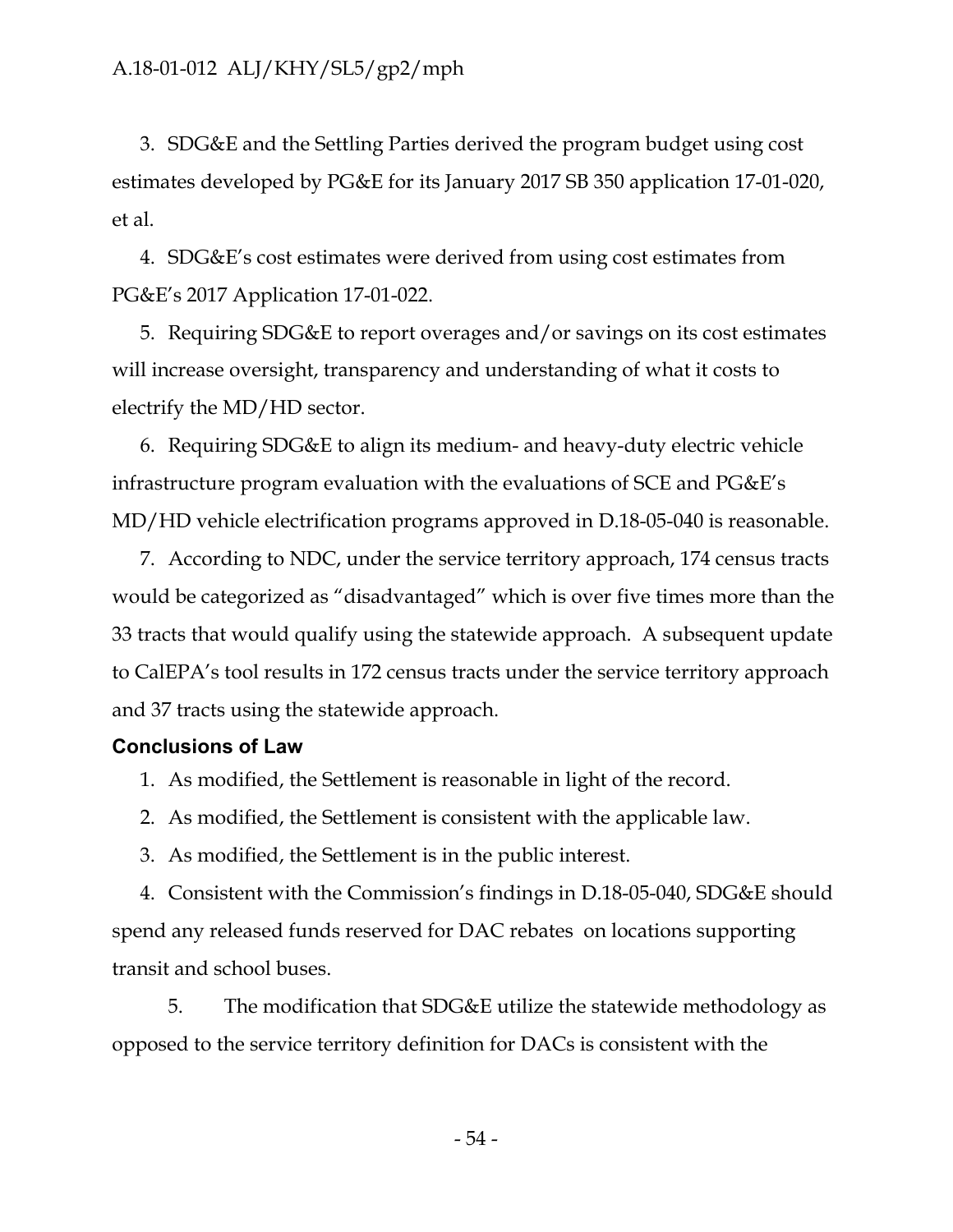3. SDG&E and the Settling Parties derived the program budget using cost estimates developed by PG&E for its January 2017 SB 350 application 17-01-020, et al.

4. SDG&E's cost estimates were derived from using cost estimates from PG&E's 2017 Application 17-01-022.

5. Requiring SDG&E to report overages and/or savings on its cost estimates will increase oversight, transparency and understanding of what it costs to electrify the MD/HD sector.

6. Requiring SDG&E to align its medium- and heavy-duty electric vehicle infrastructure program evaluation with the evaluations of SCE and PG&E's MD/HD vehicle electrification programs approved in D.18-05-040 is reasonable.

7. According to NDC, under the service territory approach, 174 census tracts would be categorized as "disadvantaged" which is over five times more than the 33 tracts that would qualify using the statewide approach. A subsequent update to CalEPA's tool results in 172 census tracts under the service territory approach and 37 tracts using the statewide approach.

### Conclusions of Law

1. As modified, the Settlement is reasonable in light of the record.

2. As modified, the Settlement is consistent with the applicable law.

3. As modified, the Settlement is in the public interest.

4. Consistent with the Commission's findings in D.18-05-040, SDG&E should spend any released funds reserved for DAC rebates on locations supporting transit and school buses.

5. The modification that SDG&E utilize the statewide methodology as opposed to the service territory definition for DACs is consistent with the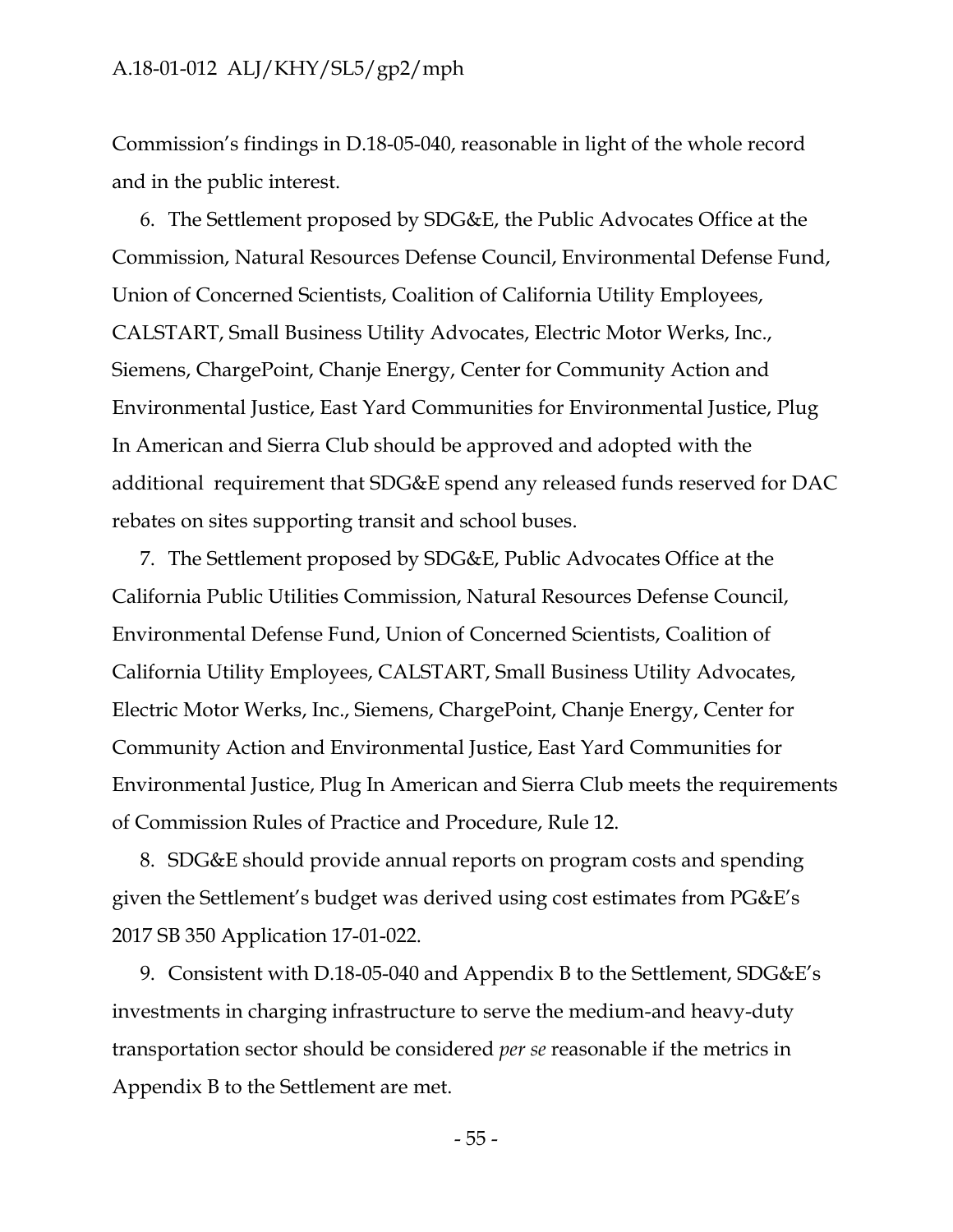Commission's findings in D.18-05-040, reasonable in light of the whole record and in the public interest.

6. The Settlement proposed by SDG&E, the Public Advocates Office at the Commission, Natural Resources Defense Council, Environmental Defense Fund, Union of Concerned Scientists, Coalition of California Utility Employees, CALSTART, Small Business Utility Advocates, Electric Motor Werks, Inc., Siemens, ChargePoint, Chanje Energy, Center for Community Action and Environmental Justice, East Yard Communities for Environmental Justice, Plug In American and Sierra Club should be approved and adopted with the additional requirement that SDG&E spend any released funds reserved for DAC rebates on sites supporting transit and school buses.

7. The Settlement proposed by SDG&E, Public Advocates Office at the California Public Utilities Commission, Natural Resources Defense Council, Environmental Defense Fund, Union of Concerned Scientists, Coalition of California Utility Employees, CALSTART, Small Business Utility Advocates, Electric Motor Werks, Inc., Siemens, ChargePoint, Chanje Energy, Center for Community Action and Environmental Justice, East Yard Communities for Environmental Justice, Plug In American and Sierra Club meets the requirements of Commission Rules of Practice and Procedure, Rule 12.

8. SDG&E should provide annual reports on program costs and spending given the Settlement's budget was derived using cost estimates from PG&E's 2017 SB 350 Application 17-01-022.

9. Consistent with D.18-05-040 and Appendix B to the Settlement, SDG&E's investments in charging infrastructure to serve the medium-and heavy-duty transportation sector should be considered *per se* reasonable if the metrics in Appendix B to the Settlement are met.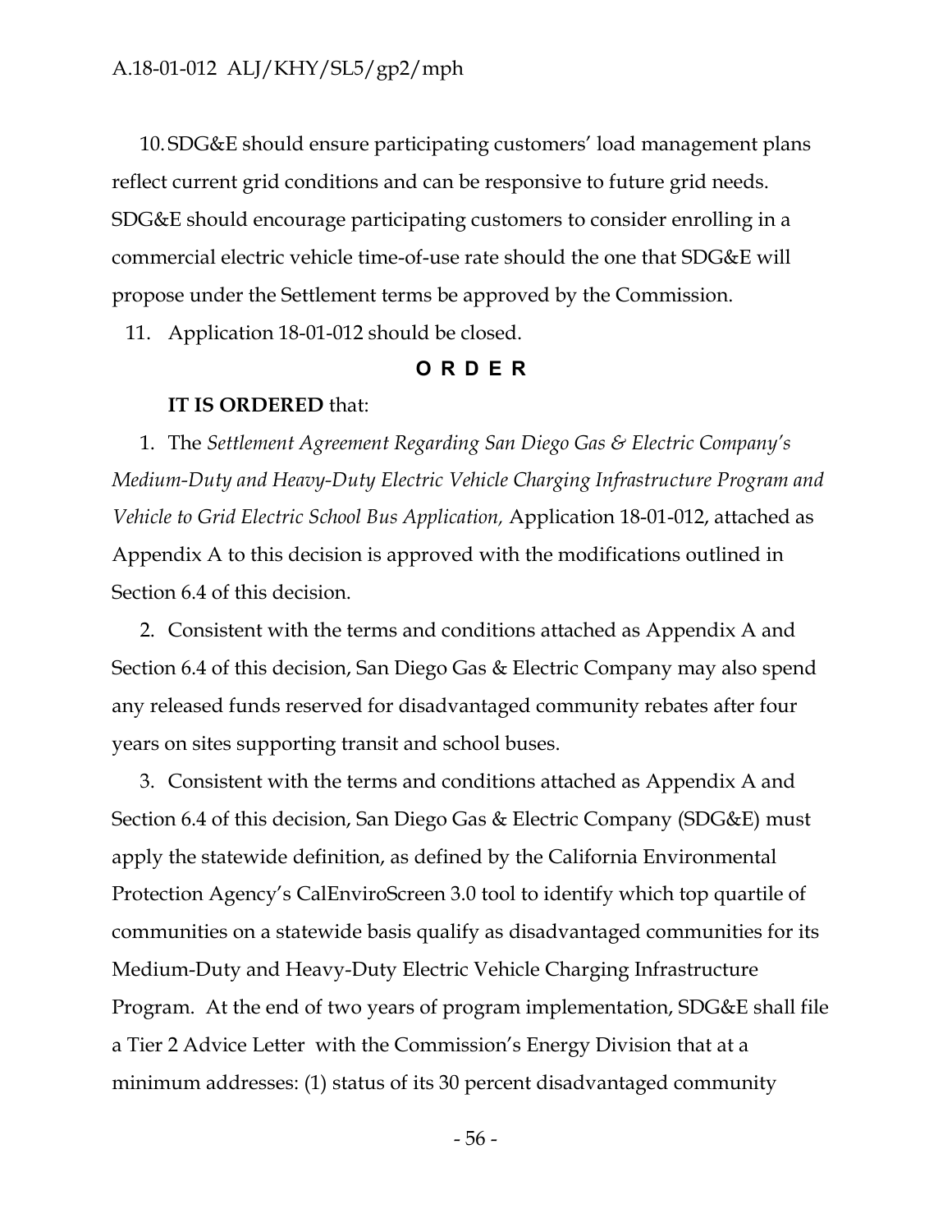10. SDG&E should ensure participating customers' load management plans reflect current grid conditions and can be responsive to future grid needs. SDG&E should encourage participating customers to consider enrolling in a commercial electric vehicle time-of-use rate should the one that SDG&E will propose under the Settlement terms be approved by the Commission.

11. Application 18-01-012 should be closed.

## ORDER

**IT IS ORDERED** that:

1. The *Settlement Agreement Regarding San Diego Gas & Electric Company's Medium-Duty and Heavy-Duty Electric Vehicle Charging Infrastructure Program and Vehicle to Grid Electric School Bus Application,* Application 18-01-012, attached as Appendix A to this decision is approved with the modifications outlined in Section 6.4 of this decision.

2. Consistent with the terms and conditions attached as Appendix A and Section 6.4 of this decision, San Diego Gas & Electric Company may also spend any released funds reserved for disadvantaged community rebates after four years on sites supporting transit and school buses.

3. Consistent with the terms and conditions attached as Appendix A and Section 6.4 of this decision, San Diego Gas & Electric Company (SDG&E) must apply the statewide definition, as defined by the California Environmental Protection Agency's CalEnviroScreen 3.0 tool to identify which top quartile of communities on a statewide basis qualify as disadvantaged communities for its Medium-Duty and Heavy-Duty Electric Vehicle Charging Infrastructure Program. At the end of two years of program implementation, SDG&E shall file a Tier 2 Advice Letter with the Commission's Energy Division that at a minimum addresses: (1) status of its 30 percent disadvantaged community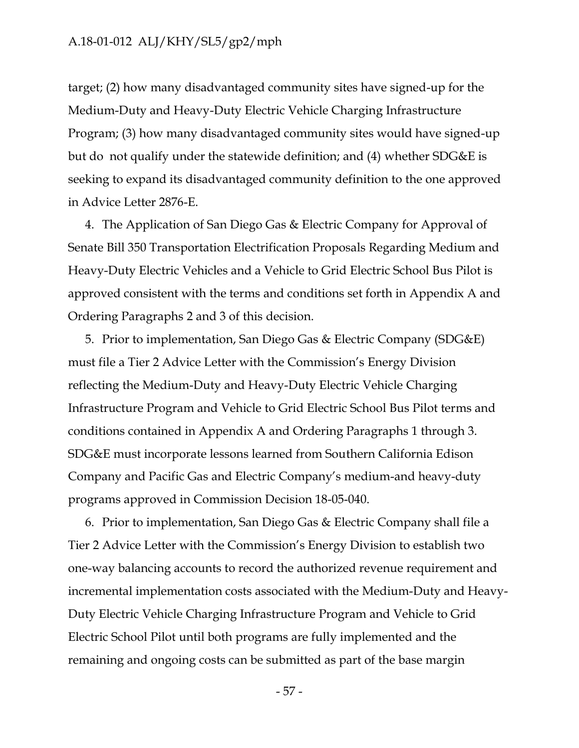target; (2) how many disadvantaged community sites have signed-up for the Medium-Duty and Heavy-Duty Electric Vehicle Charging Infrastructure Program; (3) how many disadvantaged community sites would have signed-up but do not qualify under the statewide definition; and (4) whether SDG&E is seeking to expand its disadvantaged community definition to the one approved in Advice Letter 2876-E.

4. The Application of San Diego Gas & Electric Company for Approval of Senate Bill 350 Transportation Electrification Proposals Regarding Medium and Heavy-Duty Electric Vehicles and a Vehicle to Grid Electric School Bus Pilot is approved consistent with the terms and conditions set forth in Appendix A and Ordering Paragraphs 2 and 3 of this decision.

5. Prior to implementation, San Diego Gas & Electric Company (SDG&E) must file a Tier 2 Advice Letter with the Commission's Energy Division reflecting the Medium-Duty and Heavy-Duty Electric Vehicle Charging Infrastructure Program and Vehicle to Grid Electric School Bus Pilot terms and conditions contained in Appendix A and Ordering Paragraphs 1 through 3. SDG&E must incorporate lessons learned from Southern California Edison Company and Pacific Gas and Electric Company's medium-and heavy-duty programs approved in Commission Decision 18-05-040.

6. Prior to implementation, San Diego Gas & Electric Company shall file a Tier 2 Advice Letter with the Commission's Energy Division to establish two one-way balancing accounts to record the authorized revenue requirement and incremental implementation costs associated with the Medium-Duty and Heavy-Duty Electric Vehicle Charging Infrastructure Program and Vehicle to Grid Electric School Pilot until both programs are fully implemented and the remaining and ongoing costs can be submitted as part of the base margin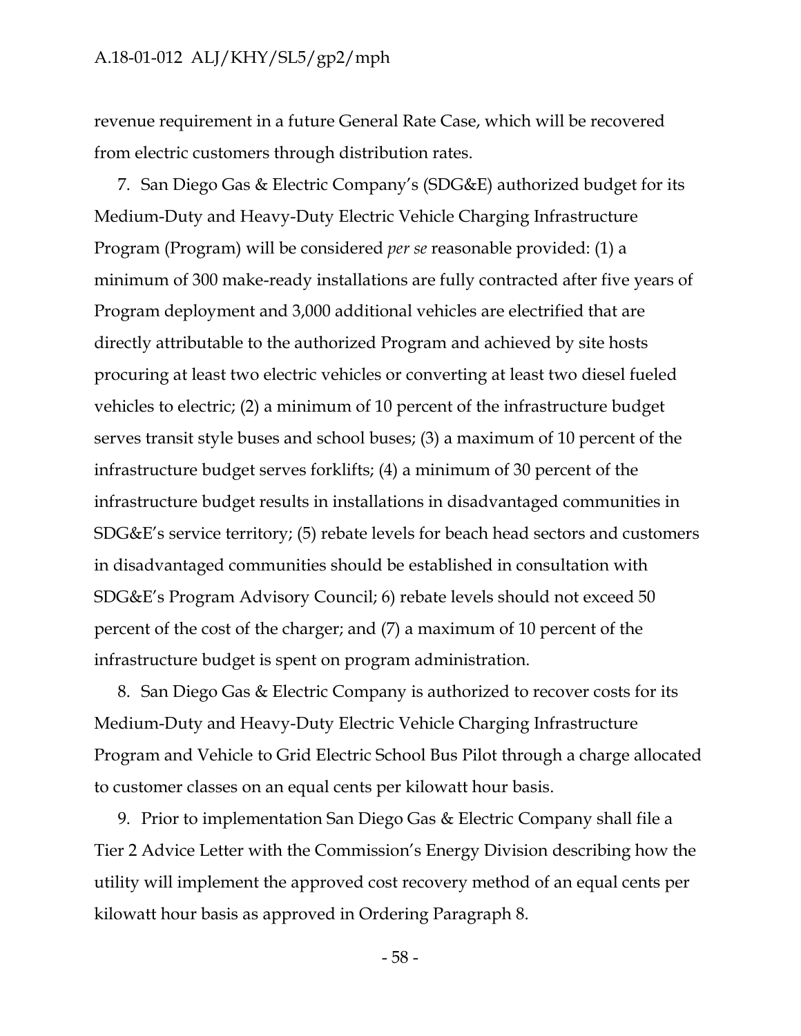revenue requirement in a future General Rate Case, which will be recovered from electric customers through distribution rates.

7. San Diego Gas & Electric Company's (SDG&E) authorized budget for its Medium-Duty and Heavy-Duty Electric Vehicle Charging Infrastructure Program (Program) will be considered *per se* reasonable provided: (1) a minimum of 300 make-ready installations are fully contracted after five years of Program deployment and 3,000 additional vehicles are electrified that are directly attributable to the authorized Program and achieved by site hosts procuring at least two electric vehicles or converting at least two diesel fueled vehicles to electric; (2) a minimum of 10 percent of the infrastructure budget serves transit style buses and school buses; (3) a maximum of 10 percent of the infrastructure budget serves forklifts; (4) a minimum of 30 percent of the infrastructure budget results in installations in disadvantaged communities in SDG&E's service territory; (5) rebate levels for beach head sectors and customers in disadvantaged communities should be established in consultation with SDG&E's Program Advisory Council; 6) rebate levels should not exceed 50 percent of the cost of the charger; and (7) a maximum of 10 percent of the infrastructure budget is spent on program administration.

8. San Diego Gas & Electric Company is authorized to recover costs for its Medium-Duty and Heavy-Duty Electric Vehicle Charging Infrastructure Program and Vehicle to Grid Electric School Bus Pilot through a charge allocated to customer classes on an equal cents per kilowatt hour basis.

9. Prior to implementation San Diego Gas & Electric Company shall file a Tier 2 Advice Letter with the Commission's Energy Division describing how the utility will implement the approved cost recovery method of an equal cents per kilowatt hour basis as approved in Ordering Paragraph 8.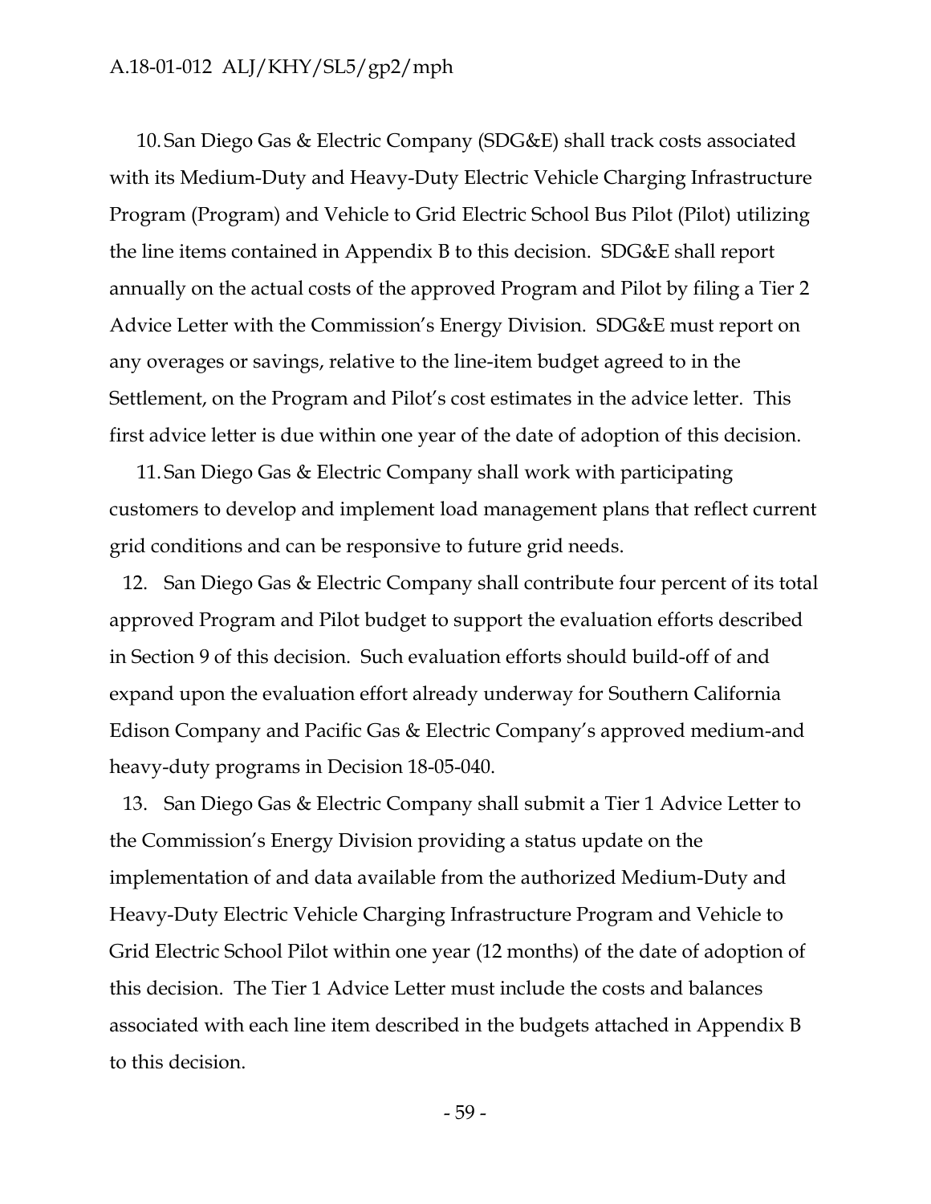10. San Diego Gas & Electric Company (SDG&E) shall track costs associated with its Medium-Duty and Heavy-Duty Electric Vehicle Charging Infrastructure Program (Program) and Vehicle to Grid Electric School Bus Pilot (Pilot) utilizing the line items contained in Appendix B to this decision. SDG&E shall report annually on the actual costs of the approved Program and Pilot by filing a Tier 2 Advice Letter with the Commission's Energy Division. SDG&E must report on any overages or savings, relative to the line-item budget agreed to in the Settlement, on the Program and Pilot's cost estimates in the advice letter. This first advice letter is due within one year of the date of adoption of this decision.

11. San Diego Gas & Electric Company shall work with participating customers to develop and implement load management plans that reflect current grid conditions and can be responsive to future grid needs.

12. San Diego Gas & Electric Company shall contribute four percent of its total approved Program and Pilot budget to support the evaluation efforts described in Section 9 of this decision. Such evaluation efforts should build-off of and expand upon the evaluation effort already underway for Southern California Edison Company and Pacific Gas & Electric Company's approved medium-and heavy-duty programs in Decision 18-05-040.

13. San Diego Gas & Electric Company shall submit a Tier 1 Advice Letter to the Commission's Energy Division providing a status update on the implementation of and data available from the authorized Medium-Duty and Heavy-Duty Electric Vehicle Charging Infrastructure Program and Vehicle to Grid Electric School Pilot within one year (12 months) of the date of adoption of this decision. The Tier 1 Advice Letter must include the costs and balances associated with each line item described in the budgets attached in Appendix B to this decision.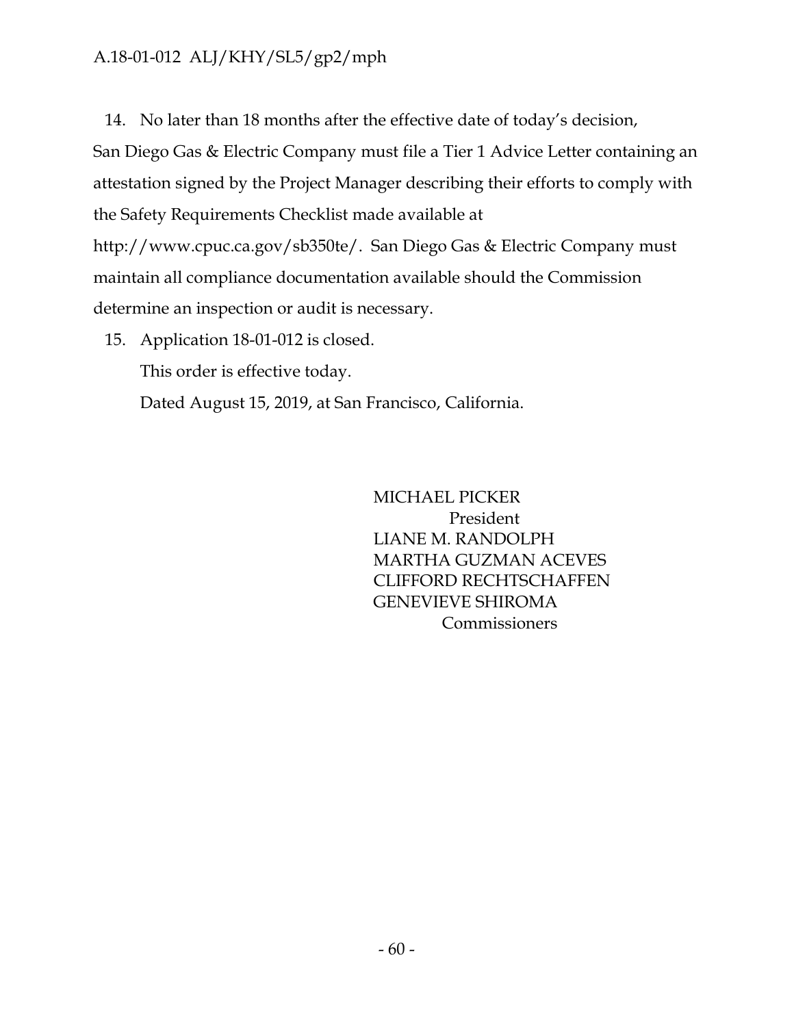14. No later than 18 months after the effective date of today's decision, San Diego Gas & Electric Company must file a Tier 1 Advice Letter containing an attestation signed by the Project Manager describing their efforts to comply with the Safety Requirements Checklist made available at http://www.cpuc.ca.gov/sb350te/. San Diego Gas & Electric Company must maintain all compliance documentation available should the Commission determine an inspection or audit is necessary.

15. Application 18-01-012 is closed.

This order is effective today.

Dated August 15, 2019, at San Francisco, California.

MICHAEL PICKER
President
LIANE M. RANDOLPH
MARTHA GUZMAN ACEVES
CLIFFORD RECHTSCHAFFEN
GENEVIEVE SHIROMA
Commissioners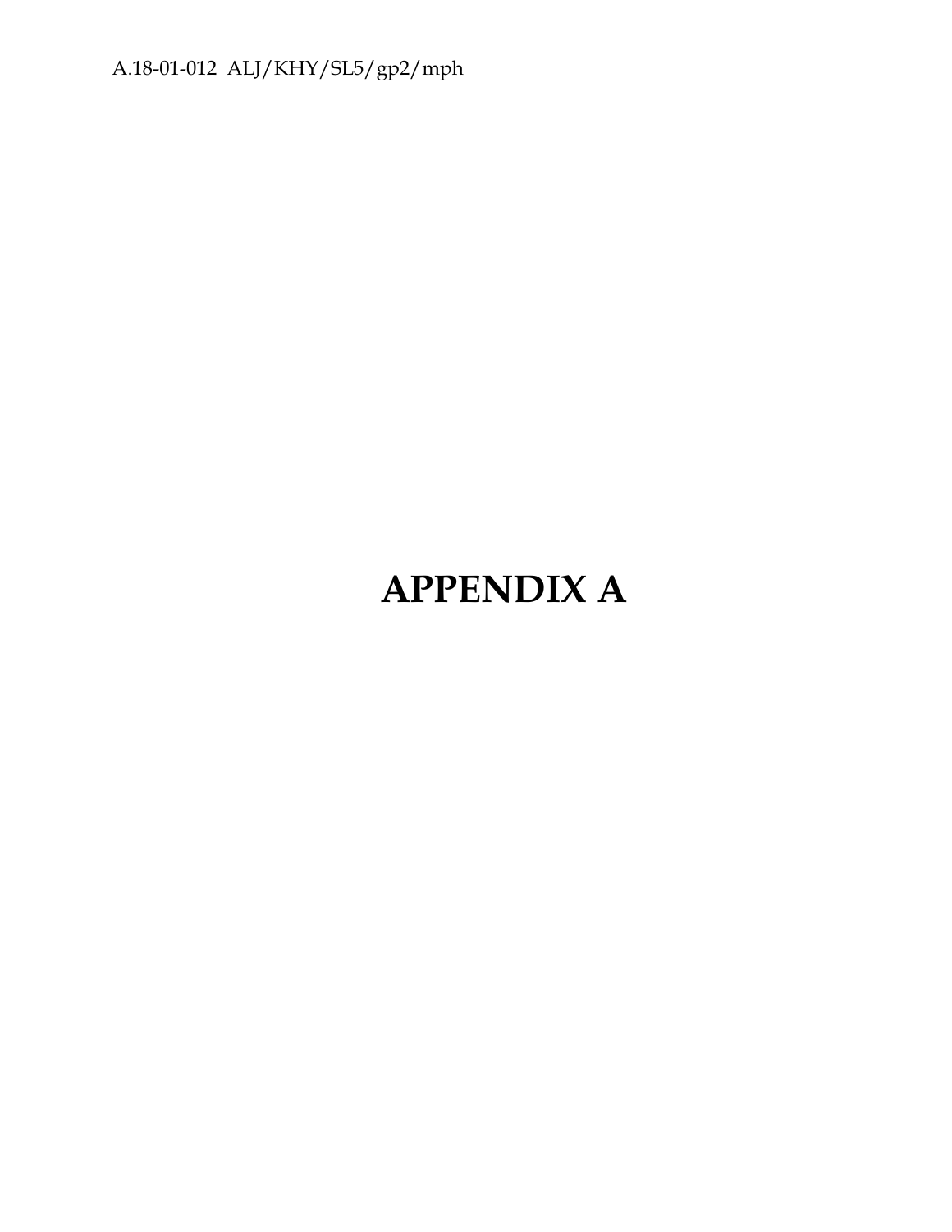# APPENDIX A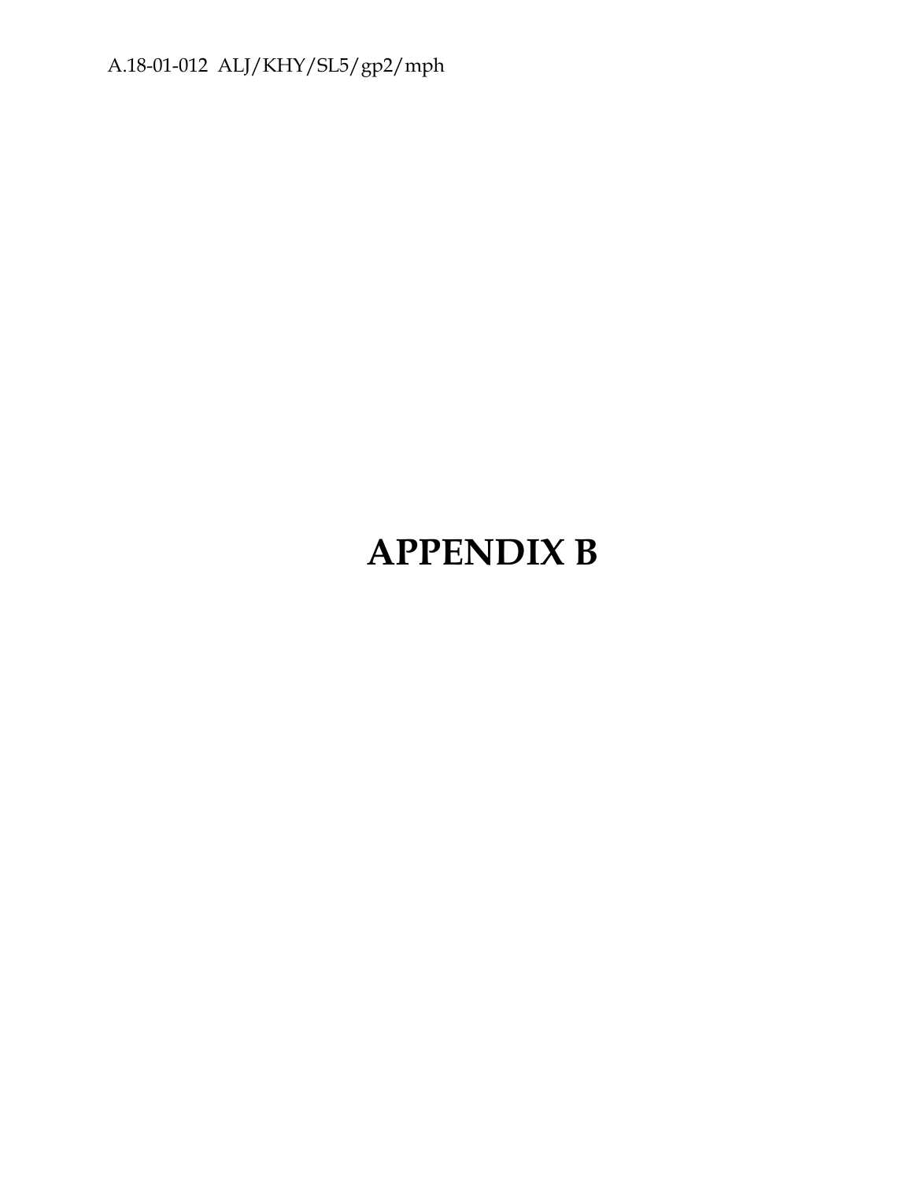# APPENDIX B